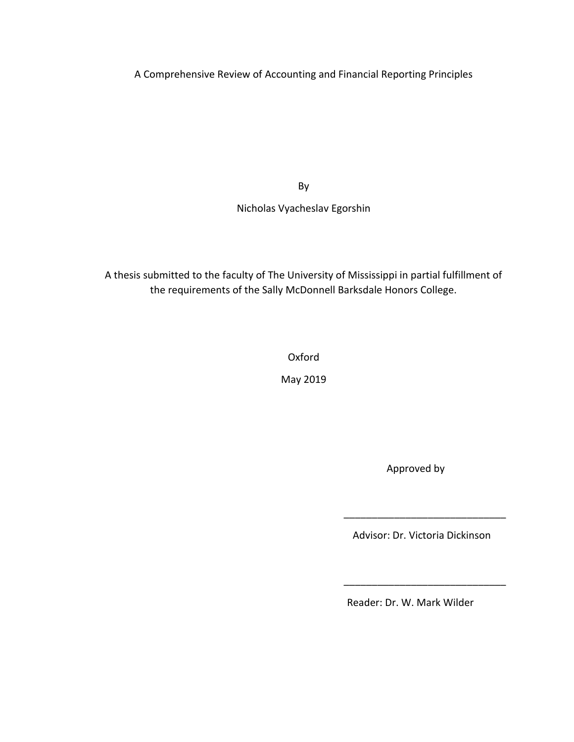# A Comprehensive Review of Accounting and Financial Reporting Principles

By

Nicholas Vyacheslav Egorshin

A thesis submitted to the faculty of The University of Mississippi in partial fulfillment of the requirements of the Sally McDonnell Barksdale Honors College.

Oxford

May 2019

Approved by

_____________________________

Advisor: Dr. Victoria Dickinson

_____________________________

Reader: Dr. W. Mark Wilder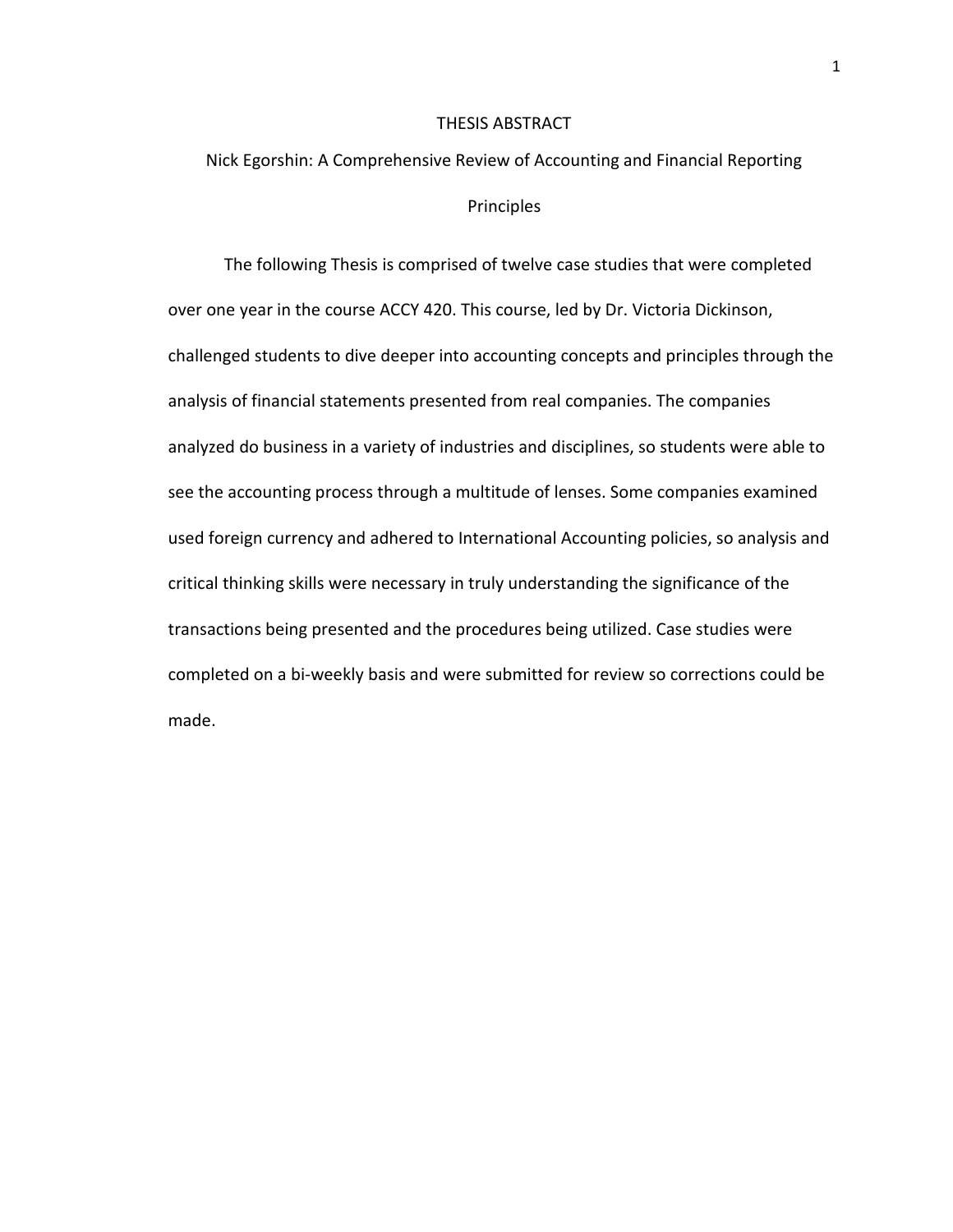# THESIS ABSTRACT

## Nick Egorshin: A Comprehensive Review of Accounting and Financial Reporting Principles

The following Thesis is comprised of twelve case studies that were completed over one year in the course ACCY 420. This course, led by Dr. Victoria Dickinson, challenged students to dive deeper into accounting concepts and principles through the analysis of financial statements presented from real companies. The companies analyzed do business in a variety of industries and disciplines, so students were able to see the accounting process through a multitude of lenses. Some companies examined used foreign currency and adhered to International Accounting policies, so analysis and critical thinking skills were necessary in truly understanding the significance of the transactions being presented and the procedures being utilized. Case studies were completed on a bi-weekly basis and were submitted for review so corrections could be made.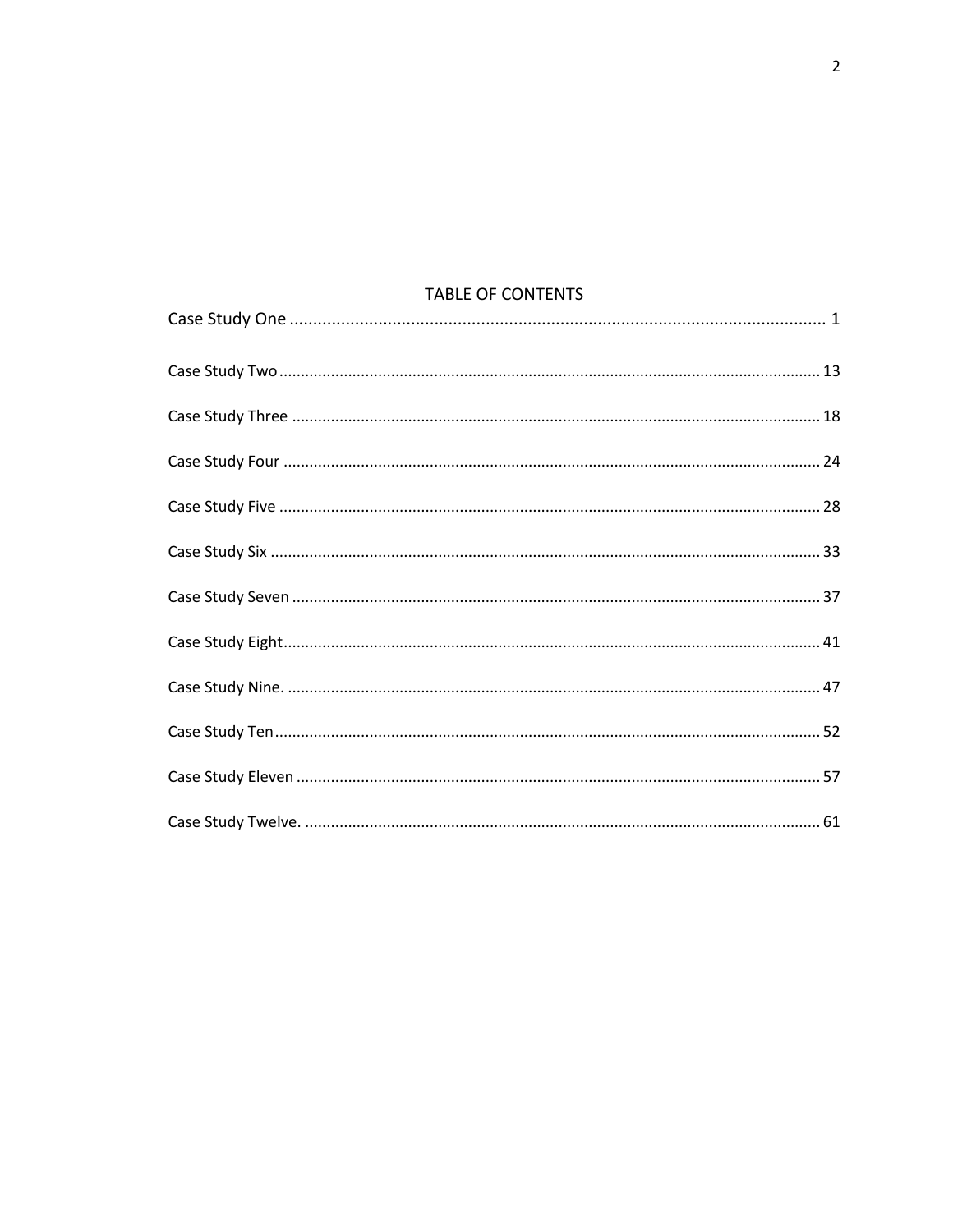# TABLE OF CONTENTS

Case Study One .................................................................................................................... 1

Case Study Two ................................................................................................................... 13

Case Study Three ................................................................................................................. 18

Case Study Four .................................................................................................................. 24

Case Study Five ................................................................................................................... 28

Case Study Six ..................................................................................................................... 33

Case Study Seven ................................................................................................................ 37

Case Study Eight .................................................................................................................. 41

Case Study Nine. .................................................................................................................. 47

Case Study Ten .................................................................................................................... 52

Case Study Eleven ............................................................................................................... 57

Case Study Twelve. .............................................................................................................. 61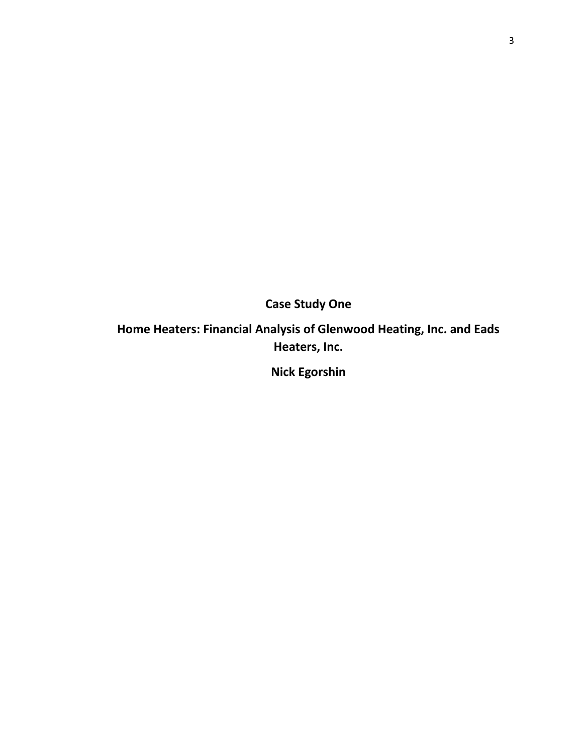**Case Study One**

**Home Heaters: Financial Analysis of Glenwood Heating, Inc. and Eads Heaters, Inc.**

**Nick Egorshin**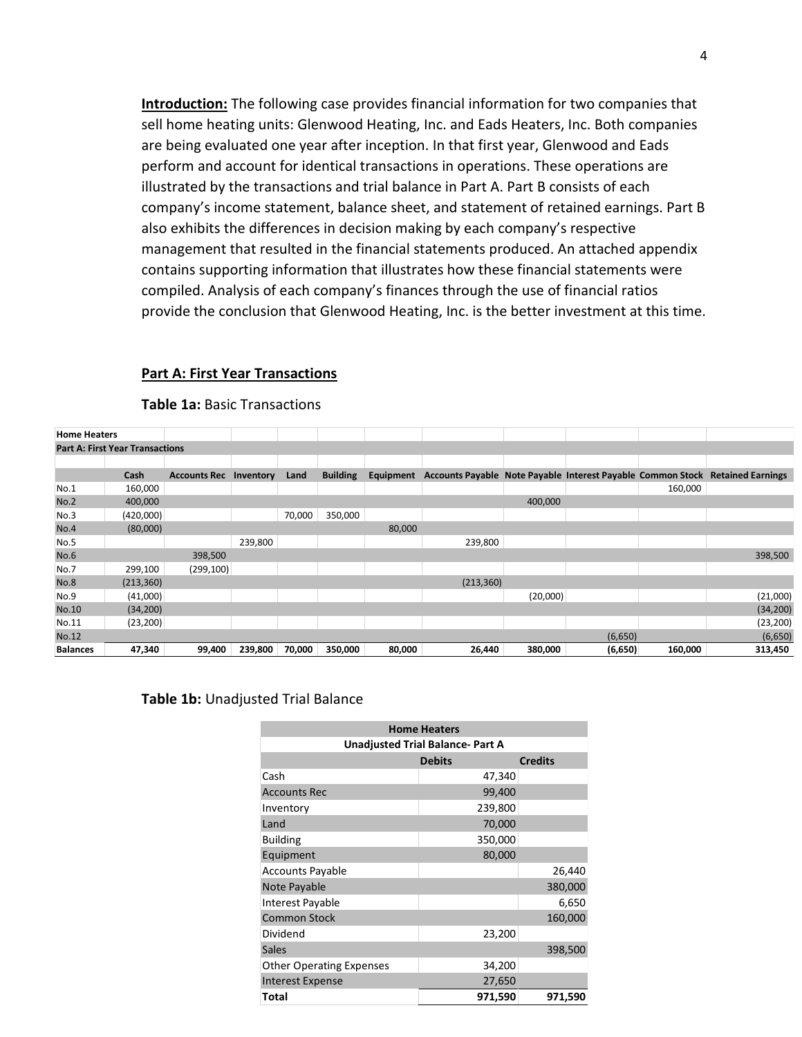**Introduction:** The following case provides financial information for two companies that sell home heating units: Glenwood Heating, Inc. and Eads Heaters, Inc. Both companies are being evaluated one year after inception. In that first year, Glenwood and Eads perform and account for identical transactions in operations. These operations are illustrated by the transactions and trial balance in Part A. Part B consists of each company's income statement, balance sheet, and statement of retained earnings. Part B also exhibits the differences in decision making by each company's respective management that resulted in the financial statements produced. An attached appendix contains supporting information that illustrates how these financial statements were compiled. Analysis of each company's finances through the use of financial ratios provide the conclusion that Glenwood Heating, Inc. is the better investment at this time.

## Part A: First Year Transactions

**Table 1a:** Basic Transactions

| Home Heaters | | | | | | | | | | | |
|---|---|---|---|---|---|---|---|---|---|---|---|
| **Part A: First Year Transactions** | | | | | | | | | | | |
| | **Cash** | **Accounts Rec** | **Inventory** | **Land** | **Building** | **Equipment** | **Accounts Payable** | **Note Payable** | **Interest Payable** | **Common Stock** | **Retained Earnings** |
| No.1 | 160,000 | | | | | | | | | 160,000 | |
| No.2 | 400,000 | | | | | | | 400,000 | | | |
| No.3 | (420,000) | | | 70,000 | 350,000 | | | | | | |
| No.4 | (80,000) | | | | | 80,000 | | | | | |
| No.5 | | | 239,800 | | | | 239,800 | | | | |
| No.6 | | 398,500 | | | | | | | | | 398,500 |
| No.7 | 299,100 | (299,100) | | | | | | | | | |
| No.8 | (213,360) | | | | | | (213,360) | | | | |
| No.9 | (41,000) | | | | | | | (20,000) | | | (21,000) |
| No.10 | (34,200) | | | | | | | | | | (34,200) |
| No.11 | (23,200) | | | | | | | | | | (23,200) |
| No.12 | | | | | | | | | (6,650) | | (6,650) |
| **Balances** | **47,340** | **99,400** | **239,800** | **70,000** | **350,000** | **80,000** | **26,440** | **380,000** | **(6,650)** | **160,000** | **313,450** |

**Table 1b:** Unadjusted Trial Balance

| Home Heaters | | |
|---|---|---|
| **Unadjusted Trial Balance- Part A** | | |
| | **Debits** | **Credits** |
| Cash | 47,340 | |
| Accounts Rec | 99,400 | |
| Inventory | 239,800 | |
| Land | 70,000 | |
| Building | 350,000 | |
| Equipment | 80,000 | |
| Accounts Payable | | 26,440 |
| Note Payable | | 380,000 |
| Interest Payable | | 6,650 |
| Common Stock | | 160,000 |
| Dividend | 23,200 | |
| Sales | | 398,500 |
| Other Operating Expenses | 34,200 | |
| Interest Expense | 27,650 | |
| **Total** | **971,590** | **971,590** |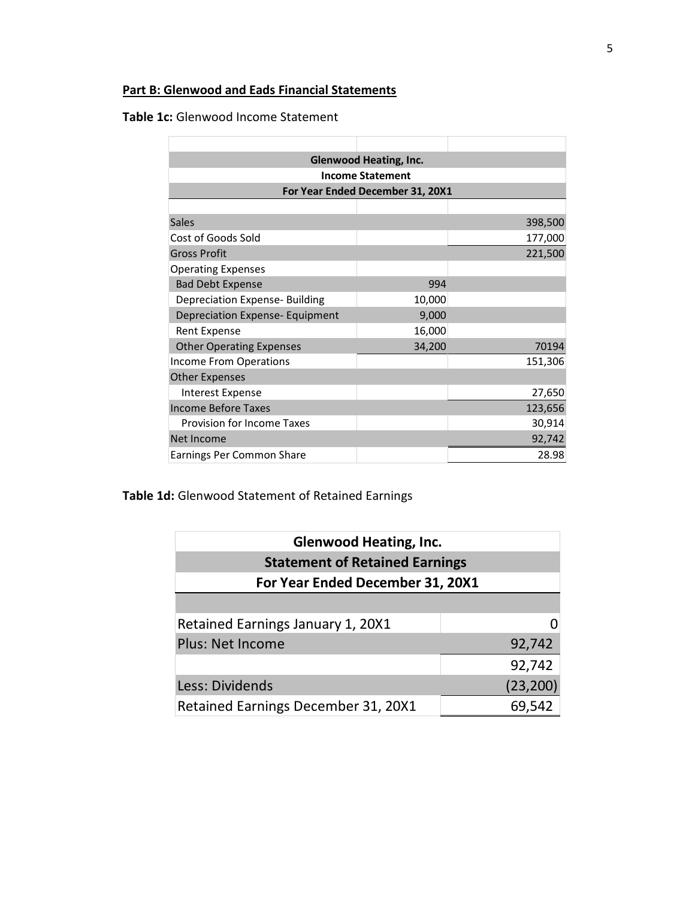**Part B: Glenwood and Eads Financial Statements**

**Table 1c:** Glenwood Income Statement

| Glenwood Heating, Inc. | | |
|---|---|---|
| **Income Statement** | | |
| **For Year Ended December 31, 20X1** | | |
| | | |
| Sales | | 398,500 |
| Cost of Goods Sold | | 177,000 |
| Gross Profit | | 221,500 |
| Operating Expenses | | |
| Bad Debt Expense | 994 | |
| Depreciation Expense- Building | 10,000 | |
| Depreciation Expense- Equipment | 9,000 | |
| Rent Expense | 16,000 | |
| Other Operating Expenses | 34,200 | 70194 |
| Income From Operations | | 151,306 |
| Other Expenses | | |
| Interest Expense | | 27,650 |
| Income Before Taxes | | 123,656 |
| Provision for Income Taxes | | 30,914 |
| Net Income | | 92,742 |
| Earnings Per Common Share | | 28.98 |

**Table 1d:** Glenwood Statement of Retained Earnings

| Glenwood Heating, Inc. | |
|---|---|
| **Statement of Retained Earnings** | |
| **For Year Ended December 31, 20X1** | |
| | |
| Retained Earnings January 1, 20X1 | 0 |
| Plus: Net Income | 92,742 |
| | 92,742 |
| Less: Dividends | (23,200) |
| Retained Earnings December 31, 20X1 | 69,542 |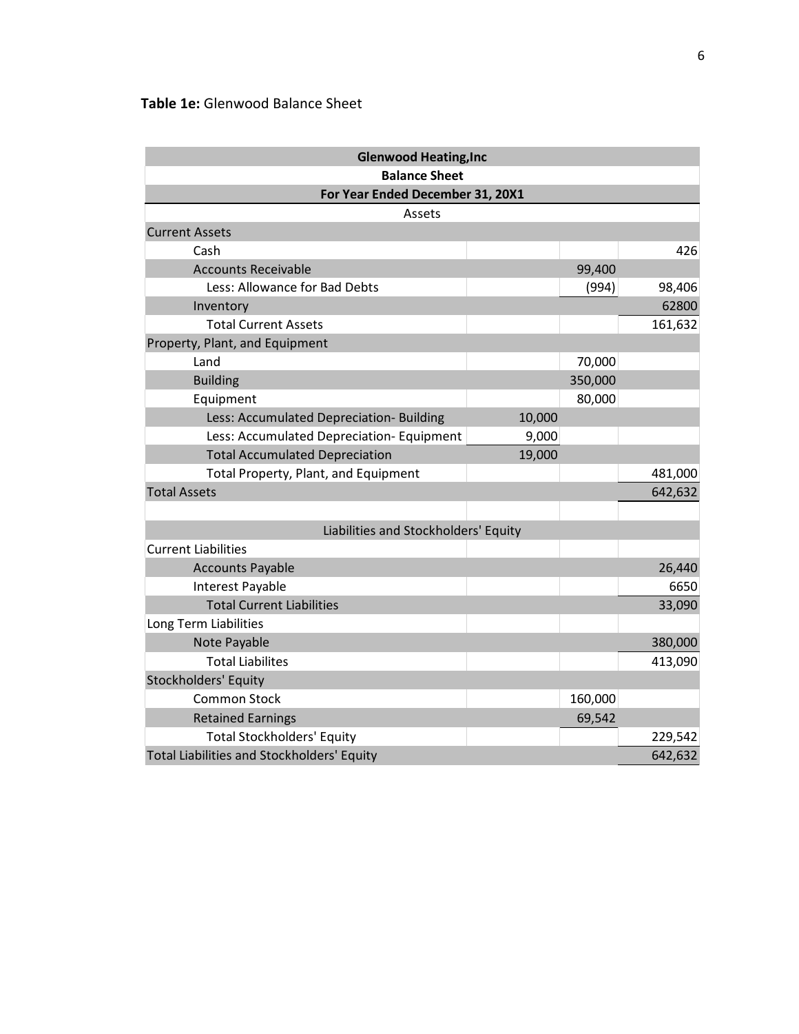**Table 1e:** Glenwood Balance Sheet

| Glenwood Heating,Inc | | | |
|---|---|---|---|
| **Balance Sheet** | | | |
| **For Year Ended December 31, 20X1** | | | |
| Assets | | | |
| Current Assets | | | |
| Cash | | | 426 |
| Accounts Receivable | | 99,400 | |
| Less: Allowance for Bad Debts | | (994) | 98,406 |
| Inventory | | | 62800 |
| Total Current Assets | | | 161,632 |
| Property, Plant, and Equipment | | | |
| Land | | 70,000 | |
| Building | | 350,000 | |
| Equipment | | 80,000 | |
| Less: Accumulated Depreciation- Building | 10,000 | | |
| Less: Accumulated Depreciation- Equipment | 9,000 | | |
| Total Accumulated Depreciation | 19,000 | | |
| Total Property, Plant, and Equipment | | | 481,000 |
| Total Assets | | | 642,632 |
| | | | |
| Liabilities and Stockholders' Equity | | | |
| Current Liabilities | | | |
| Accounts Payable | | | 26,440 |
| Interest Payable | | | 6650 |
| Total Current Liabilities | | | 33,090 |
| Long Term Liabilities | | | |
| Note Payable | | | 380,000 |
| Total Liabilites | | | 413,090 |
| Stockholders' Equity | | | |
| Common Stock | | 160,000 | |
| Retained Earnings | | 69,542 | |
| Total Stockholders' Equity | | | 229,542 |
| Total Liabilities and Stockholders' Equity | | | 642,632 |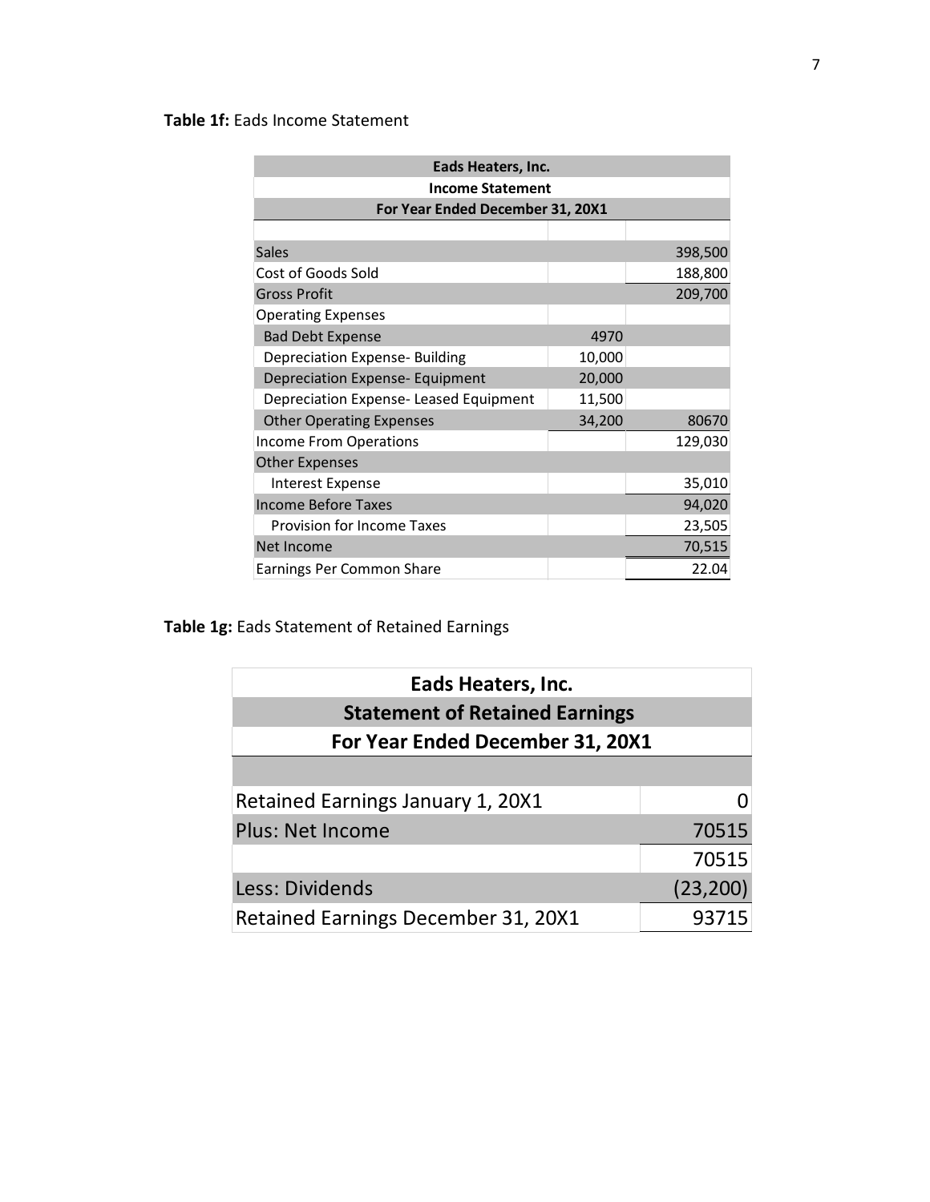**Table 1f:** Eads Income Statement

| Eads Heaters, Inc. | | |
|---|---|---|
| **Income Statement** | | |
| **For Year Ended December 31, 20X1** | | |
| | | |
| Sales | | 398,500 |
| Cost of Goods Sold | | 188,800 |
| Gross Profit | | 209,700 |
| Operating Expenses | | |
| Bad Debt Expense | 4970 | |
| Depreciation Expense- Building | 10,000 | |
| Depreciation Expense- Equipment | 20,000 | |
| Depreciation Expense- Leased Equipment | 11,500 | |
| Other Operating Expenses | 34,200 | 80670 |
| Income From Operations | | 129,030 |
| Other Expenses | | |
| Interest Expense | | 35,010 |
| Income Before Taxes | | 94,020 |
| Provision for Income Taxes | | 23,505 |
| Net Income | | 70,515 |
| Earnings Per Common Share | | 22.04 |

**Table 1g:** Eads Statement of Retained Earnings

| Eads Heaters, Inc. | |
|---|---|
| **Statement of Retained Earnings** | |
| **For Year Ended December 31, 20X1** | |
| | |
| Retained Earnings January 1, 20X1 | 0 |
| Plus: Net Income | 70515 |
| | 70515 |
| Less: Dividends | (23,200) |
| Retained Earnings December 31, 20X1 | 93715 |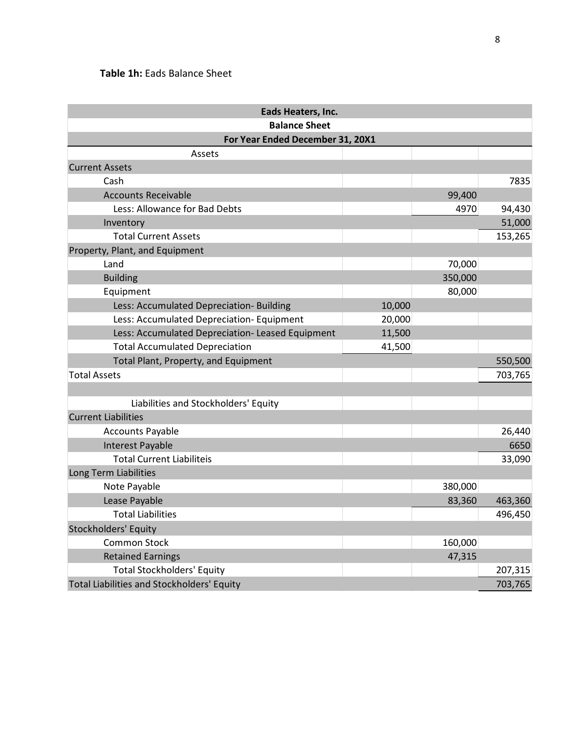**Table 1h:** Eads Balance Sheet

| Eads Heaters, Inc. | | | |
|---|---|---|---|
| **Balance Sheet** | | | |
| **For Year Ended December 31, 20X1** | | | |
| Assets | | | |
| Current Assets | | | |
| Cash | | | 7835 |
| Accounts Receivable | | 99,400 | |
| Less: Allowance for Bad Debts | | 4970 | 94,430 |
| Inventory | | | 51,000 |
| Total Current Assets | | | 153,265 |
| Property, Plant, and Equipment | | | |
| Land | | 70,000 | |
| Building | | 350,000 | |
| Equipment | | 80,000 | |
| Less: Accumulated Depreciation- Building | 10,000 | | |
| Less: Accumulated Depreciation- Equipment | 20,000 | | |
| Less: Accumulated Depreciation- Leased Equipment | 11,500 | | |
| Total Accumulated Depreciation | 41,500 | | |
| Total Plant, Property, and Equipment | | | 550,500 |
| Total Assets | | | 703,765 |
| | | | |
| Liabilities and Stockholders' Equity | | | |
| Current Liabilities | | | |
| Accounts Payable | | | 26,440 |
| Interest Payable | | | 6650 |
| Total Current Liabiliteis | | | 33,090 |
| Long Term Liabilities | | | |
| Note Payable | | 380,000 | |
| Lease Payable | | 83,360 | 463,360 |
| Total Liabilities | | | 496,450 |
| Stockholders' Equity | | | |
| Common Stock | | 160,000 | |
| Retained Earnings | | 47,315 | |
| Total Stockholders' Equity | | | 207,315 |
| Total Liabilities and Stockholders' Equity | | | 703,765 |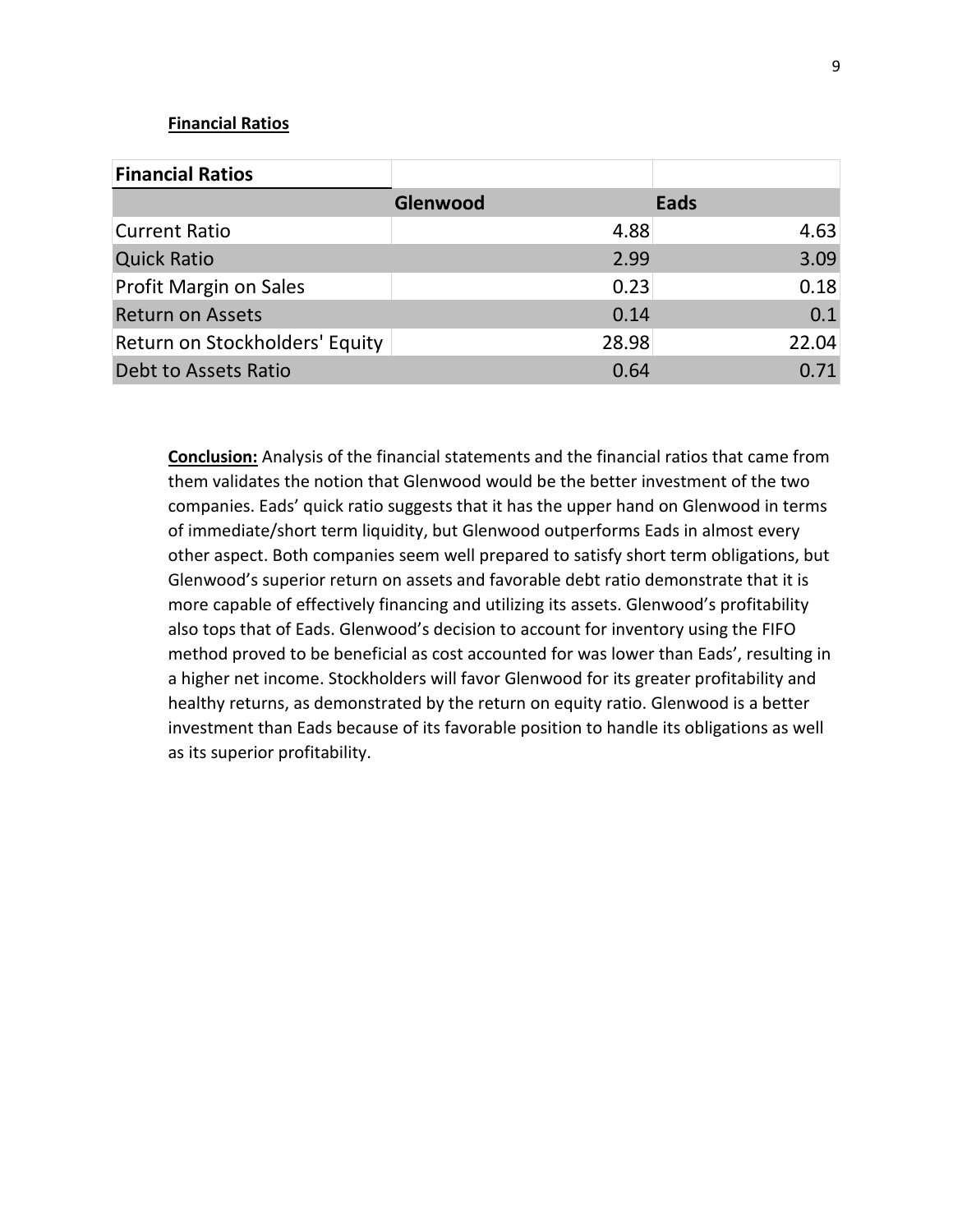**Financial Ratios**

| Financial Ratios | | |
|---|---|---|
| | Glenwood | Eads |
| Current Ratio | 4.88 | 4.63 |
| Quick Ratio | 2.99 | 3.09 |
| Profit Margin on Sales | 0.23 | 0.18 |
| Return on Assets | 0.14 | 0.1 |
| Return on Stockholders' Equity | 28.98 | 22.04 |
| Debt to Assets Ratio | 0.64 | 0.71 |

**Conclusion:** Analysis of the financial statements and the financial ratios that came from them validates the notion that Glenwood would be the better investment of the two companies. Eads' quick ratio suggests that it has the upper hand on Glenwood in terms of immediate/short term liquidity, but Glenwood outperforms Eads in almost every other aspect. Both companies seem well prepared to satisfy short term obligations, but Glenwood's superior return on assets and favorable debt ratio demonstrate that it is more capable of effectively financing and utilizing its assets. Glenwood's profitability also tops that of Eads. Glenwood's decision to account for inventory using the FIFO method proved to be beneficial as cost accounted for was lower than Eads', resulting in a higher net income. Stockholders will favor Glenwood for its greater profitability and healthy returns, as demonstrated by the return on equity ratio. Glenwood is a better investment than Eads because of its favorable position to handle its obligations as well as its superior profitability.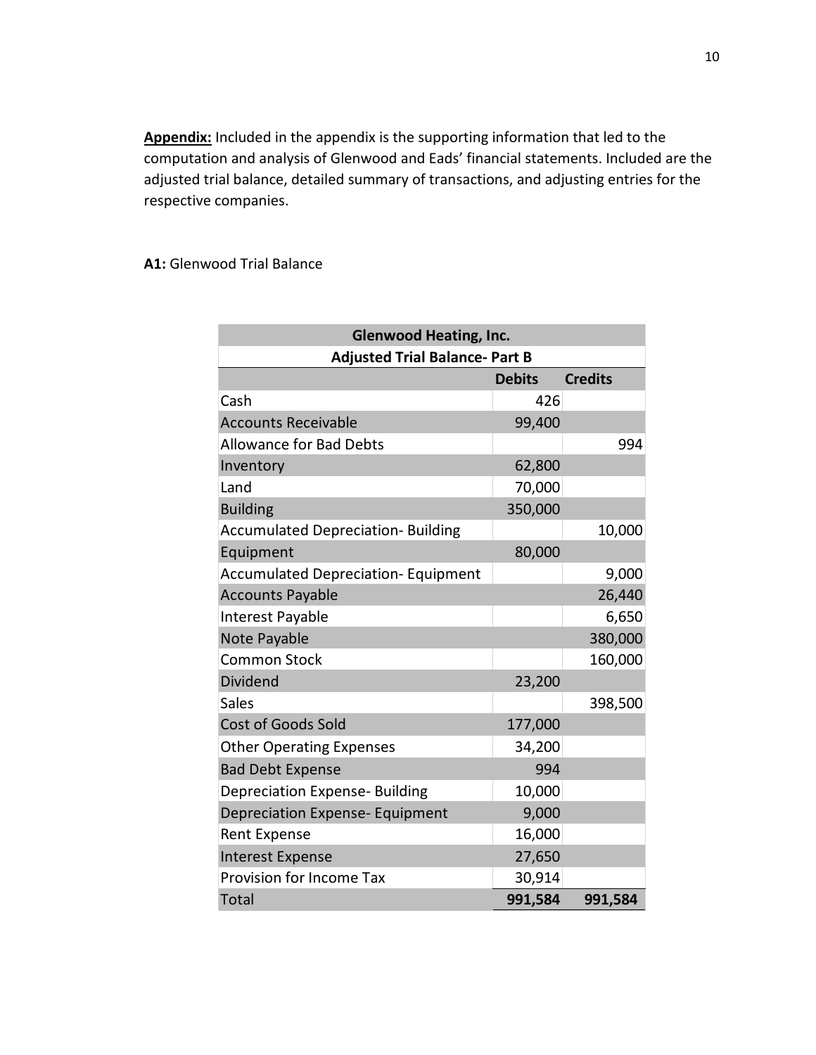**Appendix:** Included in the appendix is the supporting information that led to the computation and analysis of Glenwood and Eads' financial statements. Included are the adjusted trial balance, detailed summary of transactions, and adjusting entries for the respective companies.

**A1:** Glenwood Trial Balance

| Glenwood Heating, Inc. | | |
|---|---|---|
| **Adjusted Trial Balance- Part B** | | |
| | **Debits** | **Credits** |
| Cash | 426 | |
| Accounts Receivable | 99,400 | |
| Allowance for Bad Debts | | 994 |
| Inventory | 62,800 | |
| Land | 70,000 | |
| Building | 350,000 | |
| Accumulated Depreciation- Building | | 10,000 |
| Equipment | 80,000 | |
| Accumulated Depreciation- Equipment | | 9,000 |
| Accounts Payable | | 26,440 |
| Interest Payable | | 6,650 |
| Note Payable | | 380,000 |
| Common Stock | | 160,000 |
| Dividend | 23,200 | |
| Sales | | 398,500 |
| Cost of Goods Sold | 177,000 | |
| Other Operating Expenses | 34,200 | |
| Bad Debt Expense | 994 | |
| Depreciation Expense- Building | 10,000 | |
| Depreciation Expense- Equipment | 9,000 | |
| Rent Expense | 16,000 | |
| Interest Expense | 27,650 | |
| Provision for Income Tax | 30,914 | |
| Total | **991,584** | **991,584** |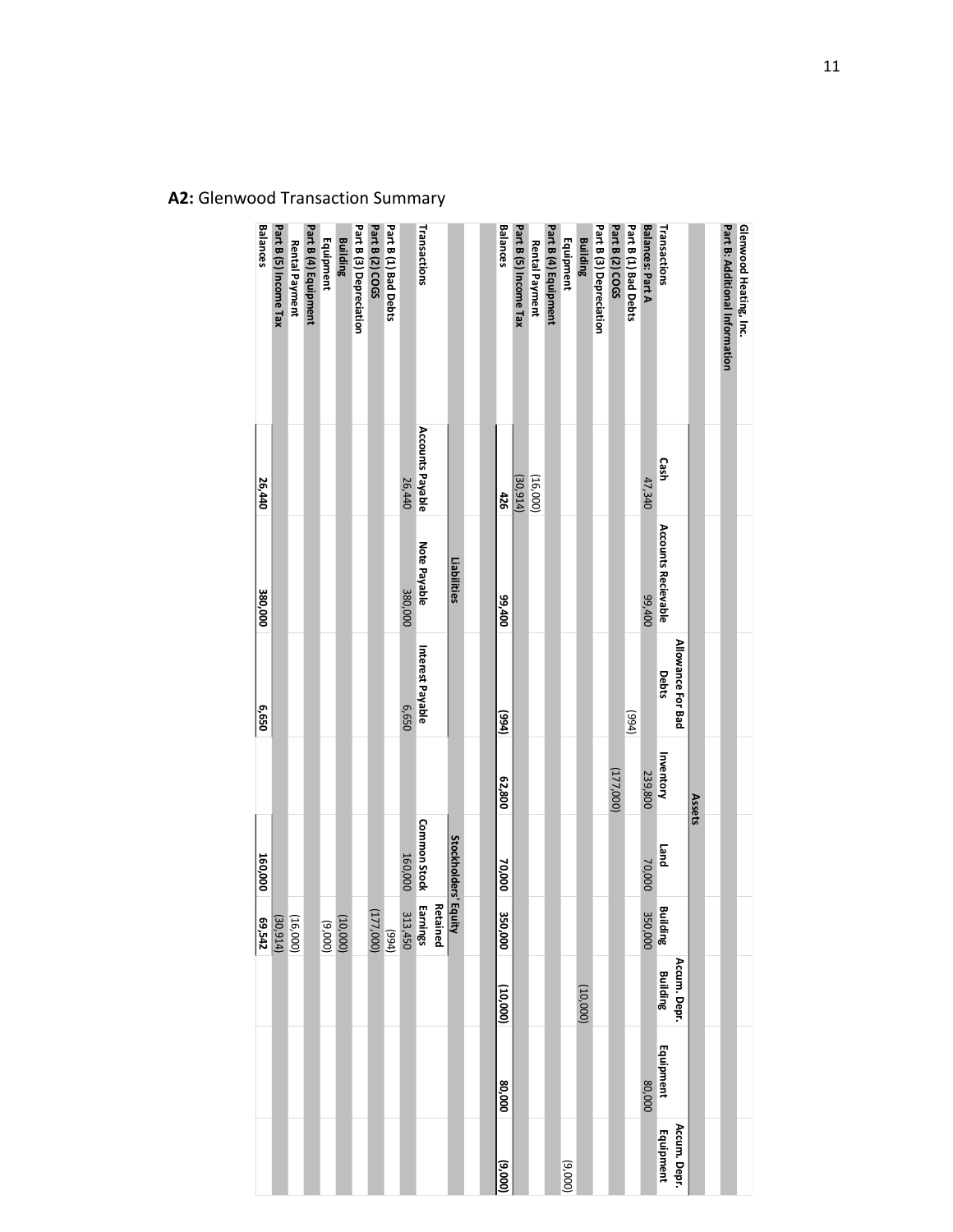**A2:** Glenwood Transaction Summary

| Glenwood Heating, Inc. | | | | | | | | | |
|---|---|---|---|---|---|---|---|---|---|
| **Part B: Additional Information** | | | | | | | | | |
| | **Assets** | | | | | | | | |
| **Transactions** | **Cash** | **Accounts Recievable** | **Allowance For Bad Debts** | **Inventory** | **Land** | **Building** | **Accum. Depr. Building** | **Equipment** | **Accum. Depr. Equipment** |
| **Balances: Part A** | 47,340 | 99,400 | | 239,800 | 70,000 | 350,000 | | 80,000 | |
| **Part B (1) Bad Debts** | | | (994) | | | | | | |
| **Part B (2) COGS** | | | | (177,000) | | | | | |
| **Part B (3) Depreciation** | | | | | | | | | |
| **Building** | | | | | | | (10,000) | | |
| **Equipment** | | | | | | | | | (9,000) |
| **Part B (4) Equipment** | | | | | | | | | |
| **Rental Payment** | (16,000) | | | | | | | | |
| **Part B (5) Income Tax** | (30,914) | | | | | | | | |
| **Balances** | **426** | **99,400** | **(994)** | **62,800** | **70,000** | **350,000** | **(10,000)** | **80,000** | **(9,000)** |

| | **Liabilities** | | | **Stockholders' Equity** | |
|---|---|---|---|---|---|
| **Transactions** | **Accounts Payable** | **Note Payable** | **Interest Payable** | **Common Stock** | **Retained Earnings** |
| | 26,440 | 380,000 | 6,650 | 160,000 | 313,450 |
| **Part B (1) Bad Debts** | | | | | (994) |
| **Part B (2) COGS** | | | | | (177,000) |
| **Part B (3) Depreciation** | | | | | |
| **Building** | | | | | (10,000) |
| **Equipment** | | | | | (9,000) |
| **Part B (4) Equipment** | | | | | |
| **Rental Payment** | | | | | (16,000) |
| **Part B (5) Income Tax** | | | | | (30,914) |
| **Balances** | **26,440** | **380,000** | **6,650** | **160,000** | **69,542** |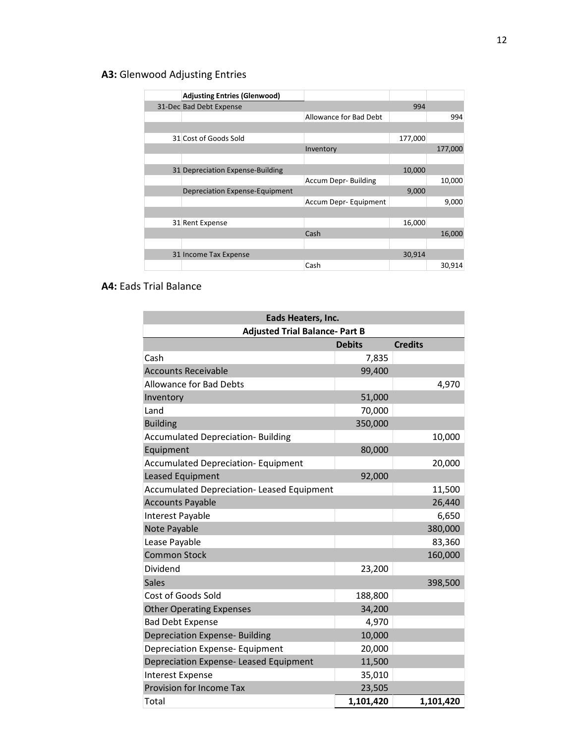**A3:** Glenwood Adjusting Entries

| | Adjusting Entries (Glenwood) | | | |
|---|---|---|---|---|
| 31-Dec | Bad Debt Expense | | 994 | |
| | | Allowance for Bad Debt | | 994 |
| | | | | |
| 31 | Cost of Goods Sold | | 177,000 | |
| | | Inventory | | 177,000 |
| | | | | |
| 31 | Depreciation Expense-Building | | 10,000 | |
| | | Accum Depr- Building | | 10,000 |
| | Depreciation Expense-Equipment | | 9,000 | |
| | | Accum Depr- Equipment | | 9,000 |
| | | | | |
| 31 | Rent Expense | | 16,000 | |
| | | Cash | | 16,000 |
| | | | | |
| 31 | Income Tax Expense | | 30,914 | |
| | | Cash | | 30,914 |

**A4:** Eads Trial Balance

| Eads Heaters, Inc. | | |
|---|---|---|
| **Adjusted Trial Balance- Part B** | | |
| | **Debits** | **Credits** |
| Cash | 7,835 | |
| Accounts Receivable | 99,400 | |
| Allowance for Bad Debts | | 4,970 |
| Inventory | 51,000 | |
| Land | 70,000 | |
| Building | 350,000 | |
| Accumulated Depreciation- Building | | 10,000 |
| Equipment | 80,000 | |
| Accumulated Depreciation- Equipment | | 20,000 |
| Leased Equipment | 92,000 | |
| Accumulated Depreciation- Leased Equipment | | 11,500 |
| Accounts Payable | | 26,440 |
| Interest Payable | | 6,650 |
| Note Payable | | 380,000 |
| Lease Payable | | 83,360 |
| Common Stock | | 160,000 |
| Dividend | 23,200 | |
| Sales | | 398,500 |
| Cost of Goods Sold | 188,800 | |
| Other Operating Expenses | 34,200 | |
| Bad Debt Expense | 4,970 | |
| Depreciation Expense- Building | 10,000 | |
| Depreciation Expense- Equipment | 20,000 | |
| Depreciation Expense- Leased Equipment | 11,500 | |
| Interest Expense | 35,010 | |
| Provision for Income Tax | 23,505 | |
| Total | **1,101,420** | **1,101,420** |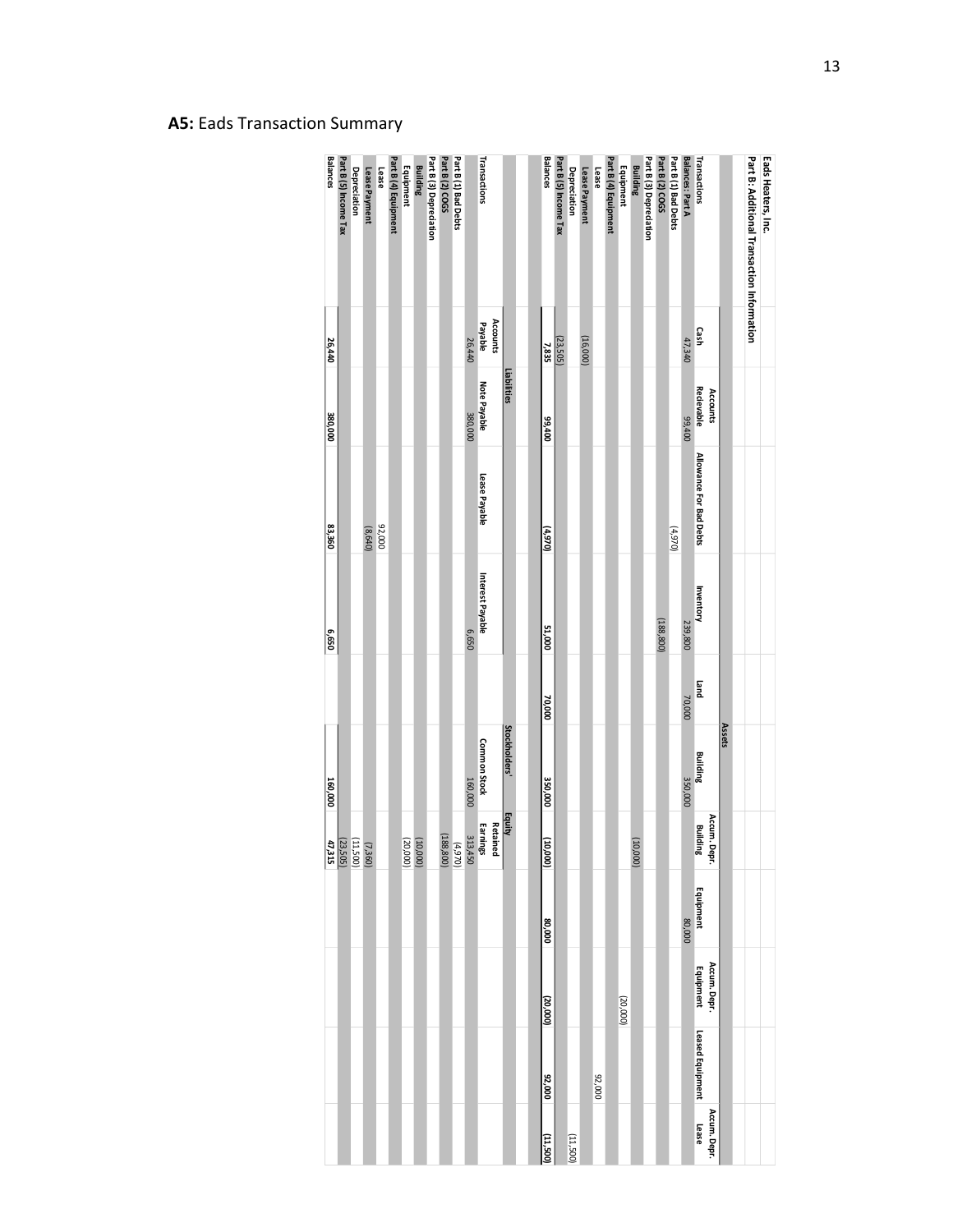## A5: Eads Transaction Summary

**Eads Heaters, Inc.**

**Part B: Additional Transaction Information**

| | Assets | | | | | | | | | | |
|---|---|---|---|---|---|---|---|---|---|---|---|
| **Transactions** | **Cash** | **Accounts Recievable** | **Allowance For Bad Debts** | **Inventory** | **Land** | **Building** | **Accum. Depr. Building** | **Equipment** | **Accum. Depr. Equipment** | **Leased Equipment** | **Accum. Depr. Lease** |
| **Balances: Part A** | 47,340 | 99,400 | | 239,800 | 70,000 | 350,000 | | 80,000 | | | |
| **Part B (1) Bad Debts** | | | (4,970) | | | | | | | | |
| **Part B (2) COGS** | | | | (188,800) | | | | | | | |
| **Part B (3) Depreciation** | | | | | | | | | | | |
| Building | | | | | | | (10,000) | | | | |
| Equipment | | | | | | | | | (20,000) | | |
| **Part B (4) Equipment** | | | | | | | | | | | |
| Lease | | | | | | | | | | 92,000 | |
| Lease Payment | (16,000) | | | | | | | | | | |
| Depreciation | | | | | | | | | | | (11,500) |
| **Part B (5) Income Tax** | (23,505) | | | | | | | | | | |
| **Balances** | **7,835** | **99,400** | **(4,970)** | **51,000** | **70,000** | **350,000** | **(10,000)** | **80,000** | **(20,000)** | **92,000** | **(11,500)** |

| | Liabilities | | | | Stockholders' Equity | |
|---|---|---|---|---|---|---|
| **Transactions** | **Accounts Payable** | **Note Payable** | **Lease Payable** | **Interest Payable** | **Common Stock** | **Retained Earnings** |
| | 26,440 | 380,000 | | 6,650 | 160,000 | 313,450 |
| **Part B (1) Bad Debts** | | | | | | (4,970) |
| **Part B (2) COGS** | | | | | | (188,800) |
| **Part B (3) Depreciation** | | | | | | |
| **Building** | | | | | | (10,000) |
| Equipment | | | | | | (20,000) |
| **Part B (4) Equipment** | | | | | | |
| Lease | | | 92,000 | | | |
| **Lease Payment** | | | (8,640) | | | (7,360) |
| Depreciation | | | | | | (11,500) |
| **Part B (5) Income Tax** | | | | | | (23,505) |
| **Balances** | **26,440** | **380,000** | **83,360** | **6,650** | **160,000** | **47,315** |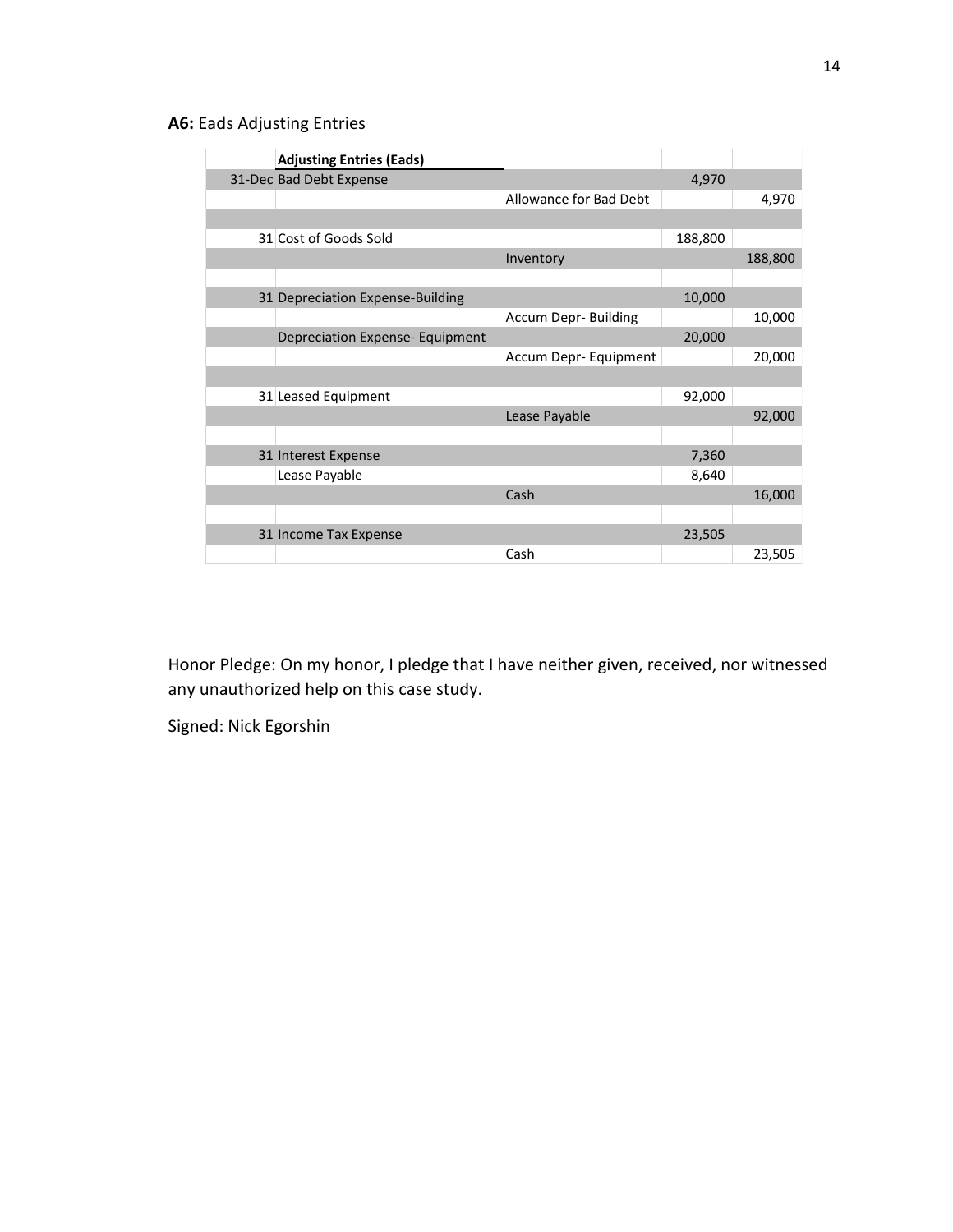**A6:** Eads Adjusting Entries

| | Adjusting Entries (Eads) | | | |
|---|---|---|---|---|
| 31-Dec | Bad Debt Expense | | 4,970 | |
| | | Allowance for Bad Debt | | 4,970 |
| | | | | |
| 31 | Cost of Goods Sold | | 188,800 | |
| | | Inventory | | 188,800 |
| | | | | |
| 31 | Depreciation Expense-Building | | 10,000 | |
| | | Accum Depr- Building | | 10,000 |
| | Depreciation Expense- Equipment | | 20,000 | |
| | | Accum Depr- Equipment | | 20,000 |
| | | | | |
| 31 | Leased Equipment | | 92,000 | |
| | | Lease Payable | | 92,000 |
| | | | | |
| 31 | Interest Expense | | 7,360 | |
| | Lease Payable | | 8,640 | |
| | | Cash | | 16,000 |
| | | | | |
| 31 | Income Tax Expense | | 23,505 | |
| | | Cash | | 23,505 |

Honor Pledge: On my honor, I pledge that I have neither given, received, nor witnessed any unauthorized help on this case study.

Signed: Nick Egorshin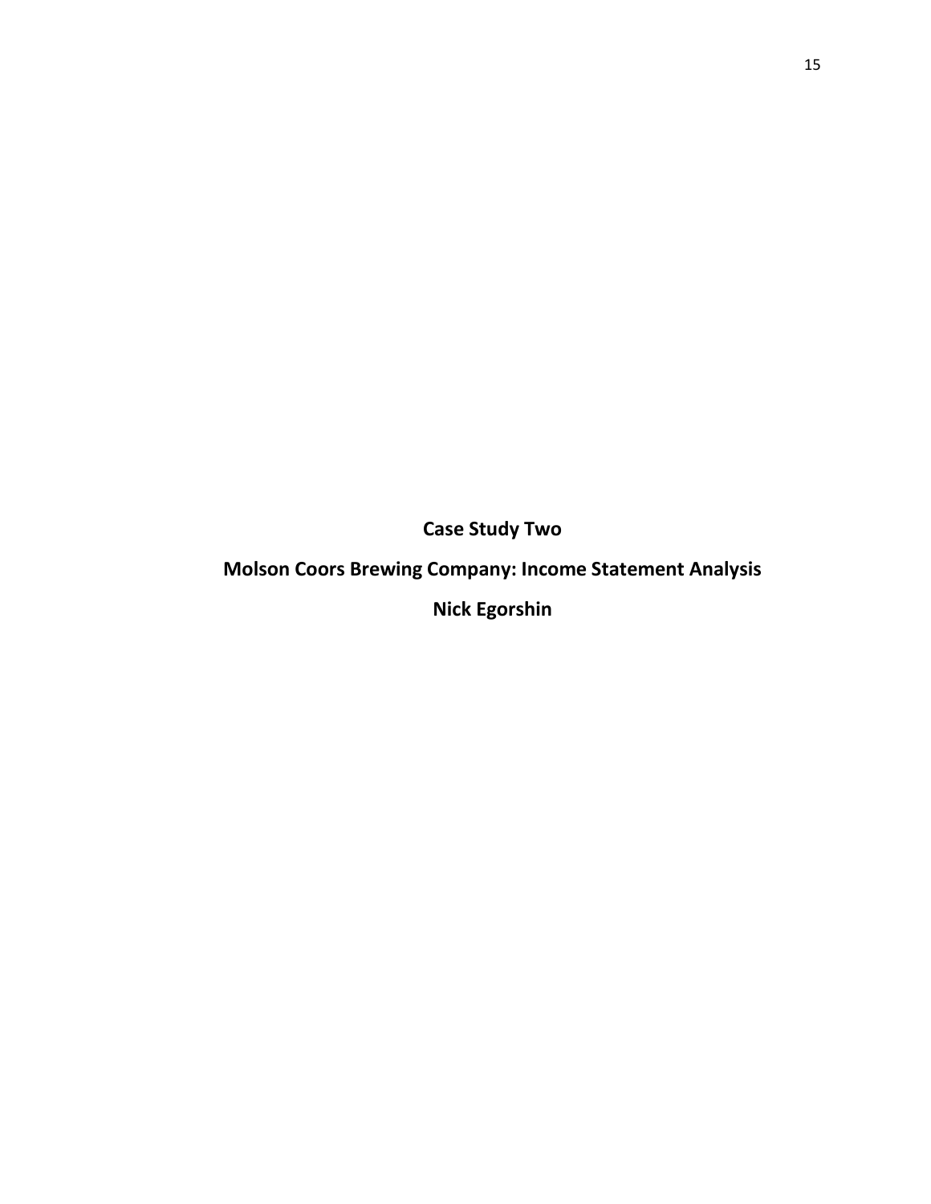**Case Study Two**

**Molson Coors Brewing Company: Income Statement Analysis**

**Nick Egorshin**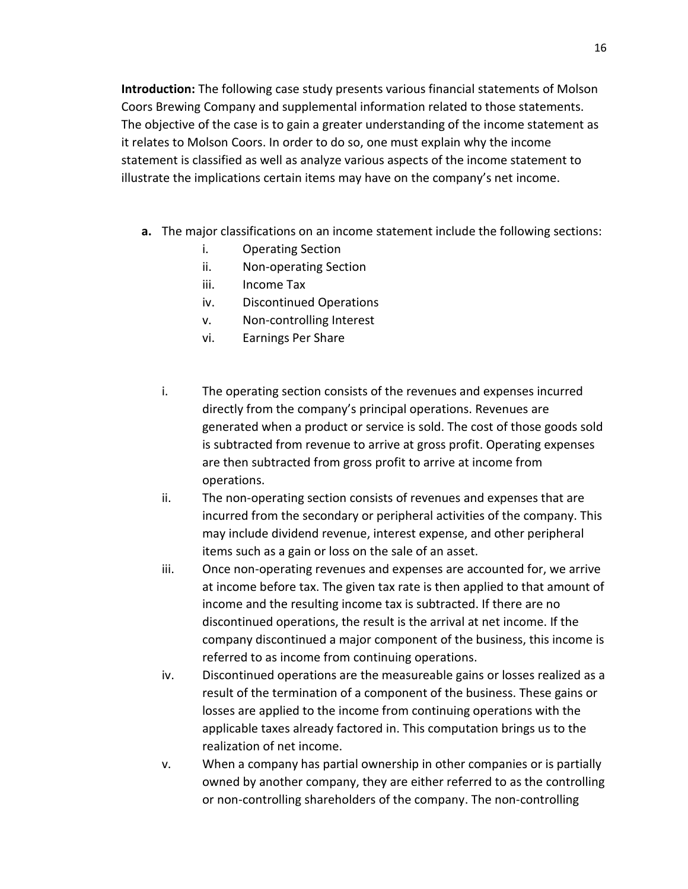**Introduction:** The following case study presents various financial statements of Molson Coors Brewing Company and supplemental information related to those statements. The objective of the case is to gain a greater understanding of the income statement as it relates to Molson Coors. In order to do so, one must explain why the income statement is classified as well as analyze various aspects of the income statement to illustrate the implications certain items may have on the company's net income.

**a.** The major classifications on an income statement include the following sections:

   i. Operating Section
   ii. Non-operating Section
   iii. Income Tax
   iv. Discontinued Operations
   v. Non-controlling Interest
   vi. Earnings Per Share

i. The operating section consists of the revenues and expenses incurred directly from the company's principal operations. Revenues are generated when a product or service is sold. The cost of those goods sold is subtracted from revenue to arrive at gross profit. Operating expenses are then subtracted from gross profit to arrive at income from operations.

ii. The non-operating section consists of revenues and expenses that are incurred from the secondary or peripheral activities of the company. This may include dividend revenue, interest expense, and other peripheral items such as a gain or loss on the sale of an asset.

iii. Once non-operating revenues and expenses are accounted for, we arrive at income before tax. The given tax rate is then applied to that amount of income and the resulting income tax is subtracted. If there are no discontinued operations, the result is the arrival at net income. If the company discontinued a major component of the business, this income is referred to as income from continuing operations.

iv. Discontinued operations are the measureable gains or losses realized as a result of the termination of a component of the business. These gains or losses are applied to the income from continuing operations with the applicable taxes already factored in. This computation brings us to the realization of net income.

v. When a company has partial ownership in other companies or is partially owned by another company, they are either referred to as the controlling or non-controlling shareholders of the company. The non-controlling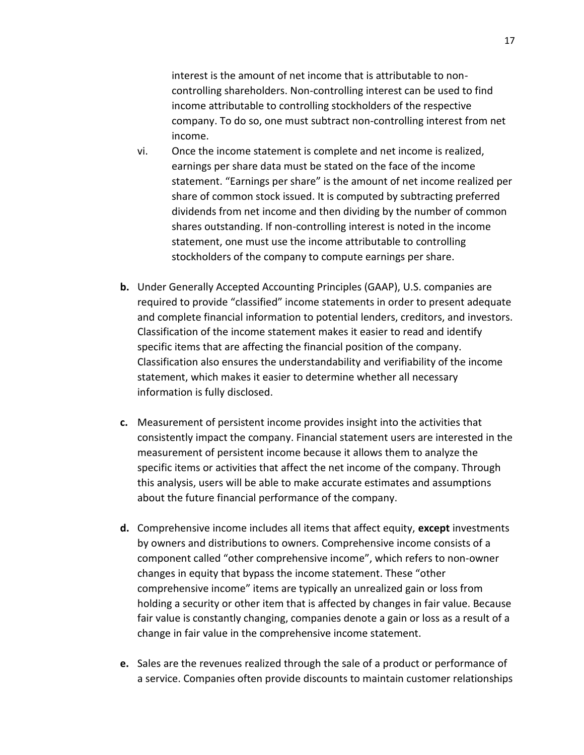interest is the amount of net income that is attributable to non-controlling shareholders. Non-controlling interest can be used to find income attributable to controlling stockholders of the respective company. To do so, one must subtract non-controlling interest from net income.

vi. Once the income statement is complete and net income is realized, earnings per share data must be stated on the face of the income statement. "Earnings per share" is the amount of net income realized per share of common stock issued. It is computed by subtracting preferred dividends from net income and then dividing by the number of common shares outstanding. If non-controlling interest is noted in the income statement, one must use the income attributable to controlling stockholders of the company to compute earnings per share.

**b.** Under Generally Accepted Accounting Principles (GAAP), U.S. companies are required to provide "classified" income statements in order to present adequate and complete financial information to potential lenders, creditors, and investors. Classification of the income statement makes it easier to read and identify specific items that are affecting the financial position of the company. Classification also ensures the understandability and verifiability of the income statement, which makes it easier to determine whether all necessary information is fully disclosed.

**c.** Measurement of persistent income provides insight into the activities that consistently impact the company. Financial statement users are interested in the measurement of persistent income because it allows them to analyze the specific items or activities that affect the net income of the company. Through this analysis, users will be able to make accurate estimates and assumptions about the future financial performance of the company.

**d.** Comprehensive income includes all items that affect equity, **except** investments by owners and distributions to owners. Comprehensive income consists of a component called "other comprehensive income", which refers to non-owner changes in equity that bypass the income statement. These "other comprehensive income" items are typically an unrealized gain or loss from holding a security or other item that is affected by changes in fair value. Because fair value is constantly changing, companies denote a gain or loss as a result of a change in fair value in the comprehensive income statement.

**e.** Sales are the revenues realized through the sale of a product or performance of a service. Companies often provide discounts to maintain customer relationships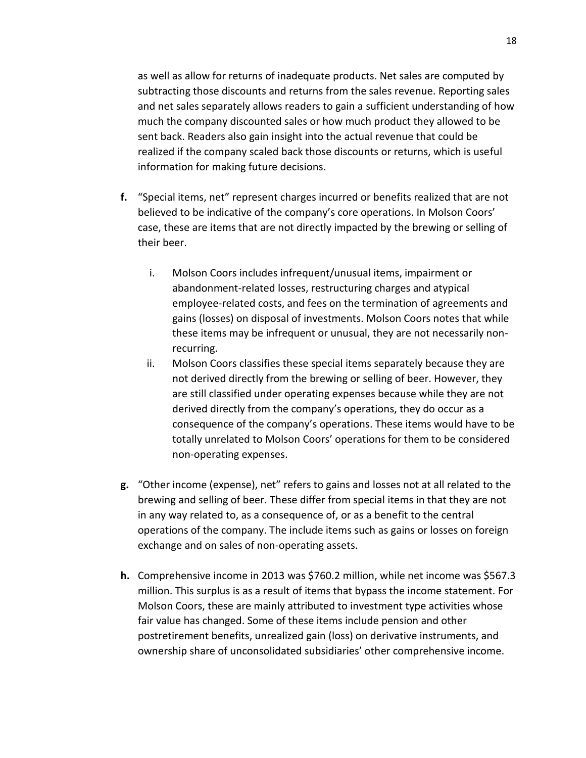as well as allow for returns of inadequate products. Net sales are computed by subtracting those discounts and returns from the sales revenue. Reporting sales and net sales separately allows readers to gain a sufficient understanding of how much the company discounted sales or how much product they allowed to be sent back. Readers also gain insight into the actual revenue that could be realized if the company scaled back those discounts or returns, which is useful information for making future decisions.

**f.** "Special items, net" represent charges incurred or benefits realized that are not believed to be indicative of the company's core operations. In Molson Coors' case, these are items that are not directly impacted by the brewing or selling of their beer.

   i. Molson Coors includes infrequent/unusual items, impairment or abandonment-related losses, restructuring charges and atypical employee-related costs, and fees on the termination of agreements and gains (losses) on disposal of investments. Molson Coors notes that while these items may be infrequent or unusual, they are not necessarily non-recurring.

   ii. Molson Coors classifies these special items separately because they are not derived directly from the brewing or selling of beer. However, they are still classified under operating expenses because while they are not derived directly from the company's operations, they do occur as a consequence of the company's operations. These items would have to be totally unrelated to Molson Coors' operations for them to be considered non-operating expenses.

**g.** "Other income (expense), net" refers to gains and losses not at all related to the brewing and selling of beer. These differ from special items in that they are not in any way related to, as a consequence of, or as a benefit to the central operations of the company. The include items such as gains or losses on foreign exchange and on sales of non-operating assets.

**h.** Comprehensive income in 2013 was $760.2 million, while net income was $567.3 million. This surplus is as a result of items that bypass the income statement. For Molson Coors, these are mainly attributed to investment type activities whose fair value has changed. Some of these items include pension and other postretirement benefits, unrealized gain (loss) on derivative instruments, and ownership share of unconsolidated subsidiaries' other comprehensive income.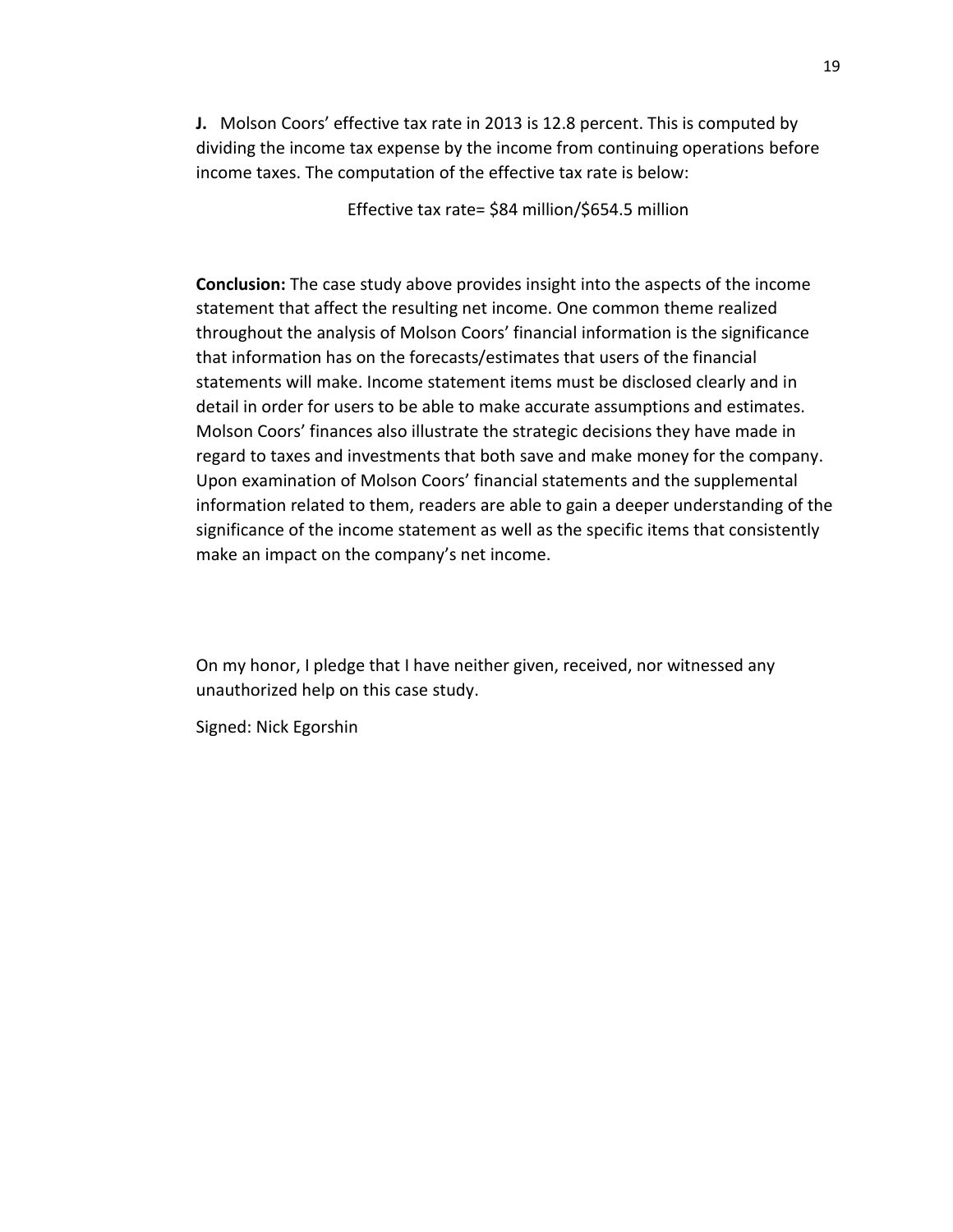**J.** Molson Coors' effective tax rate in 2013 is 12.8 percent. This is computed by dividing the income tax expense by the income from continuing operations before income taxes. The computation of the effective tax rate is below:

Effective tax rate= $84 million/$654.5 million

**Conclusion:** The case study above provides insight into the aspects of the income statement that affect the resulting net income. One common theme realized throughout the analysis of Molson Coors' financial information is the significance that information has on the forecasts/estimates that users of the financial statements will make. Income statement items must be disclosed clearly and in detail in order for users to be able to make accurate assumptions and estimates. Molson Coors' finances also illustrate the strategic decisions they have made in regard to taxes and investments that both save and make money for the company. Upon examination of Molson Coors' financial statements and the supplemental information related to them, readers are able to gain a deeper understanding of the significance of the income statement as well as the specific items that consistently make an impact on the company's net income.

On my honor, I pledge that I have neither given, received, nor witnessed any unauthorized help on this case study.

Signed: Nick Egorshin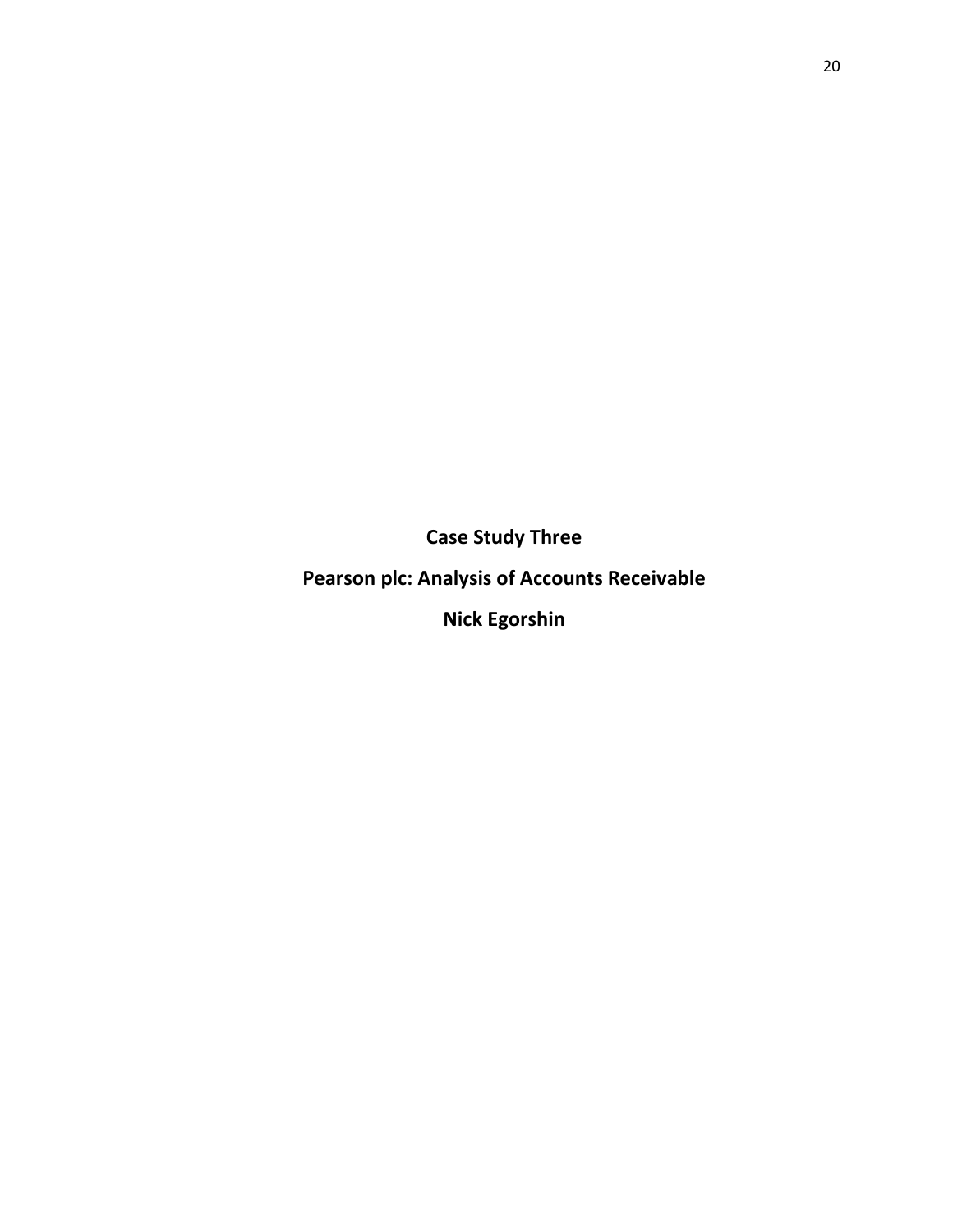**Case Study Three**

**Pearson plc: Analysis of Accounts Receivable**

**Nick Egorshin**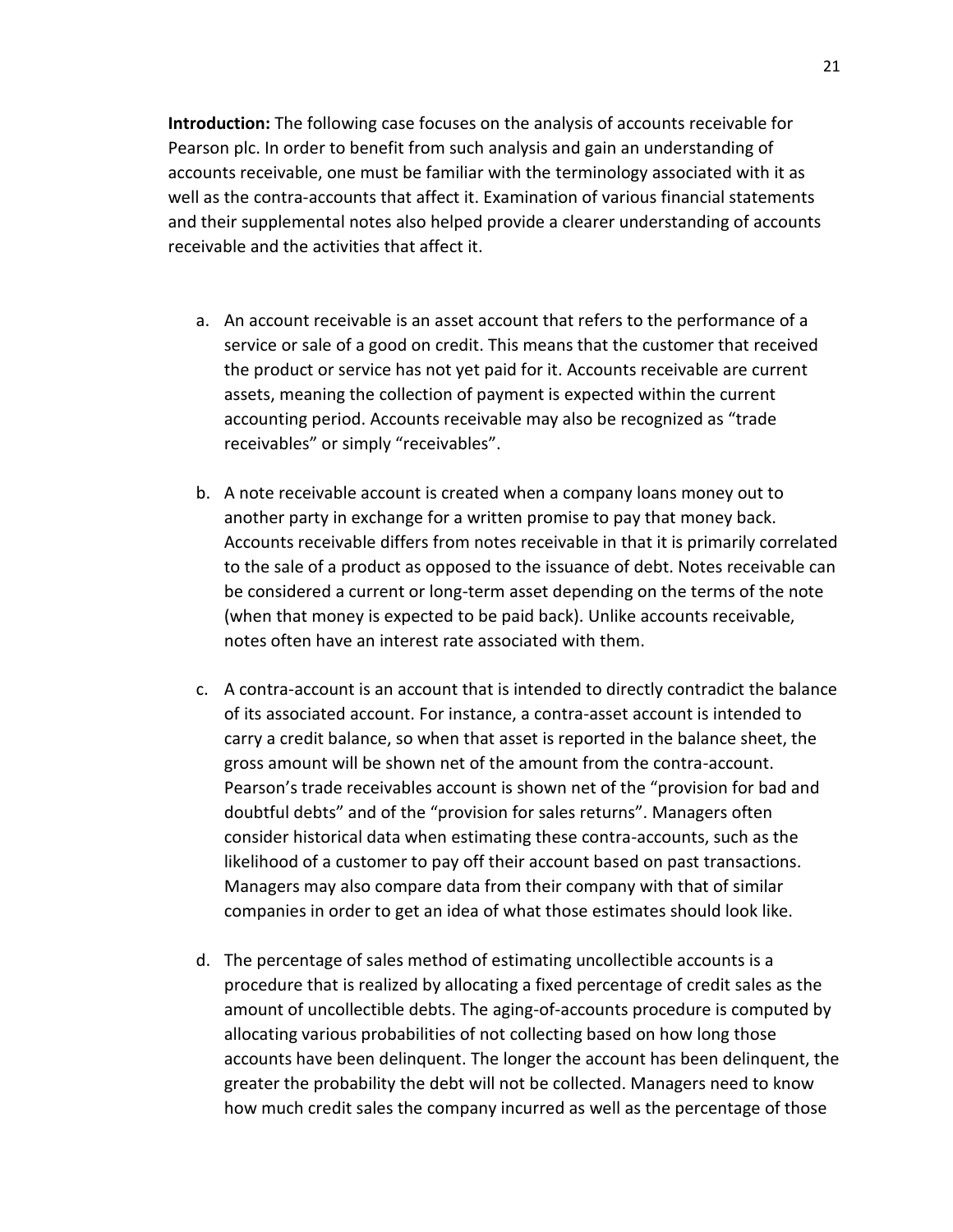**Introduction:** The following case focuses on the analysis of accounts receivable for Pearson plc. In order to benefit from such analysis and gain an understanding of accounts receivable, one must be familiar with the terminology associated with it as well as the contra-accounts that affect it. Examination of various financial statements and their supplemental notes also helped provide a clearer understanding of accounts receivable and the activities that affect it.

a. An account receivable is an asset account that refers to the performance of a service or sale of a good on credit. This means that the customer that received the product or service has not yet paid for it. Accounts receivable are current assets, meaning the collection of payment is expected within the current accounting period. Accounts receivable may also be recognized as "trade receivables" or simply "receivables".

b. A note receivable account is created when a company loans money out to another party in exchange for a written promise to pay that money back. Accounts receivable differs from notes receivable in that it is primarily correlated to the sale of a product as opposed to the issuance of debt. Notes receivable can be considered a current or long-term asset depending on the terms of the note (when that money is expected to be paid back). Unlike accounts receivable, notes often have an interest rate associated with them.

c. A contra-account is an account that is intended to directly contradict the balance of its associated account. For instance, a contra-asset account is intended to carry a credit balance, so when that asset is reported in the balance sheet, the gross amount will be shown net of the amount from the contra-account. Pearson's trade receivables account is shown net of the "provision for bad and doubtful debts" and of the "provision for sales returns". Managers often consider historical data when estimating these contra-accounts, such as the likelihood of a customer to pay off their account based on past transactions. Managers may also compare data from their company with that of similar companies in order to get an idea of what those estimates should look like.

d. The percentage of sales method of estimating uncollectible accounts is a procedure that is realized by allocating a fixed percentage of credit sales as the amount of uncollectible debts. The aging-of-accounts procedure is computed by allocating various probabilities of not collecting based on how long those accounts have been delinquent. The longer the account has been delinquent, the greater the probability the debt will not be collected. Managers need to know how much credit sales the company incurred as well as the percentage of those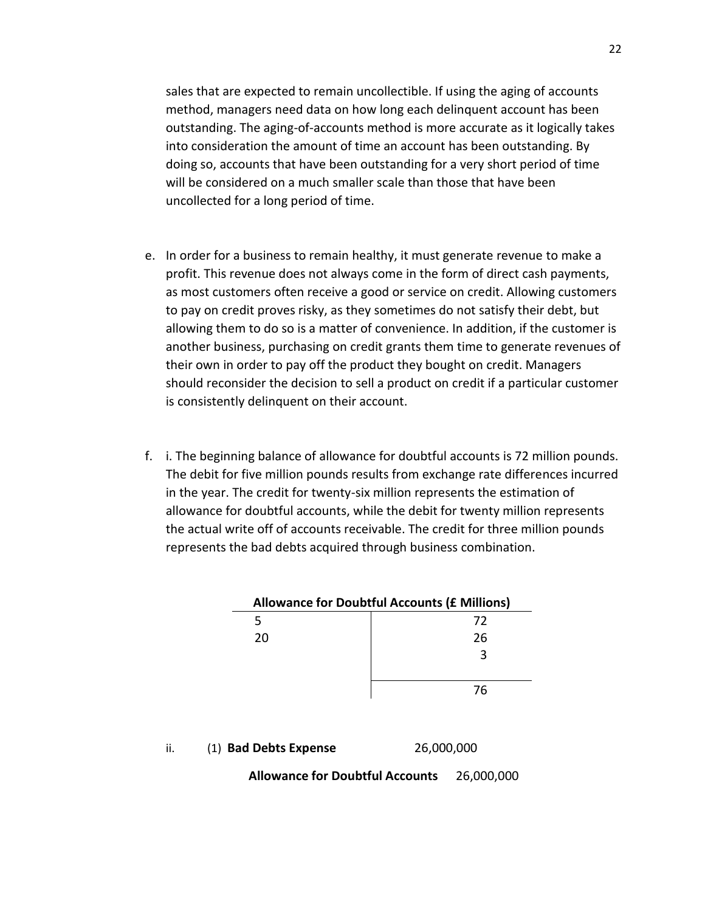sales that are expected to remain uncollectible. If using the aging of accounts method, managers need data on how long each delinquent account has been outstanding. The aging-of-accounts method is more accurate as it logically takes into consideration the amount of time an account has been outstanding. By doing so, accounts that have been outstanding for a very short period of time will be considered on a much smaller scale than those that have been uncollected for a long period of time.

e. In order for a business to remain healthy, it must generate revenue to make a profit. This revenue does not always come in the form of direct cash payments, as most customers often receive a good or service on credit. Allowing customers to pay on credit proves risky, as they sometimes do not satisfy their debt, but allowing them to do so is a matter of convenience. In addition, if the customer is another business, purchasing on credit grants them time to generate revenues of their own in order to pay off the product they bought on credit. Managers should reconsider the decision to sell a product on credit if a particular customer is consistently delinquent on their account.

f. i. The beginning balance of allowance for doubtful accounts is 72 million pounds. The debit for five million pounds results from exchange rate differences incurred in the year. The credit for twenty-six million represents the estimation of allowance for doubtful accounts, while the debit for twenty million represents the actual write off of accounts receivable. The credit for three million pounds represents the bad debts acquired through business combination.

**Allowance for Doubtful Accounts (£ Millions)**

| Debit | Credit |
|---|---|
| 5 | 72 |
| 20 | 26 |
| | 3 |
| | 76 |

ii. (1) **Bad Debts Expense** 26,000,000

**Allowance for Doubtful Accounts** 26,000,000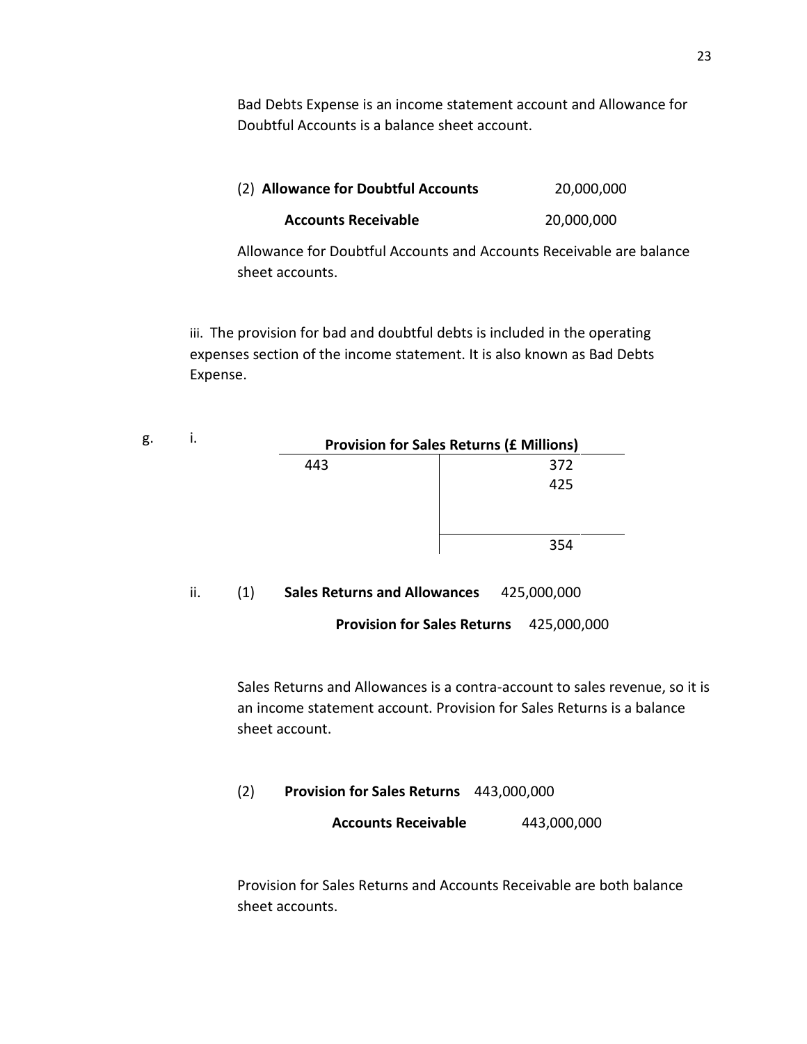Bad Debts Expense is an income statement account and Allowance for Doubtful Accounts is a balance sheet account.

(2) **Allowance for Doubtful Accounts** 20,000,000

**Accounts Receivable** 20,000,000

Allowance for Doubtful Accounts and Accounts Receivable are balance sheet accounts.

iii. The provision for bad and doubtful debts is included in the operating expenses section of the income statement. It is also known as Bad Debts Expense.

g. i.

| **Provision for Sales Returns (£ Millions)** | |
|---|---|
| 443 | 372 |
| | 425 |
| | 354 |

ii. (1) **Sales Returns and Allowances** 425,000,000

**Provision for Sales Returns** 425,000,000

Sales Returns and Allowances is a contra-account to sales revenue, so it is an income statement account. Provision for Sales Returns is a balance sheet account.

(2) **Provision for Sales Returns** 443,000,000

**Accounts Receivable** 443,000,000

Provision for Sales Returns and Accounts Receivable are both balance sheet accounts.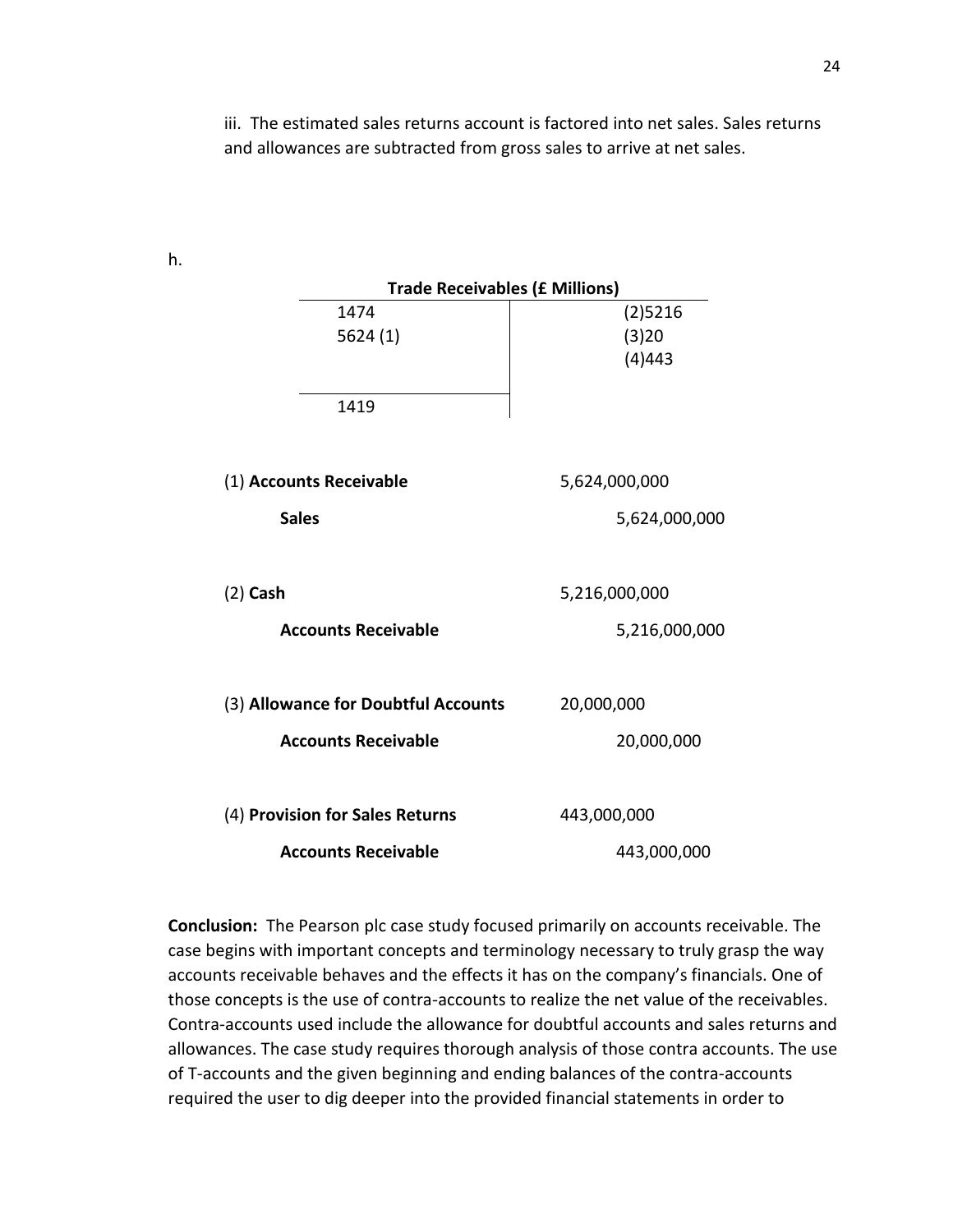iii. The estimated sales returns account is factored into net sales. Sales returns and allowances are subtracted from gross sales to arrive at net sales.

h.

**Trade Receivables (£ Millions)**

| Debit | Credit |
|---|---|
| 1474 | (2)5216 |
| 5624 (1) | (3)20 |
| | (4)443 |
| 1419 | |

| Account | Debit | Credit |
|---|---|---|
| (1) **Accounts Receivable** | 5,624,000,000 | |
| **Sales** | | 5,624,000,000 |
| (2) **Cash** | 5,216,000,000 | |
| **Accounts Receivable** | | 5,216,000,000 |
| (3) **Allowance for Doubtful Accounts** | 20,000,000 | |
| **Accounts Receivable** | | 20,000,000 |
| (4) **Provision for Sales Returns** | 443,000,000 | |
| **Accounts Receivable** | | 443,000,000 |

**Conclusion:** The Pearson plc case study focused primarily on accounts receivable. The case begins with important concepts and terminology necessary to truly grasp the way accounts receivable behaves and the effects it has on the company's financials. One of those concepts is the use of contra-accounts to realize the net value of the receivables. Contra-accounts used include the allowance for doubtful accounts and sales returns and allowances. The case study requires thorough analysis of those contra accounts. The use of T-accounts and the given beginning and ending balances of the contra-accounts required the user to dig deeper into the provided financial statements in order to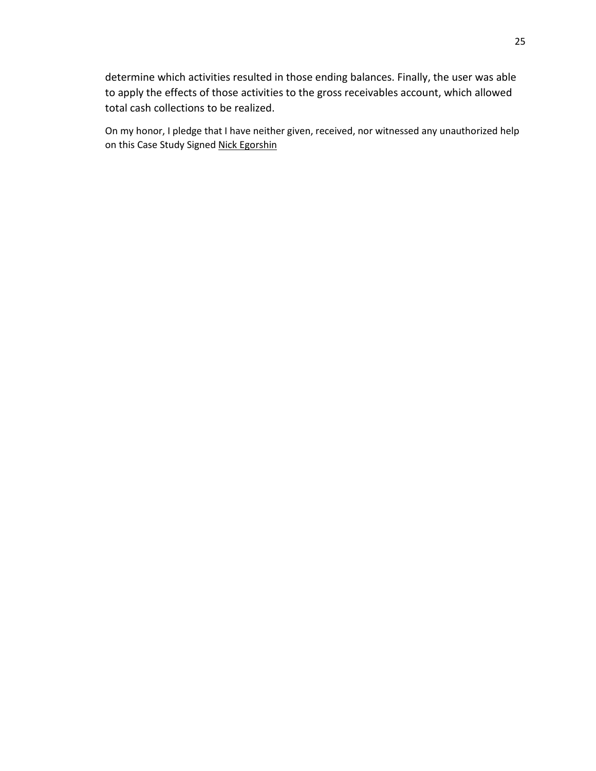determine which activities resulted in those ending balances. Finally, the user was able to apply the effects of those activities to the gross receivables account, which allowed total cash collections to be realized.

On my honor, I pledge that I have neither given, received, nor witnessed any unauthorized help on this Case Study Signed <u>Nick Egorshin</u>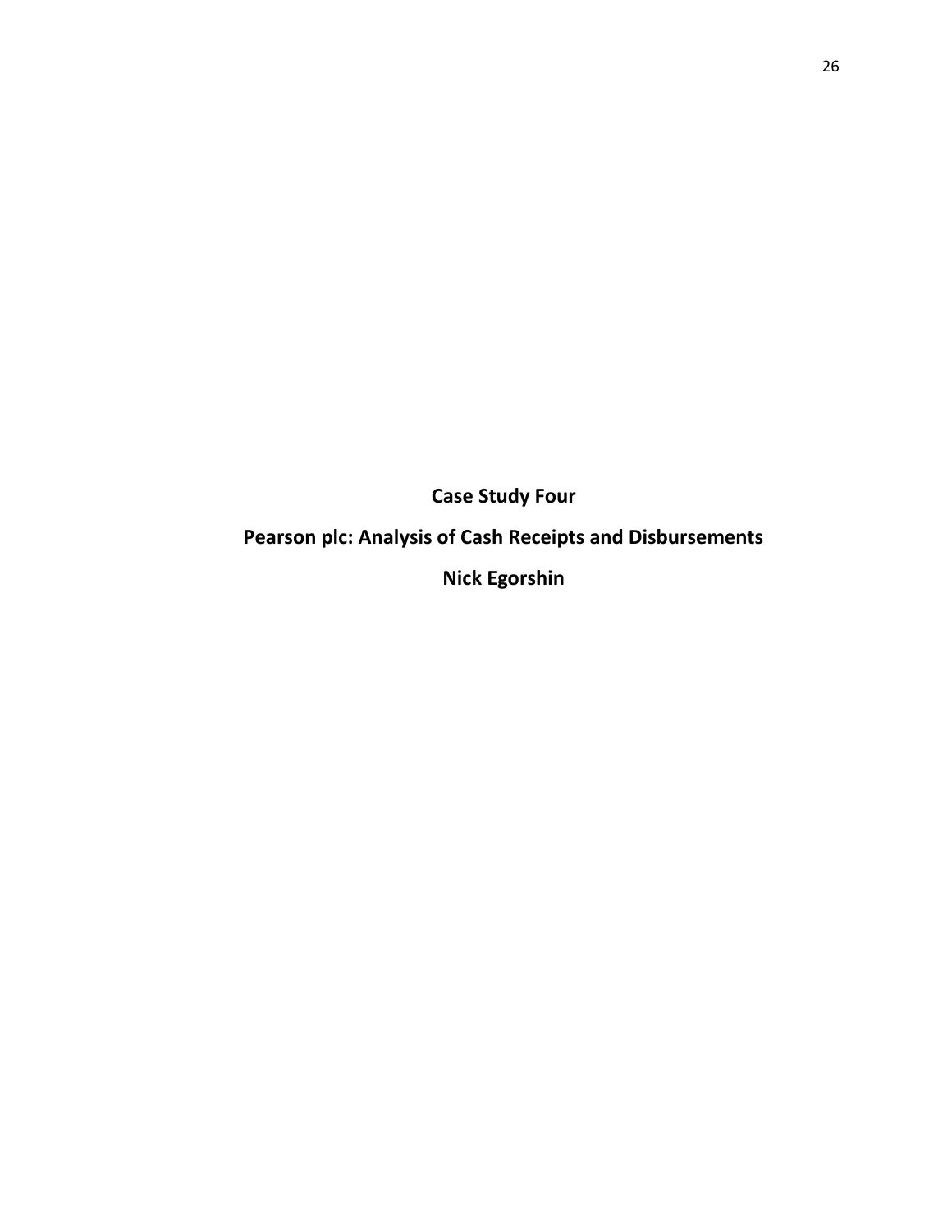# Case Study Four

## Pearson plc: Analysis of Cash Receipts and Disbursements

**Nick Egorshin**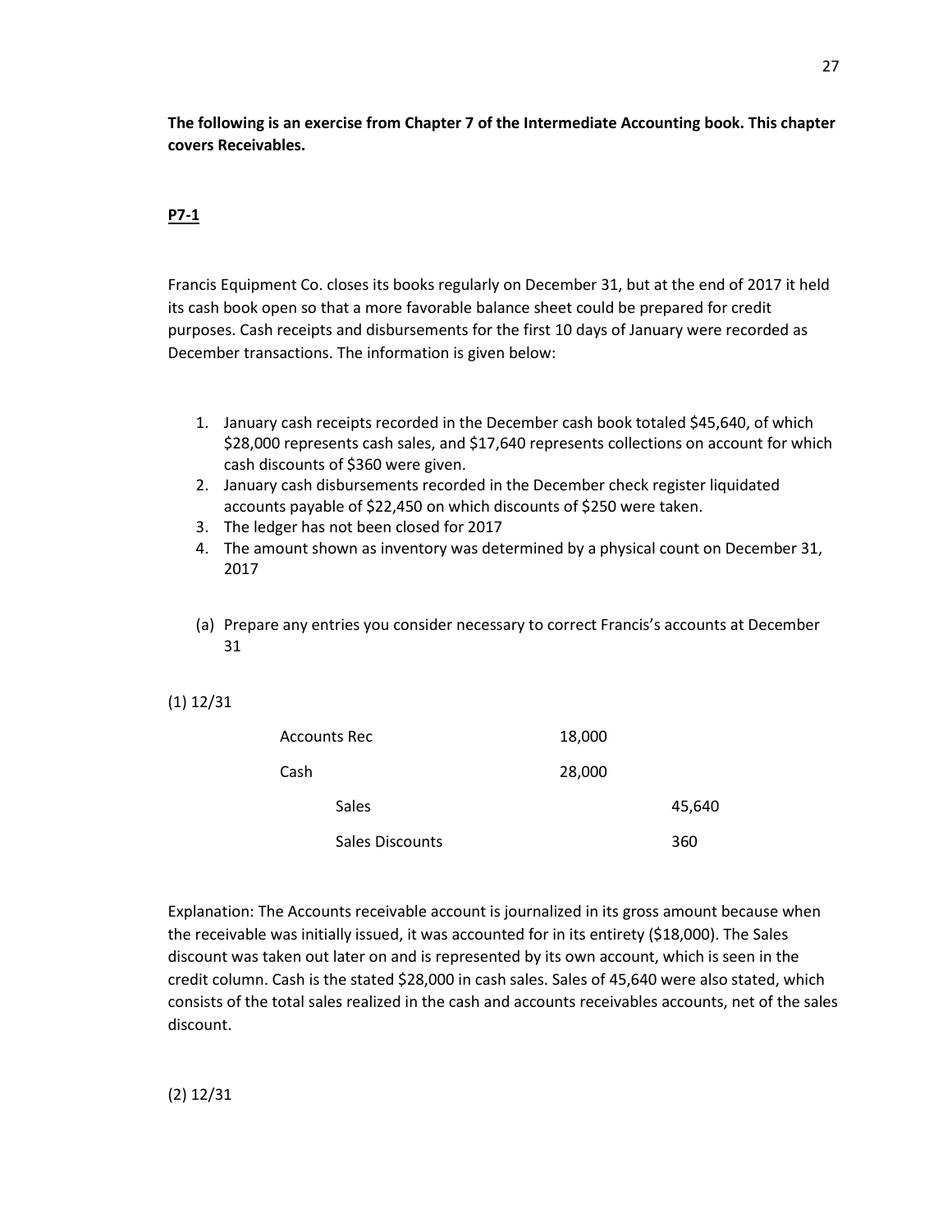**The following is an exercise from Chapter 7 of the Intermediate Accounting book. This chapter covers Receivables.**

**P7-1**

Francis Equipment Co. closes its books regularly on December 31, but at the end of 2017 it held its cash book open so that a more favorable balance sheet could be prepared for credit purposes. Cash receipts and disbursements for the first 10 days of January were recorded as December transactions. The information is given below:

1. January cash receipts recorded in the December cash book totaled $45,640, of which $28,000 represents cash sales, and $17,640 represents collections on account for which cash discounts of $360 were given.
2. January cash disbursements recorded in the December check register liquidated accounts payable of $22,450 on which discounts of $250 were taken.
3. The ledger has not been closed for 2017
4. The amount shown as inventory was determined by a physical count on December 31, 2017

(a) Prepare any entries you consider necessary to correct Francis's accounts at December 31

(1) 12/31

| | | |
|---|---|---|
| Accounts Rec | 18,000 | |
| Cash | 28,000 | |
| Sales | | 45,640 |
| Sales Discounts | | 360 |

Explanation: The Accounts receivable account is journalized in its gross amount because when the receivable was initially issued, it was accounted for in its entirety ($18,000). The Sales discount was taken out later on and is represented by its own account, which is seen in the credit column. Cash is the stated $28,000 in cash sales. Sales of 45,640 were also stated, which consists of the total sales realized in the cash and accounts receivables accounts, net of the sales discount.

(2) 12/31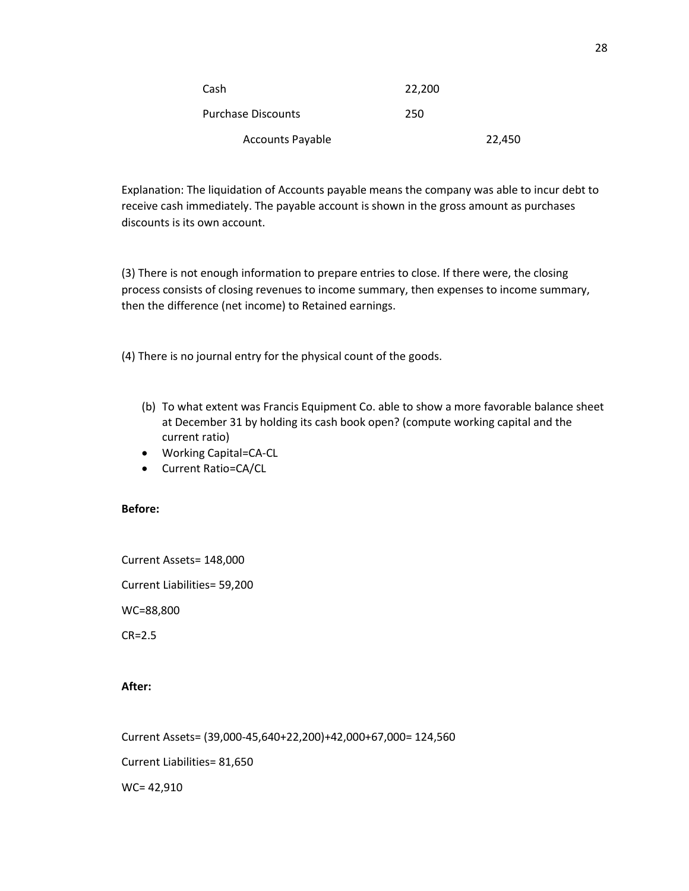| | | |
|---|---|---|
| Cash | 22,200 | |
| Purchase Discounts | 250 | |
| Accounts Payable | | 22,450 |

Explanation: The liquidation of Accounts payable means the company was able to incur debt to receive cash immediately. The payable account is shown in the gross amount as purchases discounts is its own account.

(3) There is not enough information to prepare entries to close. If there were, the closing process consists of closing revenues to income summary, then expenses to income summary, then the difference (net income) to Retained earnings.

(4) There is no journal entry for the physical count of the goods.

(b) To what extent was Francis Equipment Co. able to show a more favorable balance sheet at December 31 by holding its cash book open? (compute working capital and the current ratio)

- Working Capital=CA-CL
- Current Ratio=CA/CL

**Before:**

Current Assets= 148,000

Current Liabilities= 59,200

WC=88,800

CR=2.5

**After:**

Current Assets= (39,000-45,640+22,200)+42,000+67,000= 124,560

Current Liabilities= 81,650

WC= 42,910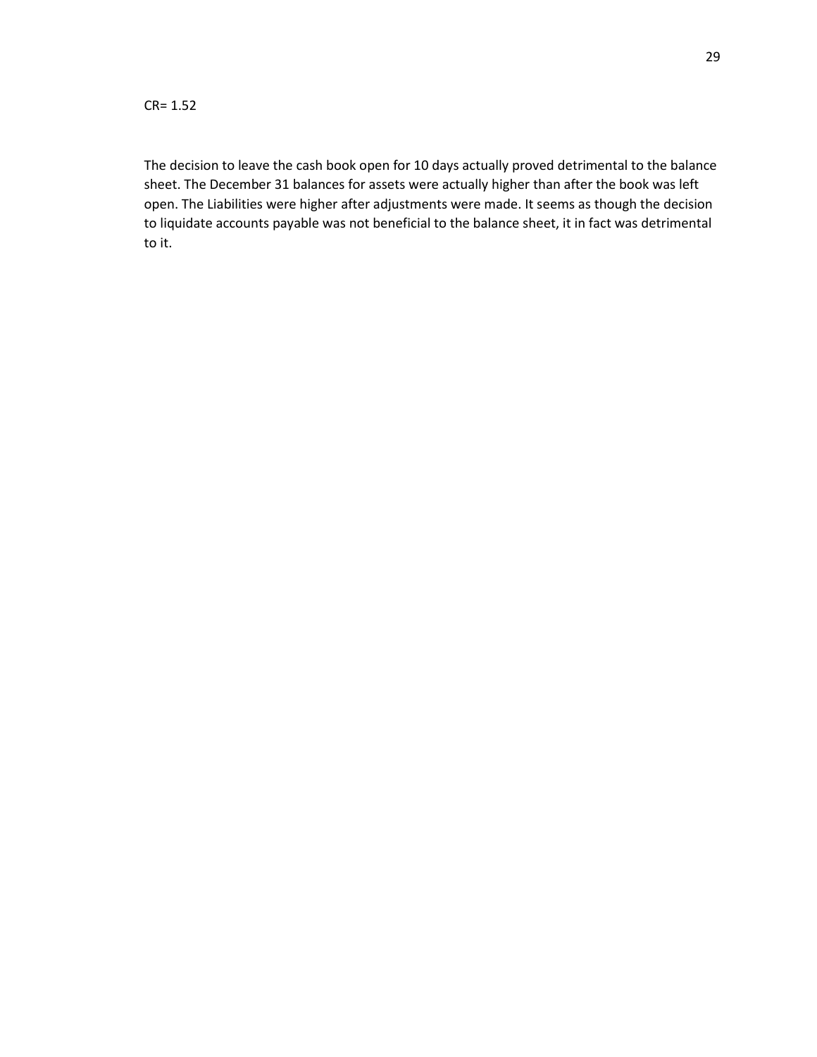CR= 1.52

The decision to leave the cash book open for 10 days actually proved detrimental to the balance sheet. The December 31 balances for assets were actually higher than after the book was left open. The Liabilities were higher after adjustments were made. It seems as though the decision to liquidate accounts payable was not beneficial to the balance sheet, it in fact was detrimental to it.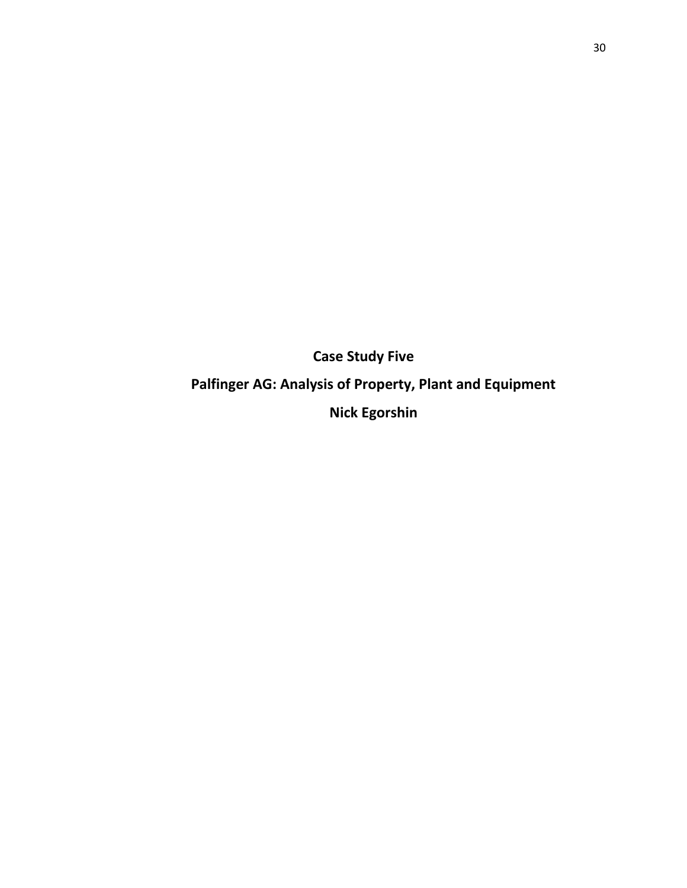**Case Study Five**

**Palfinger AG: Analysis of Property, Plant and Equipment**

**Nick Egorshin**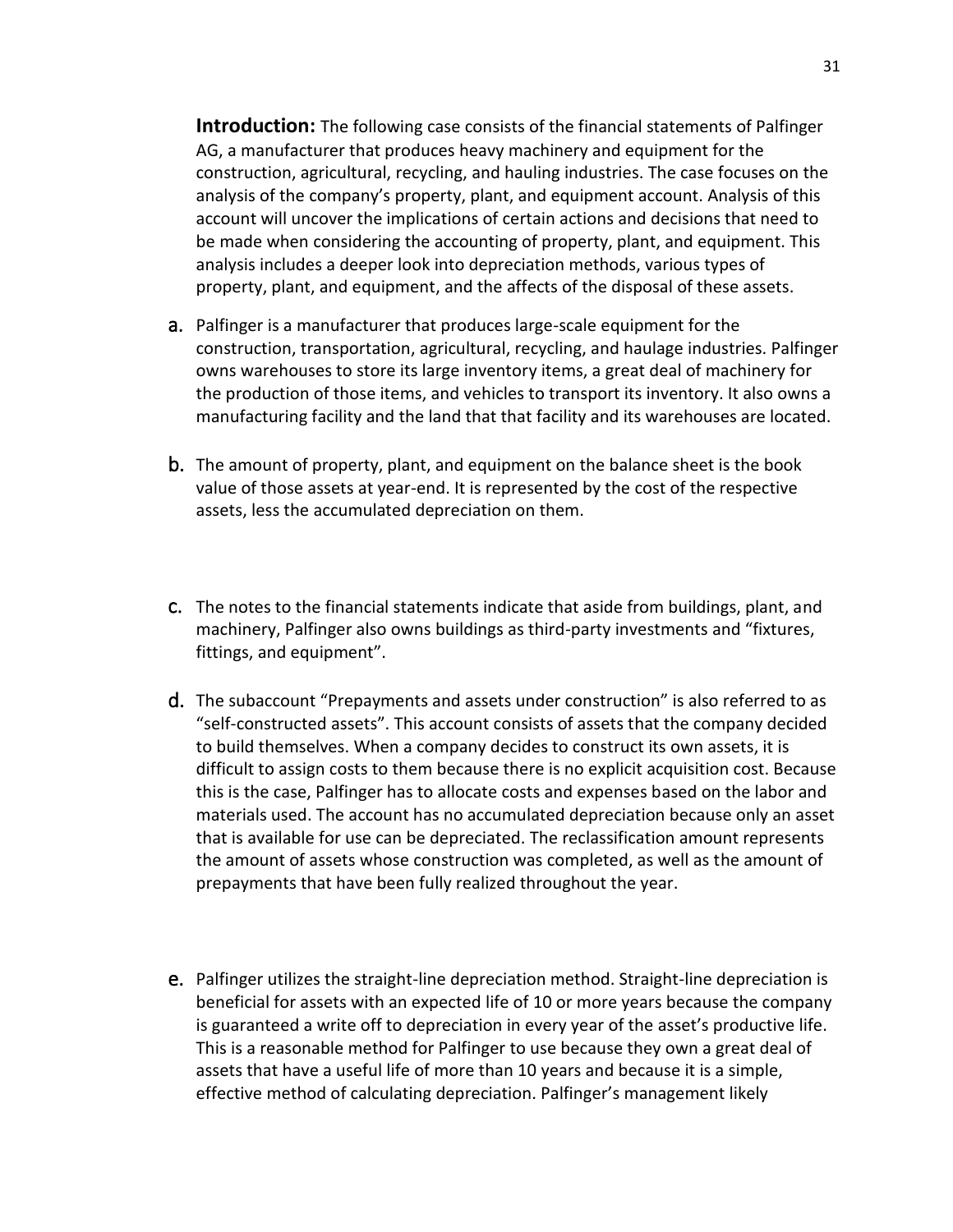**Introduction:** The following case consists of the financial statements of Palfinger AG, a manufacturer that produces heavy machinery and equipment for the construction, agricultural, recycling, and hauling industries. The case focuses on the analysis of the company's property, plant, and equipment account. Analysis of this account will uncover the implications of certain actions and decisions that need to be made when considering the accounting of property, plant, and equipment. This analysis includes a deeper look into depreciation methods, various types of property, plant, and equipment, and the affects of the disposal of these assets.

a. Palfinger is a manufacturer that produces large-scale equipment for the construction, transportation, agricultural, recycling, and haulage industries. Palfinger owns warehouses to store its large inventory items, a great deal of machinery for the production of those items, and vehicles to transport its inventory. It also owns a manufacturing facility and the land that that facility and its warehouses are located.

b. The amount of property, plant, and equipment on the balance sheet is the book value of those assets at year-end. It is represented by the cost of the respective assets, less the accumulated depreciation on them.

c. The notes to the financial statements indicate that aside from buildings, plant, and machinery, Palfinger also owns buildings as third-party investments and "fixtures, fittings, and equipment".

d. The subaccount "Prepayments and assets under construction" is also referred to as "self-constructed assets". This account consists of assets that the company decided to build themselves. When a company decides to construct its own assets, it is difficult to assign costs to them because there is no explicit acquisition cost. Because this is the case, Palfinger has to allocate costs and expenses based on the labor and materials used. The account has no accumulated depreciation because only an asset that is available for use can be depreciated. The reclassification amount represents the amount of assets whose construction was completed, as well as the amount of prepayments that have been fully realized throughout the year.

e. Palfinger utilizes the straight-line depreciation method. Straight-line depreciation is beneficial for assets with an expected life of 10 or more years because the company is guaranteed a write off to depreciation in every year of the asset's productive life. This is a reasonable method for Palfinger to use because they own a great deal of assets that have a useful life of more than 10 years and because it is a simple, effective method of calculating depreciation. Palfinger's management likely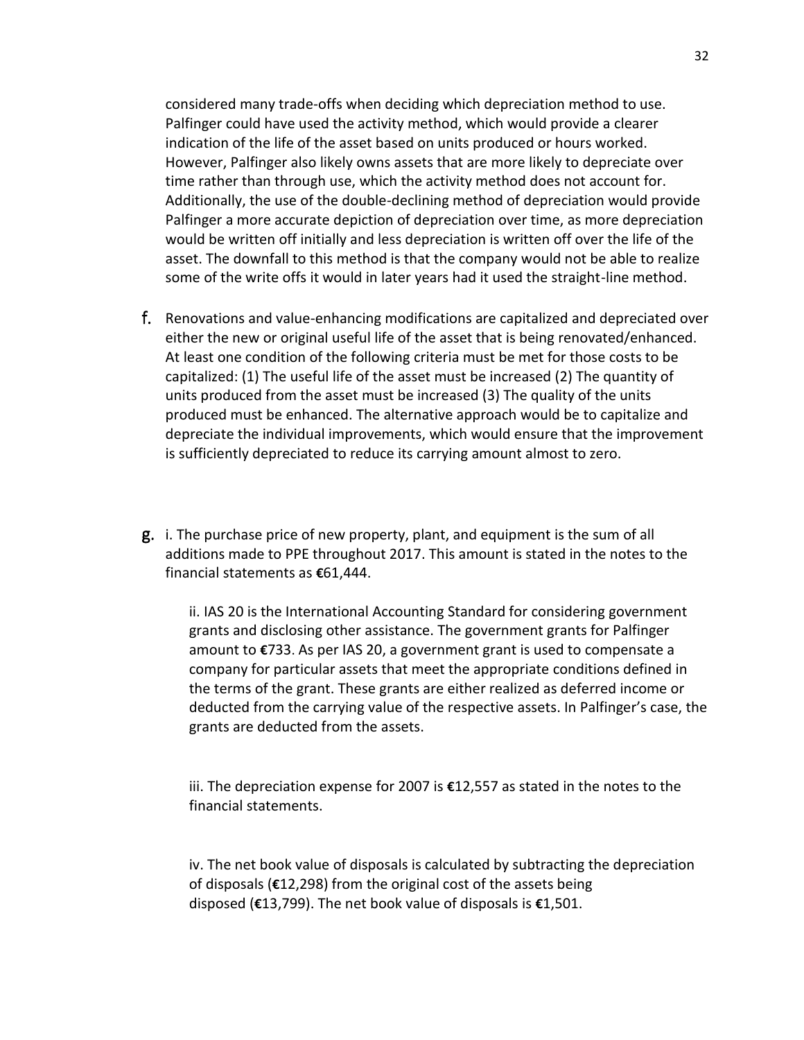considered many trade-offs when deciding which depreciation method to use. Palfinger could have used the activity method, which would provide a clearer indication of the life of the asset based on units produced or hours worked. However, Palfinger also likely owns assets that are more likely to depreciate over time rather than through use, which the activity method does not account for. Additionally, the use of the double-declining method of depreciation would provide Palfinger a more accurate depiction of depreciation over time, as more depreciation would be written off initially and less depreciation is written off over the life of the asset. The downfall to this method is that the company would not be able to realize some of the write offs it would in later years had it used the straight-line method.

f. Renovations and value-enhancing modifications are capitalized and depreciated over either the new or original useful life of the asset that is being renovated/enhanced. At least one condition of the following criteria must be met for those costs to be capitalized: (1) The useful life of the asset must be increased (2) The quantity of units produced from the asset must be increased (3) The quality of the units produced must be enhanced. The alternative approach would be to capitalize and depreciate the individual improvements, which would ensure that the improvement is sufficiently depreciated to reduce its carrying amount almost to zero.

g. i. The purchase price of new property, plant, and equipment is the sum of all additions made to PPE throughout 2017. This amount is stated in the notes to the financial statements as €61,444.

ii. IAS 20 is the International Accounting Standard for considering government grants and disclosing other assistance. The government grants for Palfinger amount to €733. As per IAS 20, a government grant is used to compensate a company for particular assets that meet the appropriate conditions defined in the terms of the grant. These grants are either realized as deferred income or deducted from the carrying value of the respective assets. In Palfinger's case, the grants are deducted from the assets.

iii. The depreciation expense for 2007 is €12,557 as stated in the notes to the financial statements.

iv. The net book value of disposals is calculated by subtracting the depreciation of disposals (€12,298) from the original cost of the assets being disposed (€13,799). The net book value of disposals is €1,501.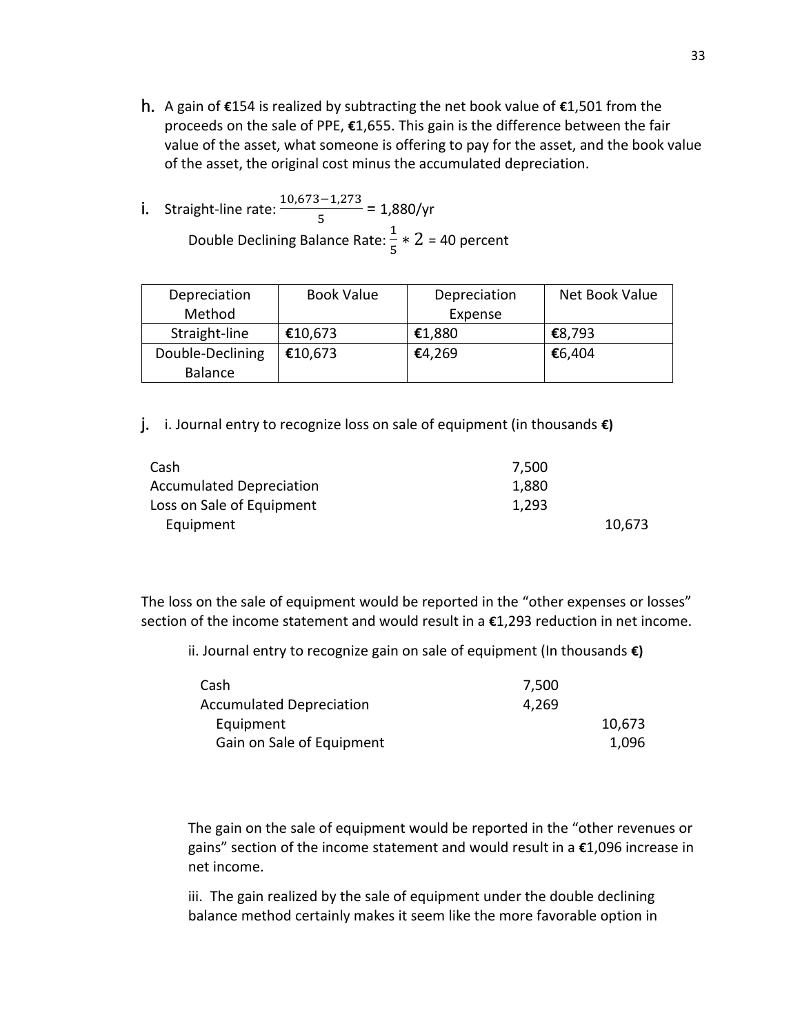h. A gain of **€**154 is realized by subtracting the net book value of **€**1,501 from the proceeds on the sale of PPE, **€**1,655. This gain is the difference between the fair value of the asset, what someone is offering to pay for the asset, and the book value of the asset, the original cost minus the accumulated depreciation.

i. Straight-line rate: $\frac{10{,}673-1{,}273}{5}$ = 1,880/yr

Double Declining Balance Rate: $\frac{1}{5} * 2$ = 40 percent

| Depreciation Method | Book Value | Depreciation Expense | Net Book Value |
|---|---|---|---|
| Straight-line | **€**10,673 | **€**1,880 | **€**8,793 |
| Double-Declining Balance | **€**10,673 | **€**4,269 | **€**6,404 |

j. i. Journal entry to recognize loss on sale of equipment (in thousands **€)**

| | | |
|---|---|---|
| Cash | 7,500 | |
| Accumulated Depreciation | 1,880 | |
| Loss on Sale of Equipment | 1,293 | |
| Equipment | | 10,673 |

The loss on the sale of equipment would be reported in the "other expenses or losses" section of the income statement and would result in a **€**1,293 reduction in net income.

ii. Journal entry to recognize gain on sale of equipment (In thousands **€)**

| | | |
|---|---|---|
| Cash | 7,500 | |
| Accumulated Depreciation | 4,269 | |
| Equipment | | 10,673 |
| Gain on Sale of Equipment | | 1,096 |

The gain on the sale of equipment would be reported in the "other revenues or gains" section of the income statement and would result in a **€**1,096 increase in net income.

iii. The gain realized by the sale of equipment under the double declining balance method certainly makes it seem like the more favorable option in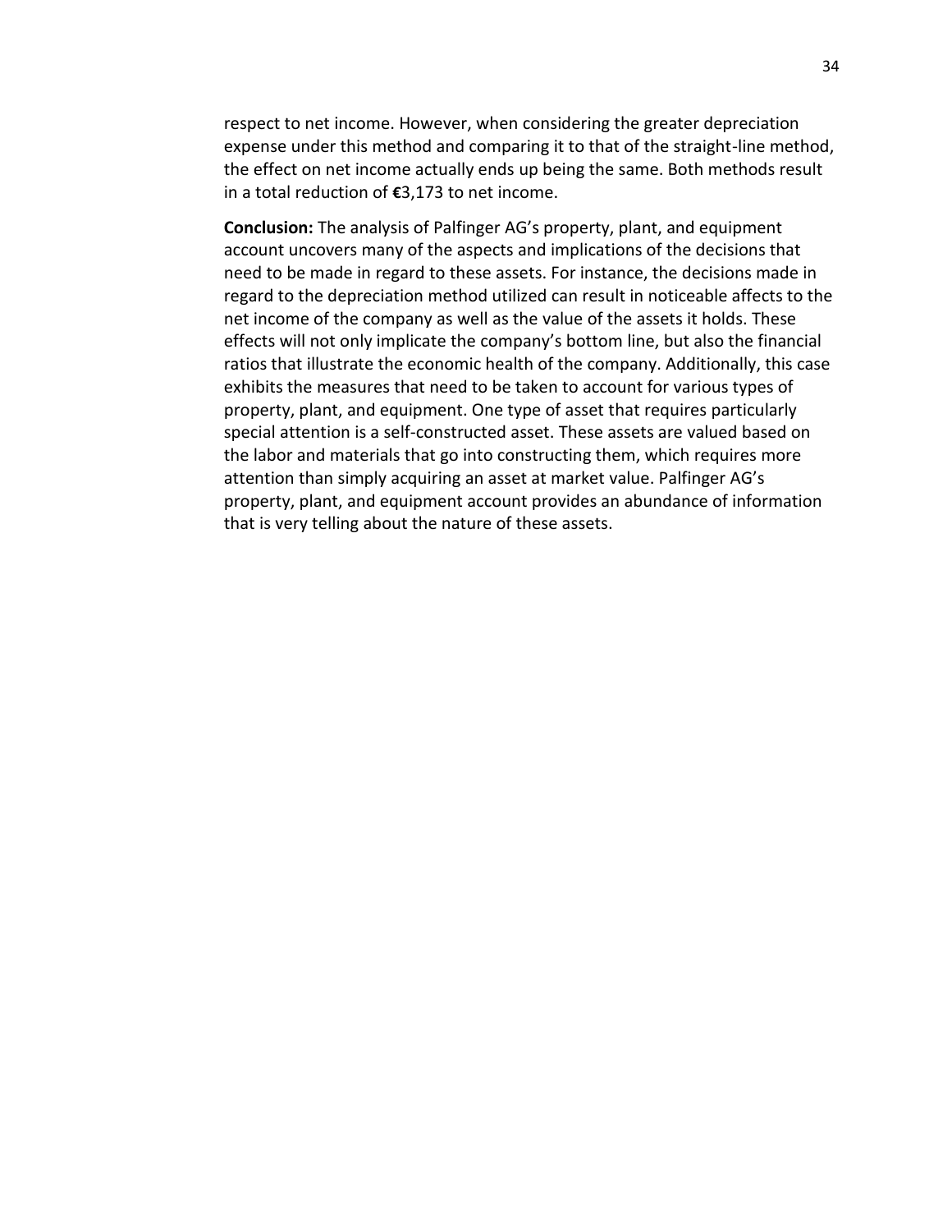respect to net income. However, when considering the greater depreciation expense under this method and comparing it to that of the straight-line method, the effect on net income actually ends up being the same. Both methods result in a total reduction of **€**3,173 to net income.

**Conclusion:** The analysis of Palfinger AG's property, plant, and equipment account uncovers many of the aspects and implications of the decisions that need to be made in regard to these assets. For instance, the decisions made in regard to the depreciation method utilized can result in noticeable affects to the net income of the company as well as the value of the assets it holds. These effects will not only implicate the company's bottom line, but also the financial ratios that illustrate the economic health of the company. Additionally, this case exhibits the measures that need to be taken to account for various types of property, plant, and equipment. One type of asset that requires particularly special attention is a self-constructed asset. These assets are valued based on the labor and materials that go into constructing them, which requires more attention than simply acquiring an asset at market value. Palfinger AG's property, plant, and equipment account provides an abundance of information that is very telling about the nature of these assets.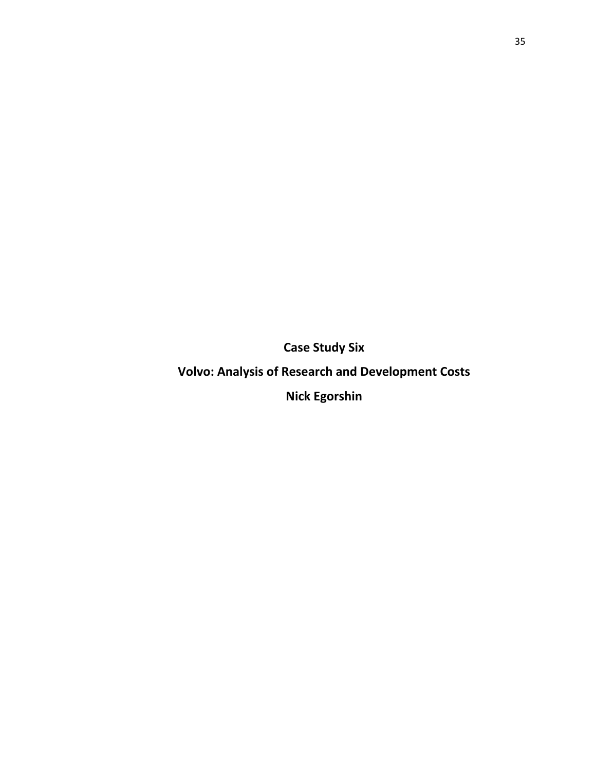**Case Study Six**

**Volvo: Analysis of Research and Development Costs**

**Nick Egorshin**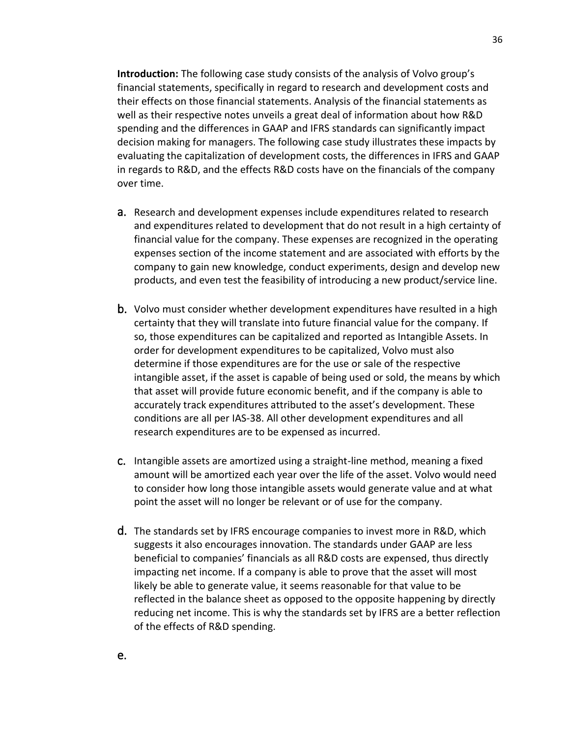**Introduction:** The following case study consists of the analysis of Volvo group's financial statements, specifically in regard to research and development costs and their effects on those financial statements. Analysis of the financial statements as well as their respective notes unveils a great deal of information about how R&D spending and the differences in GAAP and IFRS standards can significantly impact decision making for managers. The following case study illustrates these impacts by evaluating the capitalization of development costs, the differences in IFRS and GAAP in regards to R&D, and the effects R&D costs have on the financials of the company over time.

a. Research and development expenses include expenditures related to research and expenditures related to development that do not result in a high certainty of financial value for the company. These expenses are recognized in the operating expenses section of the income statement and are associated with efforts by the company to gain new knowledge, conduct experiments, design and develop new products, and even test the feasibility of introducing a new product/service line.

b. Volvo must consider whether development expenditures have resulted in a high certainty that they will translate into future financial value for the company. If so, those expenditures can be capitalized and reported as Intangible Assets. In order for development expenditures to be capitalized, Volvo must also determine if those expenditures are for the use or sale of the respective intangible asset, if the asset is capable of being used or sold, the means by which that asset will provide future economic benefit, and if the company is able to accurately track expenditures attributed to the asset's development. These conditions are all per IAS-38. All other development expenditures and all research expenditures are to be expensed as incurred.

c. Intangible assets are amortized using a straight-line method, meaning a fixed amount will be amortized each year over the life of the asset. Volvo would need to consider how long those intangible assets would generate value and at what point the asset will no longer be relevant or of use for the company.

d. The standards set by IFRS encourage companies to invest more in R&D, which suggests it also encourages innovation. The standards under GAAP are less beneficial to companies' financials as all R&D costs are expensed, thus directly impacting net income. If a company is able to prove that the asset will most likely be able to generate value, it seems reasonable for that value to be reflected in the balance sheet as opposed to the opposite happening by directly reducing net income. This is why the standards set by IFRS are a better reflection of the effects of R&D spending.

e.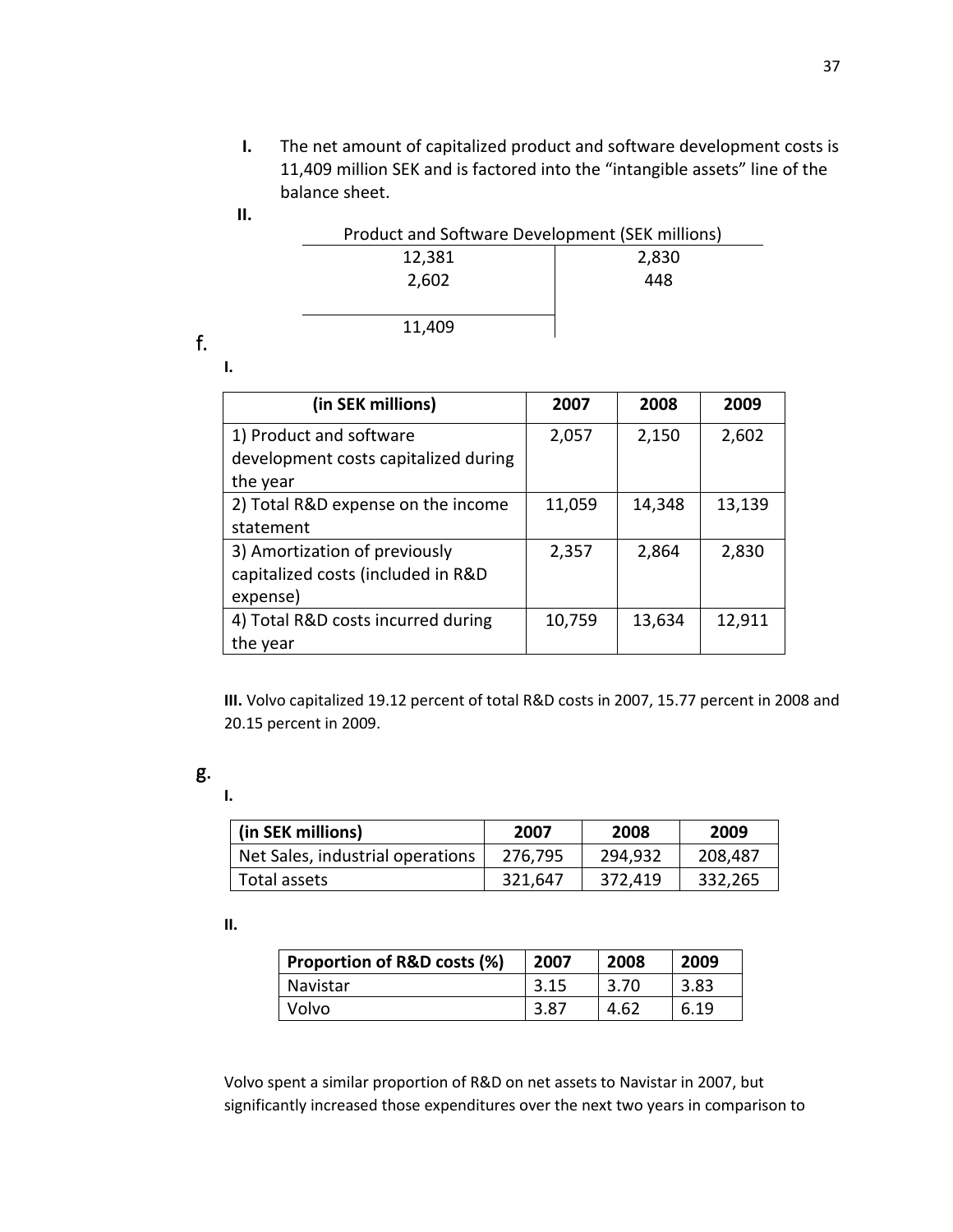**I.** The net amount of capitalized product and software development costs is 11,409 million SEK and is factored into the "intangible assets" line of the balance sheet.

**II.**

| Product and Software Development (SEK millions) | |
|---|---|
| 12,381 | 2,830 |
| 2,602 | 448 |
| 11,409 | |

f.

**I.**

| (in SEK millions) | 2007 | 2008 | 2009 |
|---|---|---|---|
| 1) Product and software development costs capitalized during the year | 2,057 | 2,150 | 2,602 |
| 2) Total R&D expense on the income statement | 11,059 | 14,348 | 13,139 |
| 3) Amortization of previously capitalized costs (included in R&D expense) | 2,357 | 2,864 | 2,830 |
| 4) Total R&D costs incurred during the year | 10,759 | 13,634 | 12,911 |

**III.** Volvo capitalized 19.12 percent of total R&D costs in 2007, 15.77 percent in 2008 and 20.15 percent in 2009.

g.

**I.**

| (in SEK millions) | 2007 | 2008 | 2009 |
|---|---|---|---|
| Net Sales, industrial operations | 276,795 | 294,932 | 208,487 |
| Total assets | 321,647 | 372,419 | 332,265 |

**II.**

| Proportion of R&D costs (%) | 2007 | 2008 | 2009 |
|---|---|---|---|
| Navistar | 3.15 | 3.70 | 3.83 |
| Volvo | 3.87 | 4.62 | 6.19 |

Volvo spent a similar proportion of R&D on net assets to Navistar in 2007, but significantly increased those expenditures over the next two years in comparison to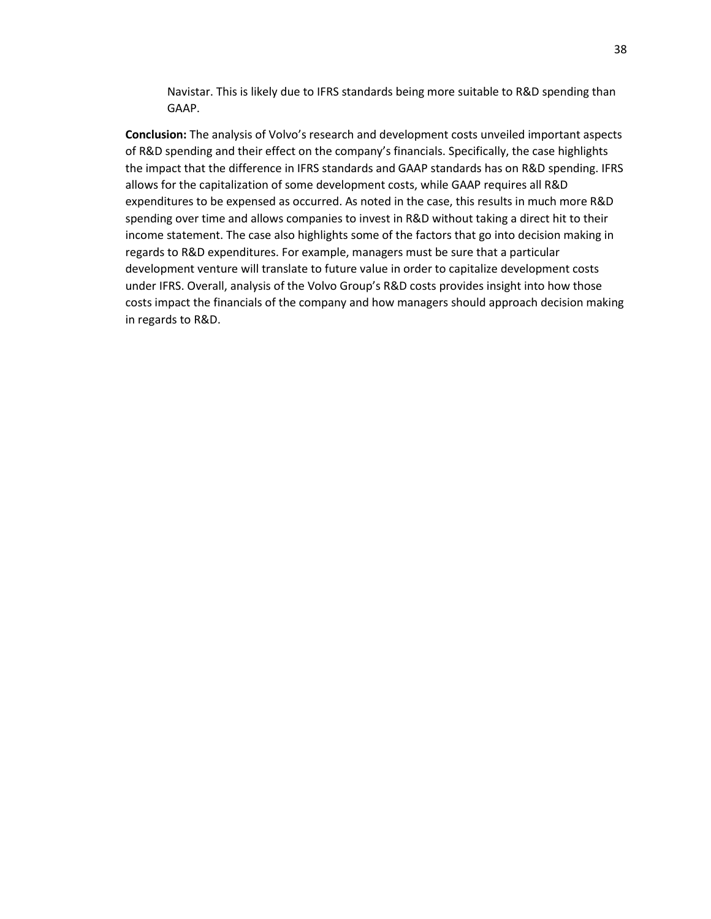Navistar. This is likely due to IFRS standards being more suitable to R&D spending than GAAP.

**Conclusion:** The analysis of Volvo's research and development costs unveiled important aspects of R&D spending and their effect on the company's financials. Specifically, the case highlights the impact that the difference in IFRS standards and GAAP standards has on R&D spending. IFRS allows for the capitalization of some development costs, while GAAP requires all R&D expenditures to be expensed as occurred. As noted in the case, this results in much more R&D spending over time and allows companies to invest in R&D without taking a direct hit to their income statement. The case also highlights some of the factors that go into decision making in regards to R&D expenditures. For example, managers must be sure that a particular development venture will translate to future value in order to capitalize development costs under IFRS. Overall, analysis of the Volvo Group's R&D costs provides insight into how those costs impact the financials of the company and how managers should approach decision making in regards to R&D.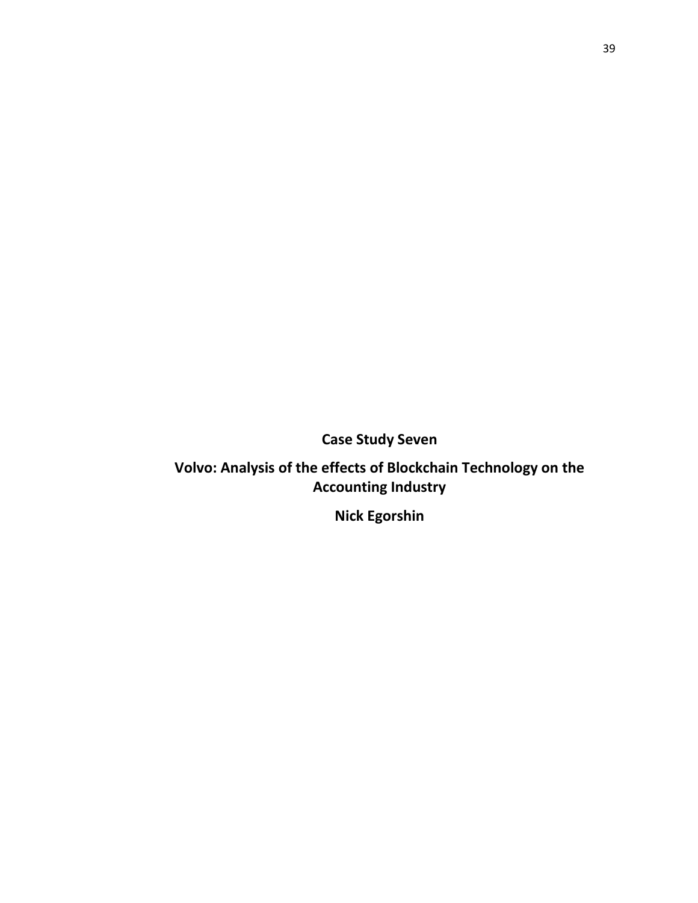# Case Study Seven

## Volvo: Analysis of the effects of Blockchain Technology on the Accounting Industry

**Nick Egorshin**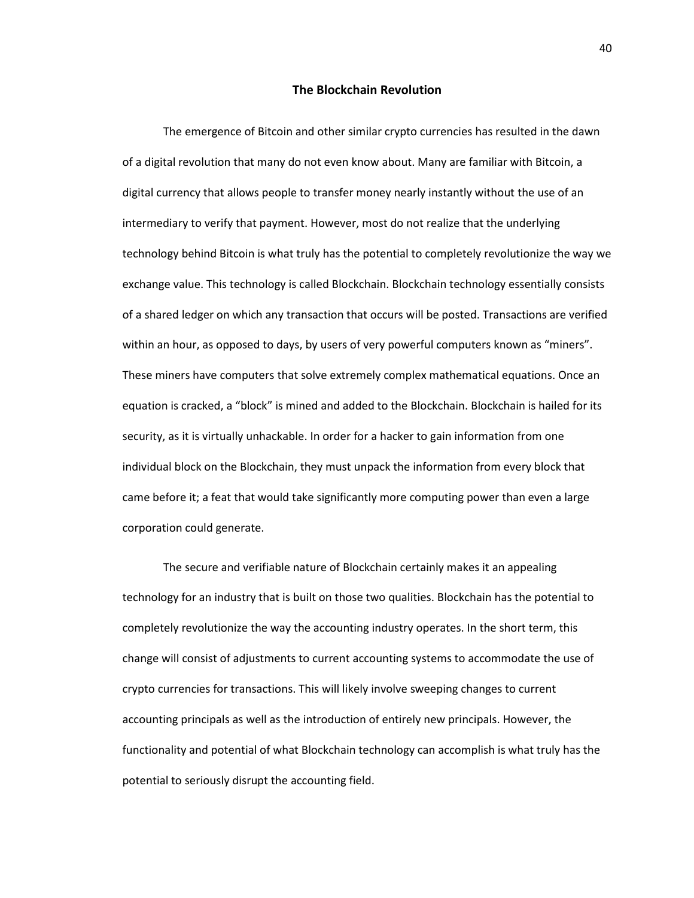## The Blockchain Revolution

The emergence of Bitcoin and other similar crypto currencies has resulted in the dawn of a digital revolution that many do not even know about. Many are familiar with Bitcoin, a digital currency that allows people to transfer money nearly instantly without the use of an intermediary to verify that payment. However, most do not realize that the underlying technology behind Bitcoin is what truly has the potential to completely revolutionize the way we exchange value. This technology is called Blockchain. Blockchain technology essentially consists of a shared ledger on which any transaction that occurs will be posted. Transactions are verified within an hour, as opposed to days, by users of very powerful computers known as "miners". These miners have computers that solve extremely complex mathematical equations. Once an equation is cracked, a "block" is mined and added to the Blockchain. Blockchain is hailed for its security, as it is virtually unhackable. In order for a hacker to gain information from one individual block on the Blockchain, they must unpack the information from every block that came before it; a feat that would take significantly more computing power than even a large corporation could generate.

The secure and verifiable nature of Blockchain certainly makes it an appealing technology for an industry that is built on those two qualities. Blockchain has the potential to completely revolutionize the way the accounting industry operates. In the short term, this change will consist of adjustments to current accounting systems to accommodate the use of crypto currencies for transactions. This will likely involve sweeping changes to current accounting principals as well as the introduction of entirely new principals. However, the functionality and potential of what Blockchain technology can accomplish is what truly has the potential to seriously disrupt the accounting field.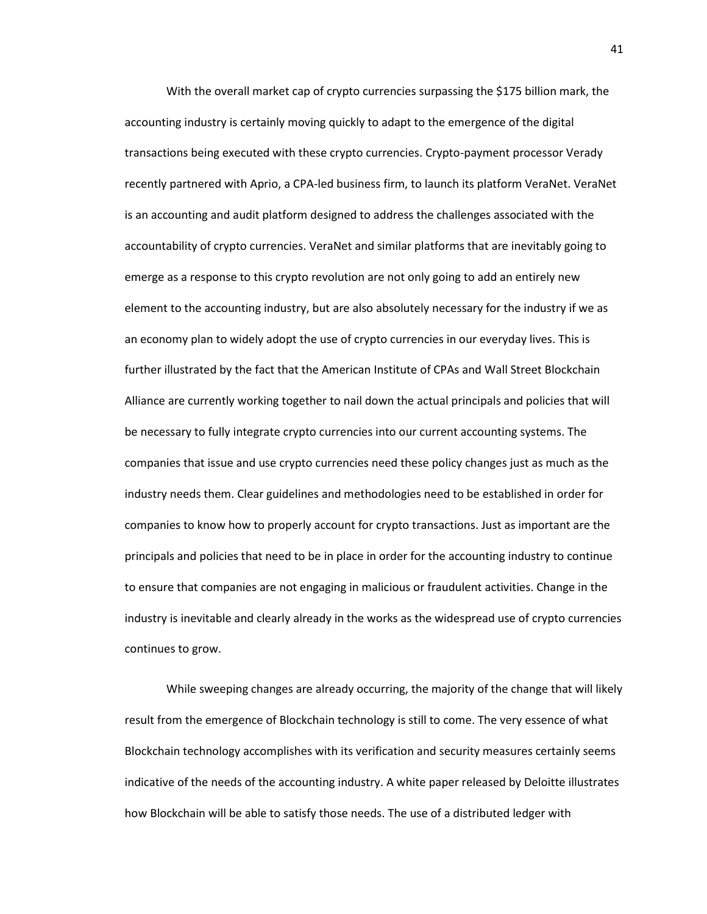With the overall market cap of crypto currencies surpassing the $175 billion mark, the accounting industry is certainly moving quickly to adapt to the emergence of the digital transactions being executed with these crypto currencies. Crypto-payment processor Verady recently partnered with Aprio, a CPA-led business firm, to launch its platform VeraNet. VeraNet is an accounting and audit platform designed to address the challenges associated with the accountability of crypto currencies. VeraNet and similar platforms that are inevitably going to emerge as a response to this crypto revolution are not only going to add an entirely new element to the accounting industry, but are also absolutely necessary for the industry if we as an economy plan to widely adopt the use of crypto currencies in our everyday lives. This is further illustrated by the fact that the American Institute of CPAs and Wall Street Blockchain Alliance are currently working together to nail down the actual principals and policies that will be necessary to fully integrate crypto currencies into our current accounting systems. The companies that issue and use crypto currencies need these policy changes just as much as the industry needs them. Clear guidelines and methodologies need to be established in order for companies to know how to properly account for crypto transactions. Just as important are the principals and policies that need to be in place in order for the accounting industry to continue to ensure that companies are not engaging in malicious or fraudulent activities. Change in the industry is inevitable and clearly already in the works as the widespread use of crypto currencies continues to grow.

While sweeping changes are already occurring, the majority of the change that will likely result from the emergence of Blockchain technology is still to come. The very essence of what Blockchain technology accomplishes with its verification and security measures certainly seems indicative of the needs of the accounting industry. A white paper released by Deloitte illustrates how Blockchain will be able to satisfy those needs. The use of a distributed ledger with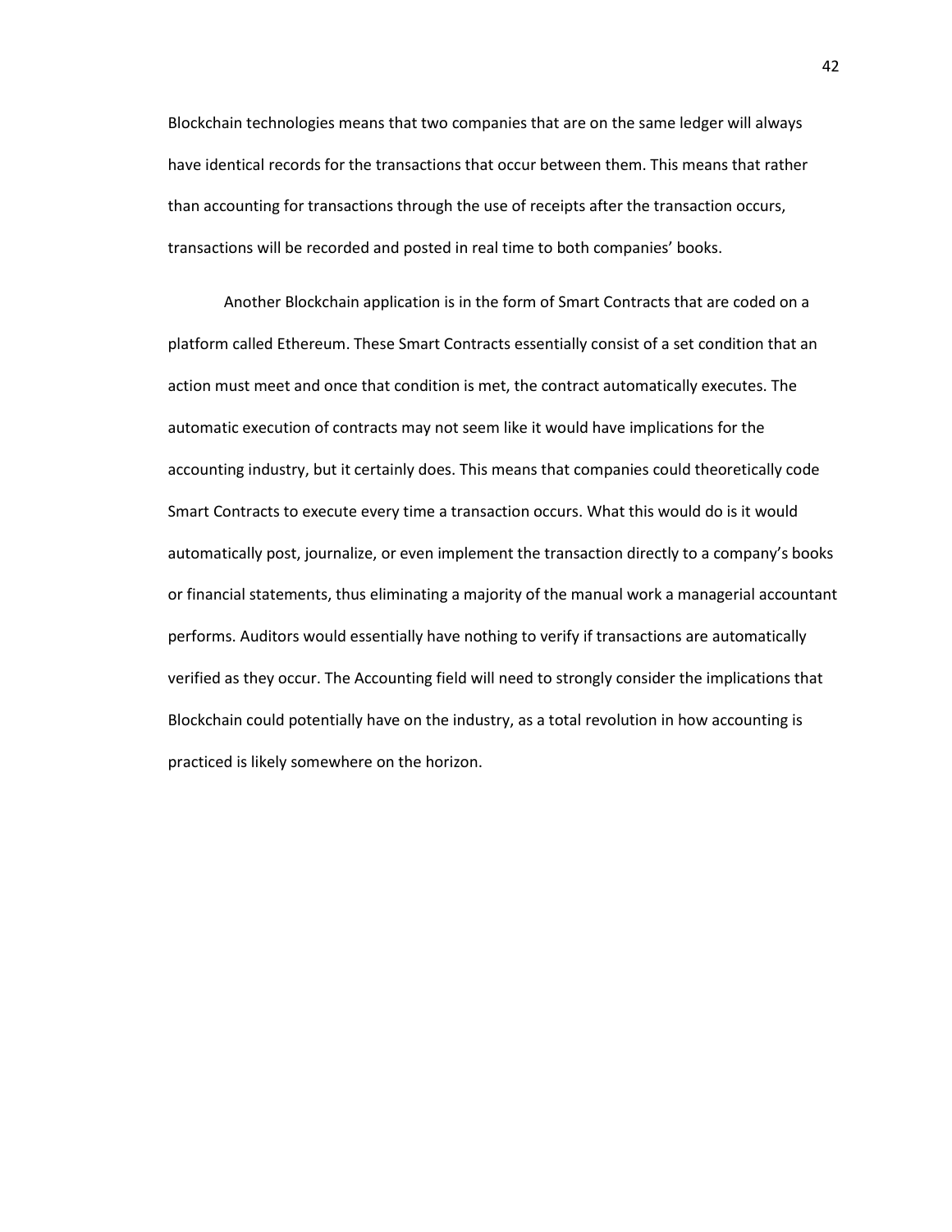Blockchain technologies means that two companies that are on the same ledger will always have identical records for the transactions that occur between them. This means that rather than accounting for transactions through the use of receipts after the transaction occurs, transactions will be recorded and posted in real time to both companies' books.

Another Blockchain application is in the form of Smart Contracts that are coded on a platform called Ethereum. These Smart Contracts essentially consist of a set condition that an action must meet and once that condition is met, the contract automatically executes. The automatic execution of contracts may not seem like it would have implications for the accounting industry, but it certainly does. This means that companies could theoretically code Smart Contracts to execute every time a transaction occurs. What this would do is it would automatically post, journalize, or even implement the transaction directly to a company's books or financial statements, thus eliminating a majority of the manual work a managerial accountant performs. Auditors would essentially have nothing to verify if transactions are automatically verified as they occur. The Accounting field will need to strongly consider the implications that Blockchain could potentially have on the industry, as a total revolution in how accounting is practiced is likely somewhere on the horizon.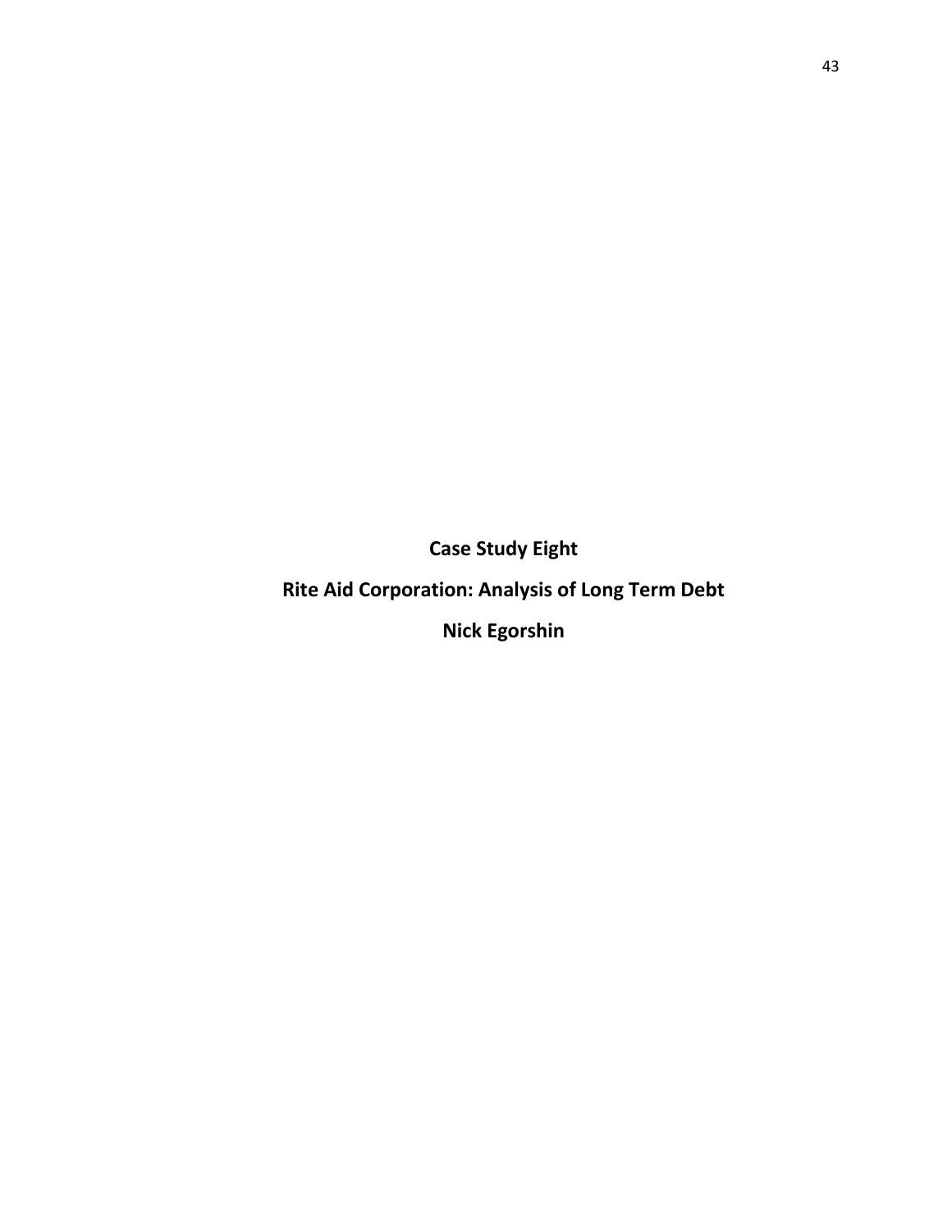**Case Study Eight**

**Rite Aid Corporation: Analysis of Long Term Debt**

**Nick Egorshin**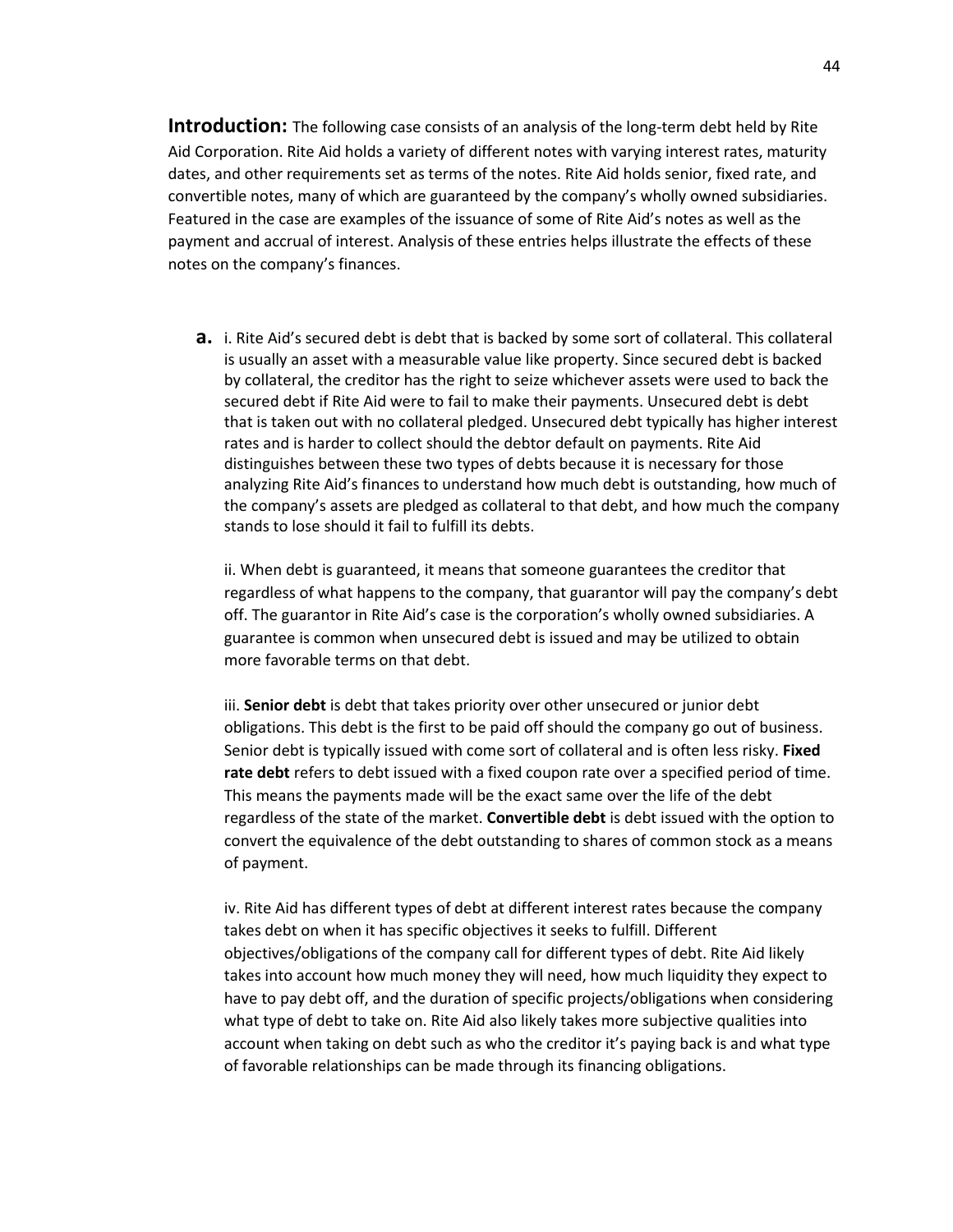**Introduction:** The following case consists of an analysis of the long-term debt held by Rite Aid Corporation. Rite Aid holds a variety of different notes with varying interest rates, maturity dates, and other requirements set as terms of the notes. Rite Aid holds senior, fixed rate, and convertible notes, many of which are guaranteed by the company's wholly owned subsidiaries. Featured in the case are examples of the issuance of some of Rite Aid's notes as well as the payment and accrual of interest. Analysis of these entries helps illustrate the effects of these notes on the company's finances.

**a.** i. Rite Aid's secured debt is debt that is backed by some sort of collateral. This collateral is usually an asset with a measurable value like property. Since secured debt is backed by collateral, the creditor has the right to seize whichever assets were used to back the secured debt if Rite Aid were to fail to make their payments. Unsecured debt is debt that is taken out with no collateral pledged. Unsecured debt typically has higher interest rates and is harder to collect should the debtor default on payments. Rite Aid distinguishes between these two types of debts because it is necessary for those analyzing Rite Aid's finances to understand how much debt is outstanding, how much of the company's assets are pledged as collateral to that debt, and how much the company stands to lose should it fail to fulfill its debts.

ii. When debt is guaranteed, it means that someone guarantees the creditor that regardless of what happens to the company, that guarantor will pay the company's debt off. The guarantor in Rite Aid's case is the corporation's wholly owned subsidiaries. A guarantee is common when unsecured debt is issued and may be utilized to obtain more favorable terms on that debt.

iii. **Senior debt** is debt that takes priority over other unsecured or junior debt obligations. This debt is the first to be paid off should the company go out of business. Senior debt is typically issued with come sort of collateral and is often less risky. **Fixed rate debt** refers to debt issued with a fixed coupon rate over a specified period of time. This means the payments made will be the exact same over the life of the debt regardless of the state of the market. **Convertible debt** is debt issued with the option to convert the equivalence of the debt outstanding to shares of common stock as a means of payment.

iv. Rite Aid has different types of debt at different interest rates because the company takes debt on when it has specific objectives it seeks to fulfill. Different objectives/obligations of the company call for different types of debt. Rite Aid likely takes into account how much money they will need, how much liquidity they expect to have to pay debt off, and the duration of specific projects/obligations when considering what type of debt to take on. Rite Aid also likely takes more subjective qualities into account when taking on debt such as who the creditor it's paying back is and what type of favorable relationships can be made through its financing obligations.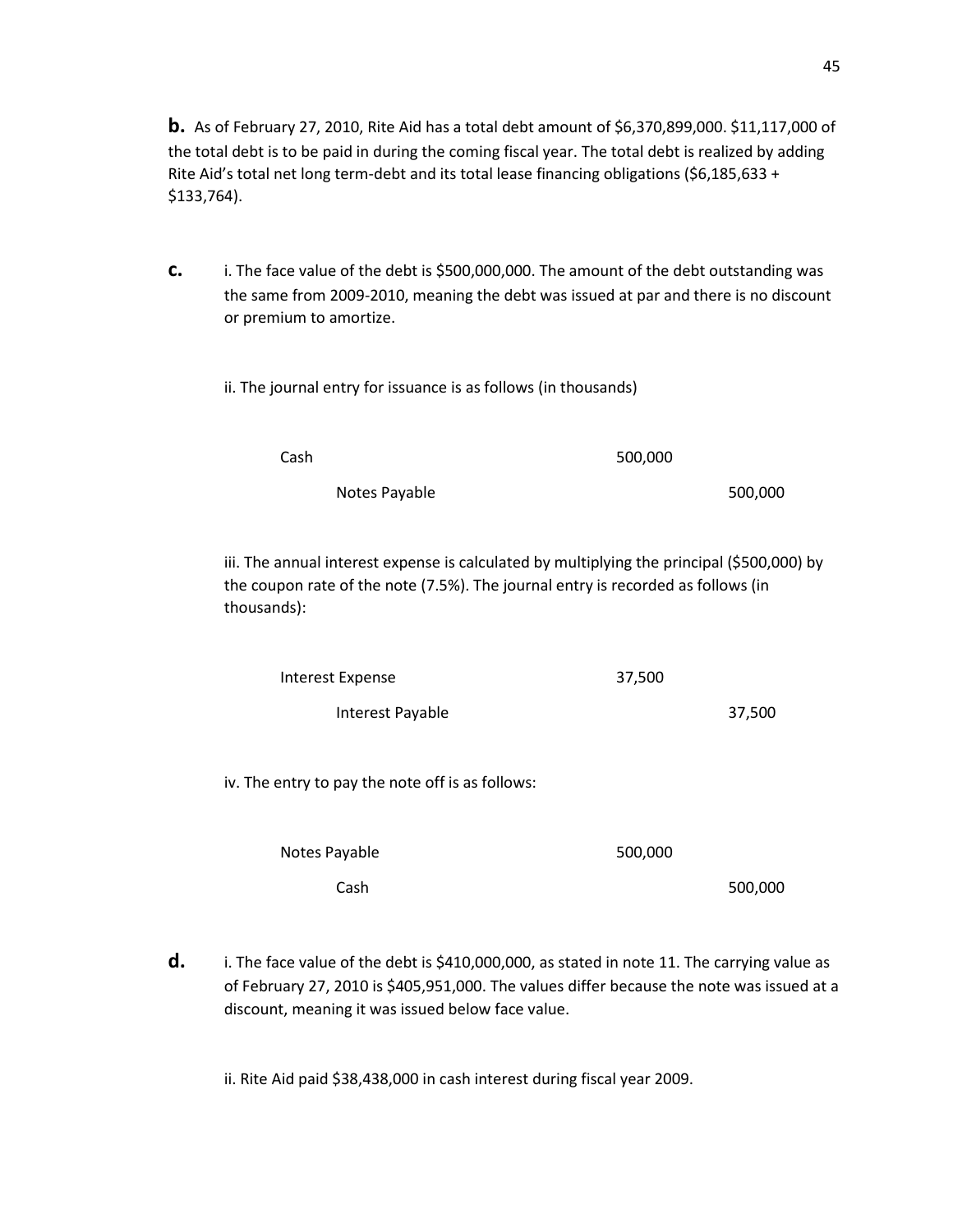**b.** As of February 27, 2010, Rite Aid has a total debt amount of $6,370,899,000. $11,117,000 of the total debt is to be paid in during the coming fiscal year. The total debt is realized by adding Rite Aid's total net long term-debt and its total lease financing obligations ($6,185,633 + $133,764).

**c.** i. The face value of the debt is $500,000,000. The amount of the debt outstanding was the same from 2009-2010, meaning the debt was issued at par and there is no discount or premium to amortize.

ii. The journal entry for issuance is as follows (in thousands)

| | | |
|---|---|---|
| Cash | 500,000 | |
| Notes Payable | | 500,000 |

iii. The annual interest expense is calculated by multiplying the principal ($500,000) by the coupon rate of the note (7.5%). The journal entry is recorded as follows (in thousands):

| | | |
|---|---|---|
| Interest Expense | 37,500 | |
| Interest Payable | | 37,500 |

iv. The entry to pay the note off is as follows:

| | | |
|---|---|---|
| Notes Payable | 500,000 | |
| Cash | | 500,000 |

**d.** i. The face value of the debt is $410,000,000, as stated in note 11. The carrying value as of February 27, 2010 is $405,951,000. The values differ because the note was issued at a discount, meaning it was issued below face value.

ii. Rite Aid paid $38,438,000 in cash interest during fiscal year 2009.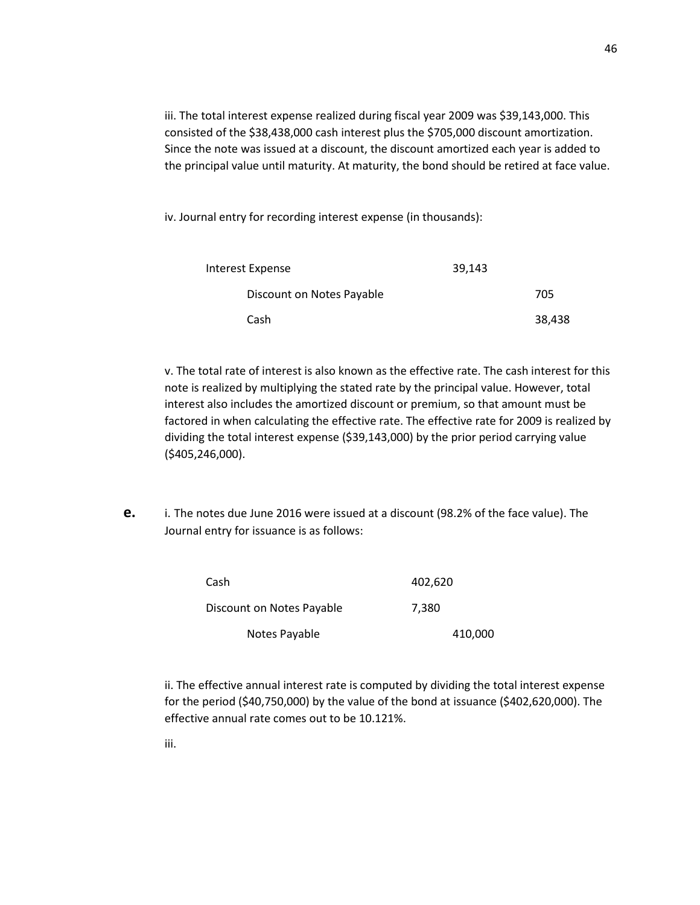iii. The total interest expense realized during fiscal year 2009 was $39,143,000. This consisted of the $38,438,000 cash interest plus the $705,000 discount amortization. Since the note was issued at a discount, the discount amortized each year is added to the principal value until maturity. At maturity, the bond should be retired at face value.

iv. Journal entry for recording interest expense (in thousands):

| | | |
|---|---|---|
| Interest Expense | 39,143 | |
| Discount on Notes Payable | | 705 |
| Cash | | 38,438 |

v. The total rate of interest is also known as the effective rate. The cash interest for this note is realized by multiplying the stated rate by the principal value. However, total interest also includes the amortized discount or premium, so that amount must be factored in when calculating the effective rate. The effective rate for 2009 is realized by dividing the total interest expense ($39,143,000) by the prior period carrying value ($405,246,000).

**e.** i. The notes due June 2016 were issued at a discount (98.2% of the face value). The Journal entry for issuance is as follows:

| | | |
|---|---|---|
| Cash | 402,620 | |
| Discount on Notes Payable | 7,380 | |
| Notes Payable | | 410,000 |

ii. The effective annual interest rate is computed by dividing the total interest expense for the period ($40,750,000) by the value of the bond at issuance ($402,620,000). The effective annual rate comes out to be 10.121%.

iii.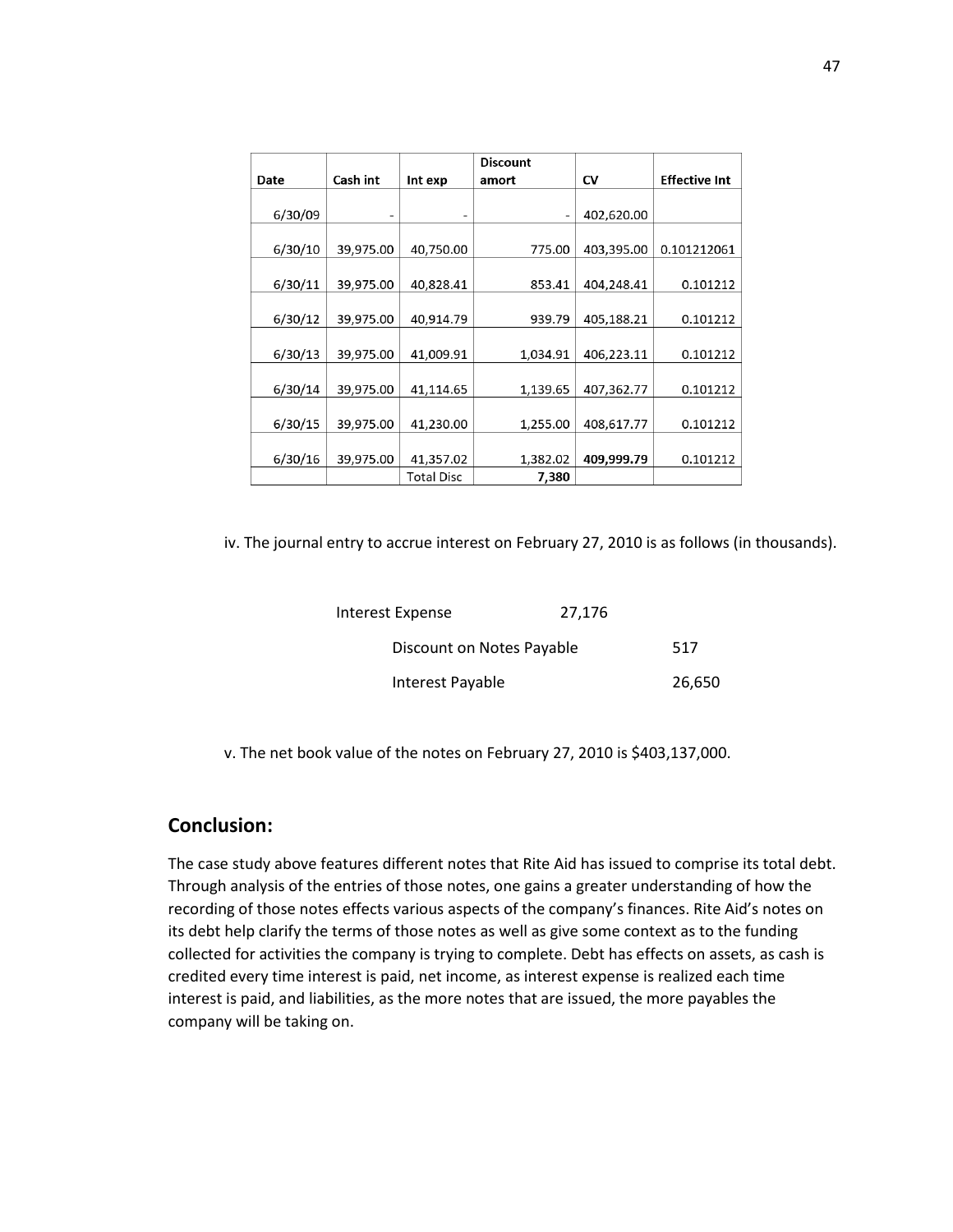| Date | Cash int | Int exp | Discount amort | CV | Effective Int |
|---|---|---|---|---|---|
| 6/30/09 | - | - | - | 402,620.00 | |
| 6/30/10 | 39,975.00 | 40,750.00 | 775.00 | 403,395.00 | 0.101212061 |
| 6/30/11 | 39,975.00 | 40,828.41 | 853.41 | 404,248.41 | 0.101212 |
| 6/30/12 | 39,975.00 | 40,914.79 | 939.79 | 405,188.21 | 0.101212 |
| 6/30/13 | 39,975.00 | 41,009.91 | 1,034.91 | 406,223.11 | 0.101212 |
| 6/30/14 | 39,975.00 | 41,114.65 | 1,139.65 | 407,362.77 | 0.101212 |
| 6/30/15 | 39,975.00 | 41,230.00 | 1,255.00 | 408,617.77 | 0.101212 |
| 6/30/16 | 39,975.00 | 41,357.02 | 1,382.02 | **409,999.79** | 0.101212 |
| | | Total Disc | **7,380** | | |

iv. The journal entry to accrue interest on February 27, 2010 is as follows (in thousands).

| | | |
|---|---|---|
| Interest Expense | 27,176 | |
| Discount on Notes Payable | | 517 |
| Interest Payable | | 26,650 |

v. The net book value of the notes on February 27, 2010 is $403,137,000.

## Conclusion:

The case study above features different notes that Rite Aid has issued to comprise its total debt. Through analysis of the entries of those notes, one gains a greater understanding of how the recording of those notes effects various aspects of the company's finances. Rite Aid's notes on its debt help clarify the terms of those notes as well as give some context as to the funding collected for activities the company is trying to complete. Debt has effects on assets, as cash is credited every time interest is paid, net income, as interest expense is realized each time interest is paid, and liabilities, as the more notes that are issued, the more payables the company will be taking on.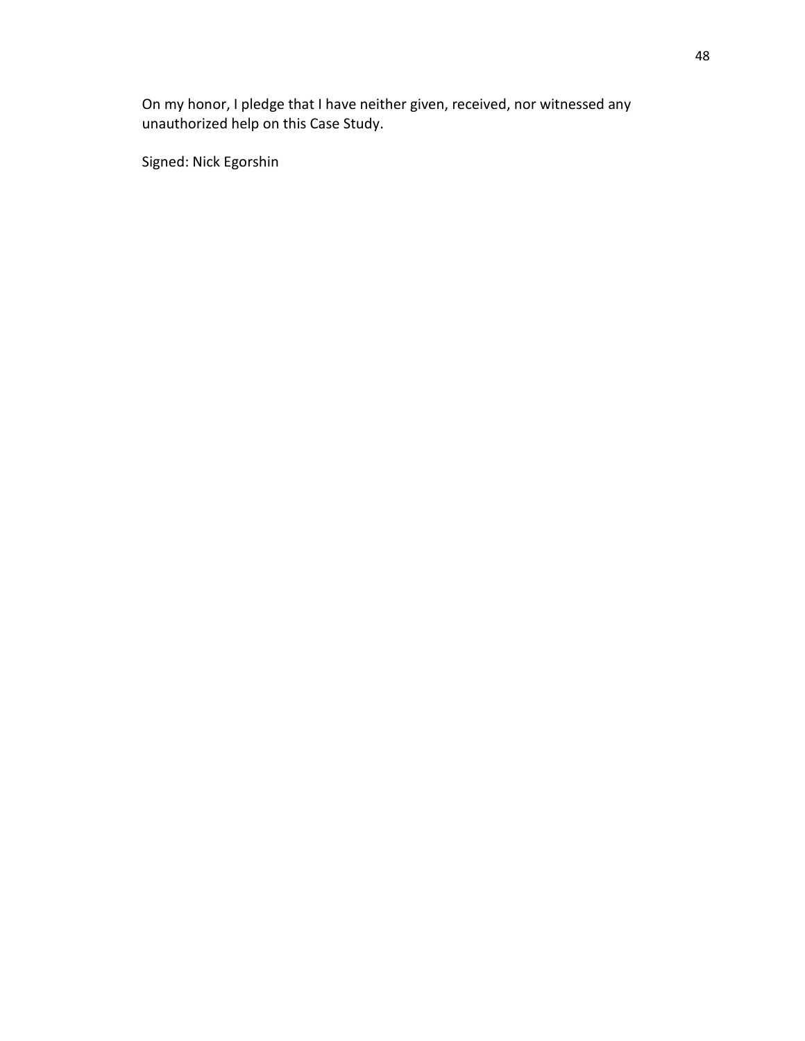On my honor, I pledge that I have neither given, received, nor witnessed any unauthorized help on this Case Study.

Signed: Nick Egorshin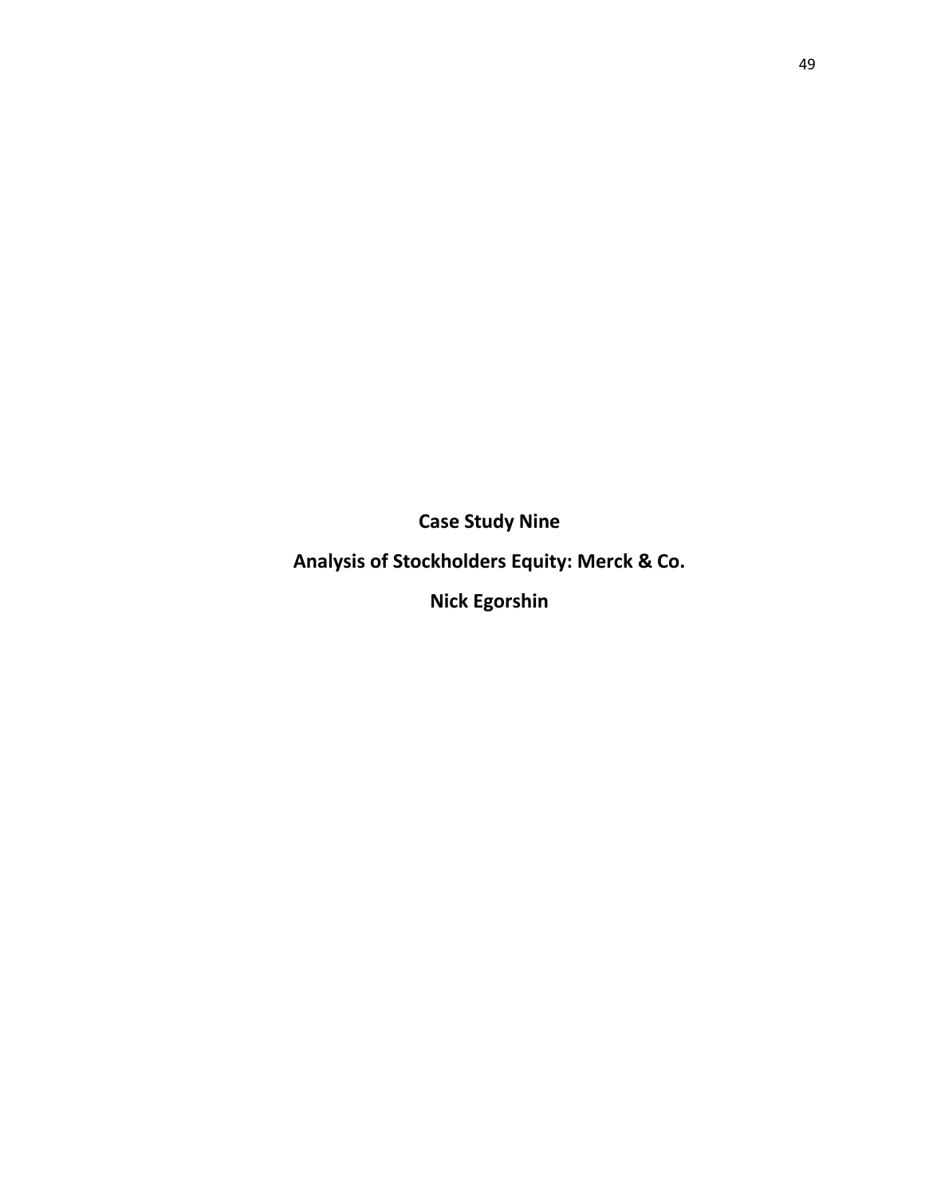**Case Study Nine**

**Analysis of Stockholders Equity: Merck & Co.**

**Nick Egorshin**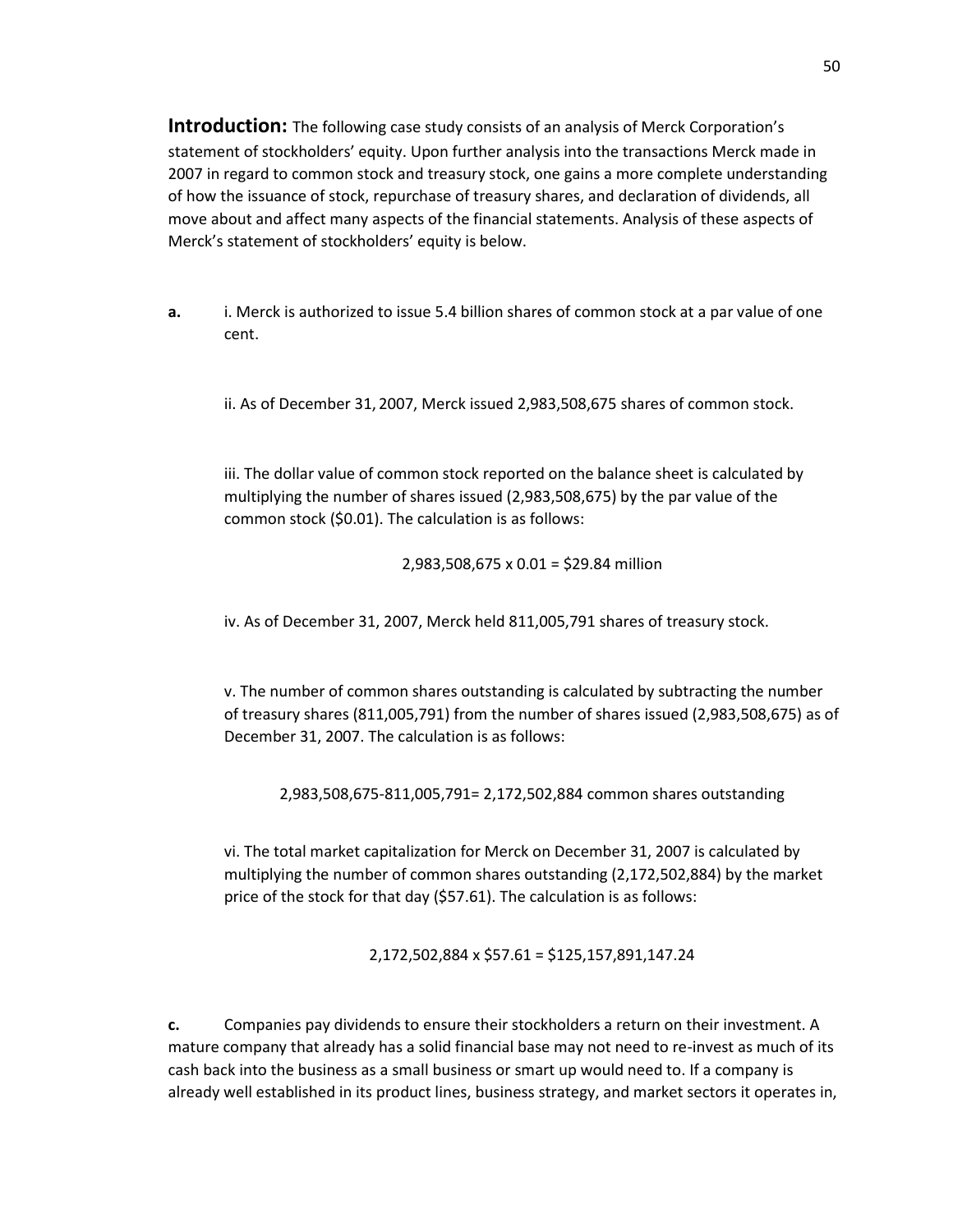**Introduction:** The following case study consists of an analysis of Merck Corporation's statement of stockholders' equity. Upon further analysis into the transactions Merck made in 2007 in regard to common stock and treasury stock, one gains a more complete understanding of how the issuance of stock, repurchase of treasury shares, and declaration of dividends, all move about and affect many aspects of the financial statements. Analysis of these aspects of Merck's statement of stockholders' equity is below.

**a.** i. Merck is authorized to issue 5.4 billion shares of common stock at a par value of one cent.

ii. As of December 31, 2007, Merck issued 2,983,508,675 shares of common stock.

iii. The dollar value of common stock reported on the balance sheet is calculated by multiplying the number of shares issued (2,983,508,675) by the par value of the common stock ($0.01). The calculation is as follows:

2,983,508,675 x 0.01 = $29.84 million

iv. As of December 31, 2007, Merck held 811,005,791 shares of treasury stock.

v. The number of common shares outstanding is calculated by subtracting the number of treasury shares (811,005,791) from the number of shares issued (2,983,508,675) as of December 31, 2007. The calculation is as follows:

2,983,508,675-811,005,791= 2,172,502,884 common shares outstanding

vi. The total market capitalization for Merck on December 31, 2007 is calculated by multiplying the number of common shares outstanding (2,172,502,884) by the market price of the stock for that day ($57.61). The calculation is as follows:

2,172,502,884 x $57.61 = $125,157,891,147.24

**c.** Companies pay dividends to ensure their stockholders a return on their investment. A mature company that already has a solid financial base may not need to re-invest as much of its cash back into the business as a small business or smart up would need to. If a company is already well established in its product lines, business strategy, and market sectors it operates in,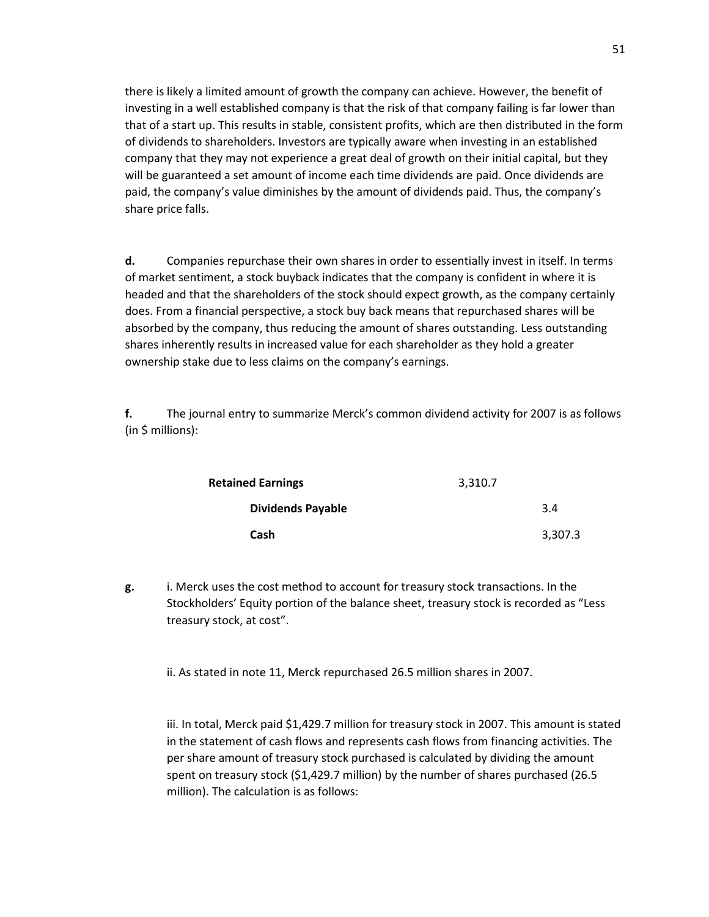there is likely a limited amount of growth the company can achieve. However, the benefit of investing in a well established company is that the risk of that company failing is far lower than that of a start up. This results in stable, consistent profits, which are then distributed in the form of dividends to shareholders. Investors are typically aware when investing in an established company that they may not experience a great deal of growth on their initial capital, but they will be guaranteed a set amount of income each time dividends are paid. Once dividends are paid, the company's value diminishes by the amount of dividends paid. Thus, the company's share price falls.

**d.** Companies repurchase their own shares in order to essentially invest in itself. In terms of market sentiment, a stock buyback indicates that the company is confident in where it is headed and that the shareholders of the stock should expect growth, as the company certainly does. From a financial perspective, a stock buy back means that repurchased shares will be absorbed by the company, thus reducing the amount of shares outstanding. Less outstanding shares inherently results in increased value for each shareholder as they hold a greater ownership stake due to less claims on the company's earnings.

**f.** The journal entry to summarize Merck's common dividend activity for 2007 is as follows (in $ millions):

| | | |
|---|---|---|
| **Retained Earnings** | 3,310.7 | |
| **Dividends Payable** | | 3.4 |
| **Cash** | | 3,307.3 |

**g.** i. Merck uses the cost method to account for treasury stock transactions. In the Stockholders' Equity portion of the balance sheet, treasury stock is recorded as "Less treasury stock, at cost".

ii. As stated in note 11, Merck repurchased 26.5 million shares in 2007.

iii. In total, Merck paid $1,429.7 million for treasury stock in 2007. This amount is stated in the statement of cash flows and represents cash flows from financing activities. The per share amount of treasury stock purchased is calculated by dividing the amount spent on treasury stock ($1,429.7 million) by the number of shares purchased (26.5 million). The calculation is as follows: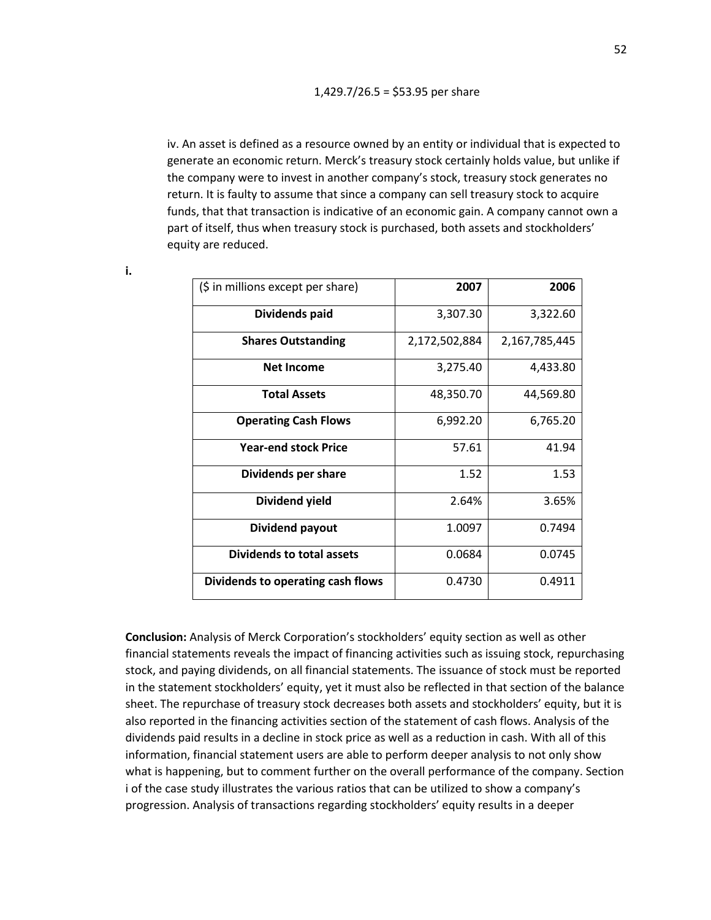1,429.7/26.5 = $53.95 per share

iv. An asset is defined as a resource owned by an entity or individual that is expected to generate an economic return. Merck's treasury stock certainly holds value, but unlike if the company were to invest in another company's stock, treasury stock generates no return. It is faulty to assume that since a company can sell treasury stock to acquire funds, that that transaction is indicative of an economic gain. A company cannot own a part of itself, thus when treasury stock is purchased, both assets and stockholders' equity are reduced.

**i.**

| ($ in millions except per share) | 2007 | 2006 |
|---|---|---|
| **Dividends paid** | 3,307.30 | 3,322.60 |
| **Shares Outstanding** | 2,172,502,884 | 2,167,785,445 |
| **Net Income** | 3,275.40 | 4,433.80 |
| **Total Assets** | 48,350.70 | 44,569.80 |
| **Operating Cash Flows** | 6,992.20 | 6,765.20 |
| **Year-end stock Price** | 57.61 | 41.94 |
| **Dividends per share** | 1.52 | 1.53 |
| **Dividend yield** | 2.64% | 3.65% |
| **Dividend payout** | 1.0097 | 0.7494 |
| **Dividends to total assets** | 0.0684 | 0.0745 |
| **Dividends to operating cash flows** | 0.4730 | 0.4911 |

**Conclusion:** Analysis of Merck Corporation's stockholders' equity section as well as other financial statements reveals the impact of financing activities such as issuing stock, repurchasing stock, and paying dividends, on all financial statements. The issuance of stock must be reported in the statement stockholders' equity, yet it must also be reflected in that section of the balance sheet. The repurchase of treasury stock decreases both assets and stockholders' equity, but it is also reported in the financing activities section of the statement of cash flows. Analysis of the dividends paid results in a decline in stock price as well as a reduction in cash. With all of this information, financial statement users are able to perform deeper analysis to not only show what is happening, but to comment further on the overall performance of the company. Section i of the case study illustrates the various ratios that can be utilized to show a company's progression. Analysis of transactions regarding stockholders' equity results in a deeper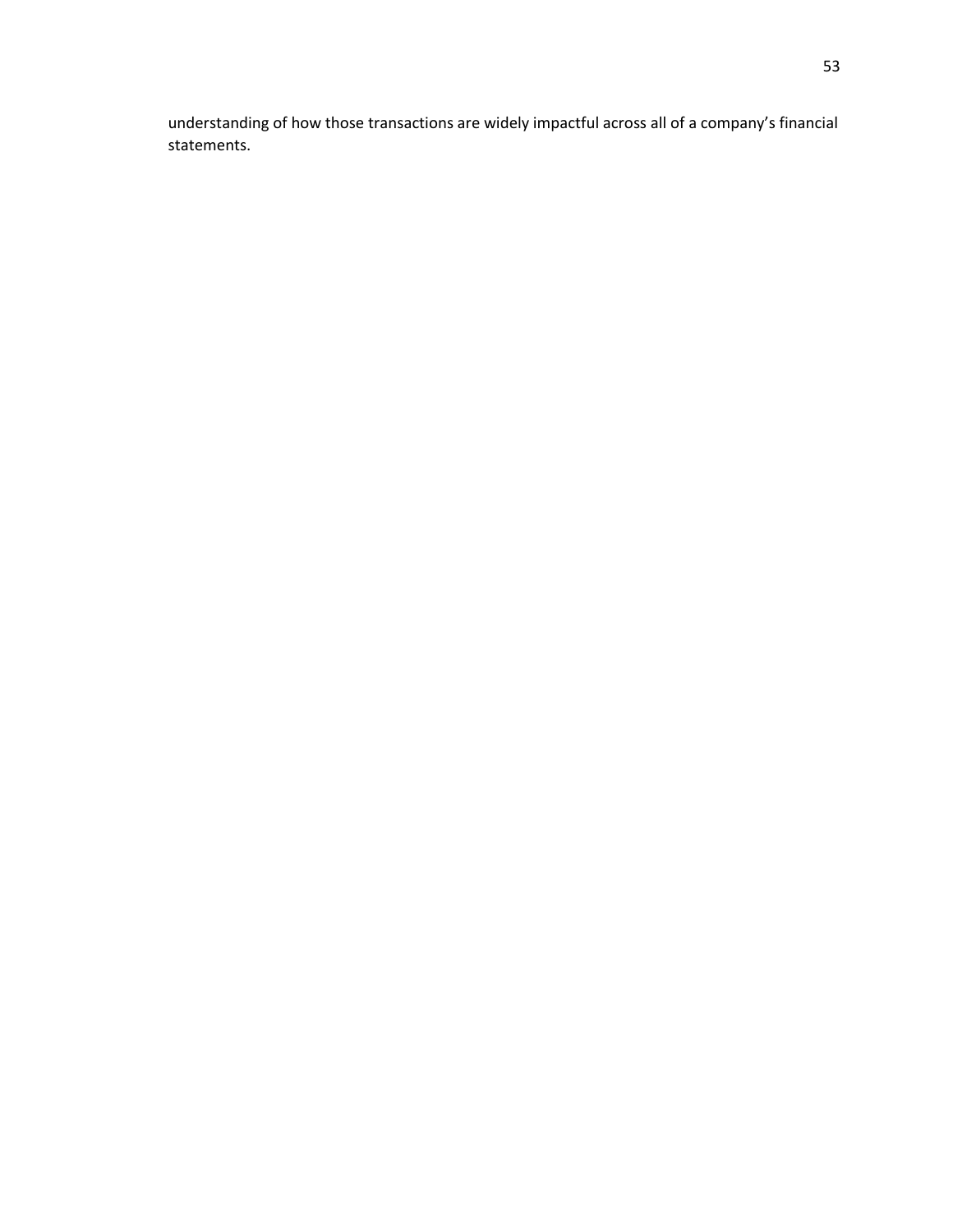understanding of how those transactions are widely impactful across all of a company's financial statements.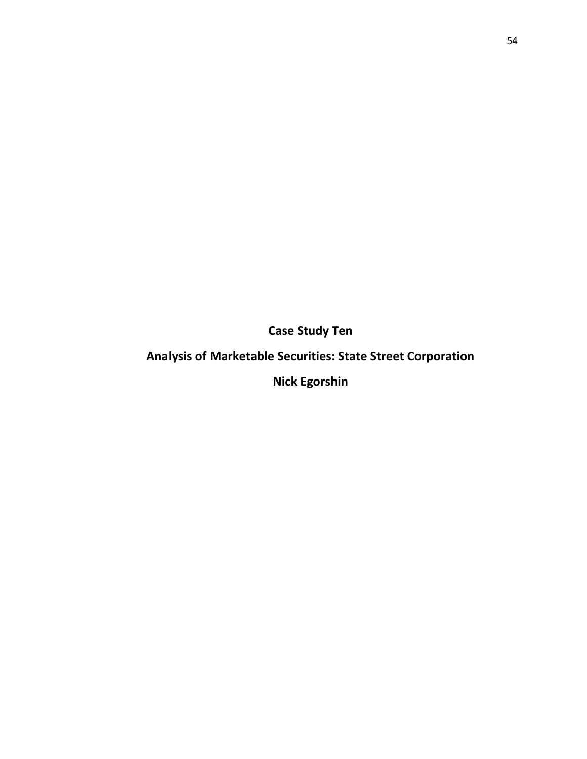# Case Study Ten

## Analysis of Marketable Securities: State Street Corporation

**Nick Egorshin**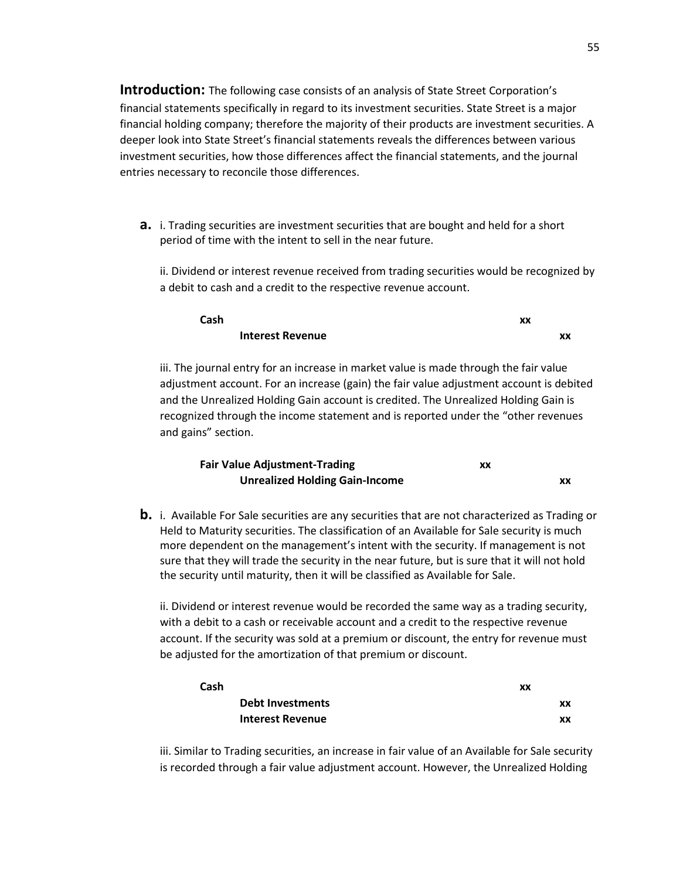**Introduction:** The following case consists of an analysis of State Street Corporation's financial statements specifically in regard to its investment securities. State Street is a major financial holding company; therefore the majority of their products are investment securities. A deeper look into State Street's financial statements reveals the differences between various investment securities, how those differences affect the financial statements, and the journal entries necessary to reconcile those differences.

**a.** i. Trading securities are investment securities that are bought and held for a short period of time with the intent to sell in the near future.

ii. Dividend or interest revenue received from trading securities would be recognized by a debit to cash and a credit to the respective revenue account.

| | Debit | Credit |
|---|---|---|
| **Cash** | **xx** | |
| **Interest Revenue** | | **xx** |

iii. The journal entry for an increase in market value is made through the fair value adjustment account. For an increase (gain) the fair value adjustment account is debited and the Unrealized Holding Gain account is credited. The Unrealized Holding Gain is recognized through the income statement and is reported under the "other revenues and gains" section.

| | Debit | Credit |
|---|---|---|
| **Fair Value Adjustment-Trading** | **xx** | |
| **Unrealized Holding Gain-Income** | | **xx** |

**b.** i. Available For Sale securities are any securities that are not characterized as Trading or Held to Maturity securities. The classification of an Available for Sale security is much more dependent on the management's intent with the security. If management is not sure that they will trade the security in the near future, but is sure that it will not hold the security until maturity, then it will be classified as Available for Sale.

ii. Dividend or interest revenue would be recorded the same way as a trading security, with a debit to a cash or receivable account and a credit to the respective revenue account. If the security was sold at a premium or discount, the entry for revenue must be adjusted for the amortization of that premium or discount.

| | Debit | Credit |
|---|---|---|
| **Cash** | **xx** | |
| **Debt Investments** | | **xx** |
| **Interest Revenue** | | **xx** |

iii. Similar to Trading securities, an increase in fair value of an Available for Sale security is recorded through a fair value adjustment account. However, the Unrealized Holding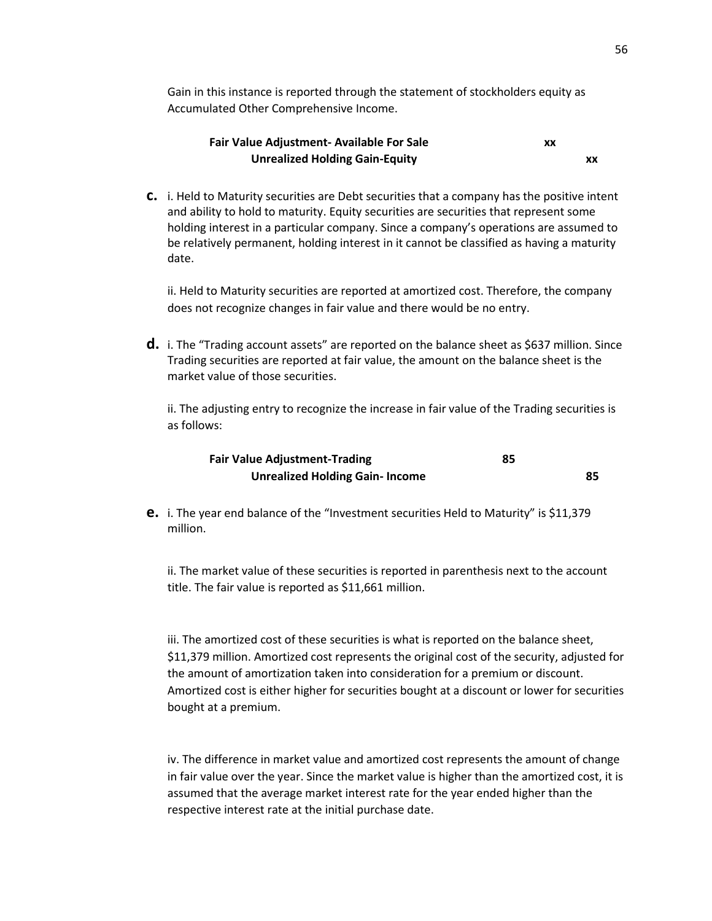Gain in this instance is reported through the statement of stockholders equity as Accumulated Other Comprehensive Income.

| | | |
|---|---|---|
| **Fair Value Adjustment- Available For Sale** | **xx** | |
| **Unrealized Holding Gain-Equity** | | **xx** |

**c.** i. Held to Maturity securities are Debt securities that a company has the positive intent and ability to hold to maturity. Equity securities are securities that represent some holding interest in a particular company. Since a company's operations are assumed to be relatively permanent, holding interest in it cannot be classified as having a maturity date.

ii. Held to Maturity securities are reported at amortized cost. Therefore, the company does not recognize changes in fair value and there would be no entry.

**d.** i. The "Trading account assets" are reported on the balance sheet as $637 million. Since Trading securities are reported at fair value, the amount on the balance sheet is the market value of those securities.

ii. The adjusting entry to recognize the increase in fair value of the Trading securities is as follows:

| | | |
|---|---|---|
| **Fair Value Adjustment-Trading** | **85** | |
| **Unrealized Holding Gain- Income** | | **85** |

**e.** i. The year end balance of the "Investment securities Held to Maturity" is $11,379 million.

ii. The market value of these securities is reported in parenthesis next to the account title. The fair value is reported as $11,661 million.

iii. The amortized cost of these securities is what is reported on the balance sheet, $11,379 million. Amortized cost represents the original cost of the security, adjusted for the amount of amortization taken into consideration for a premium or discount. Amortized cost is either higher for securities bought at a discount or lower for securities bought at a premium.

iv. The difference in market value and amortized cost represents the amount of change in fair value over the year. Since the market value is higher than the amortized cost, it is assumed that the average market interest rate for the year ended higher than the respective interest rate at the initial purchase date.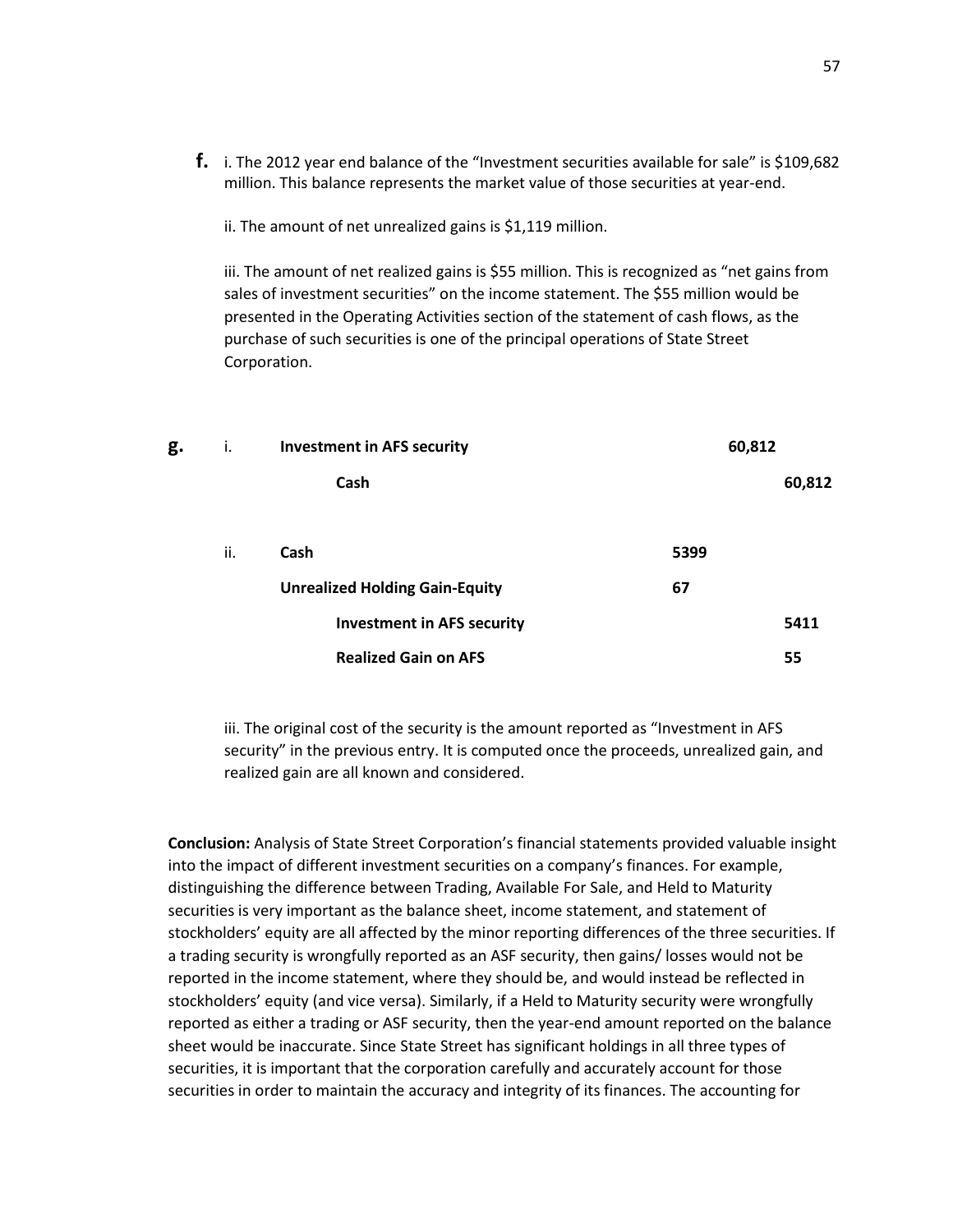**f.** i. The 2012 year end balance of the "Investment securities available for sale" is $109,682 million. This balance represents the market value of those securities at year-end.

ii. The amount of net unrealized gains is $1,119 million.

iii. The amount of net realized gains is $55 million. This is recognized as "net gains from sales of investment securities" on the income statement. The $55 million would be presented in the Operating Activities section of the statement of cash flows, as the purchase of such securities is one of the principal operations of State Street Corporation.

**g.**

| | | Debit | Credit |
|---|---|---|---|
| i. | **Investment in AFS security** | **60,812** | |
| | **Cash** | | **60,812** |
| ii. | **Cash** | **5399** | |
| | **Unrealized Holding Gain-Equity** | **67** | |
| | **Investment in AFS security** | | **5411** |
| | **Realized Gain on AFS** | | **55** |

iii. The original cost of the security is the amount reported as "Investment in AFS security" in the previous entry. It is computed once the proceeds, unrealized gain, and realized gain are all known and considered.

**Conclusion:** Analysis of State Street Corporation's financial statements provided valuable insight into the impact of different investment securities on a company's finances. For example, distinguishing the difference between Trading, Available For Sale, and Held to Maturity securities is very important as the balance sheet, income statement, and statement of stockholders' equity are all affected by the minor reporting differences of the three securities. If a trading security is wrongfully reported as an ASF security, then gains/ losses would not be reported in the income statement, where they should be, and would instead be reflected in stockholders' equity (and vice versa). Similarly, if a Held to Maturity security were wrongfully reported as either a trading or ASF security, then the year-end amount reported on the balance sheet would be inaccurate. Since State Street has significant holdings in all three types of securities, it is important that the corporation carefully and accurately account for those securities in order to maintain the accuracy and integrity of its finances. The accounting for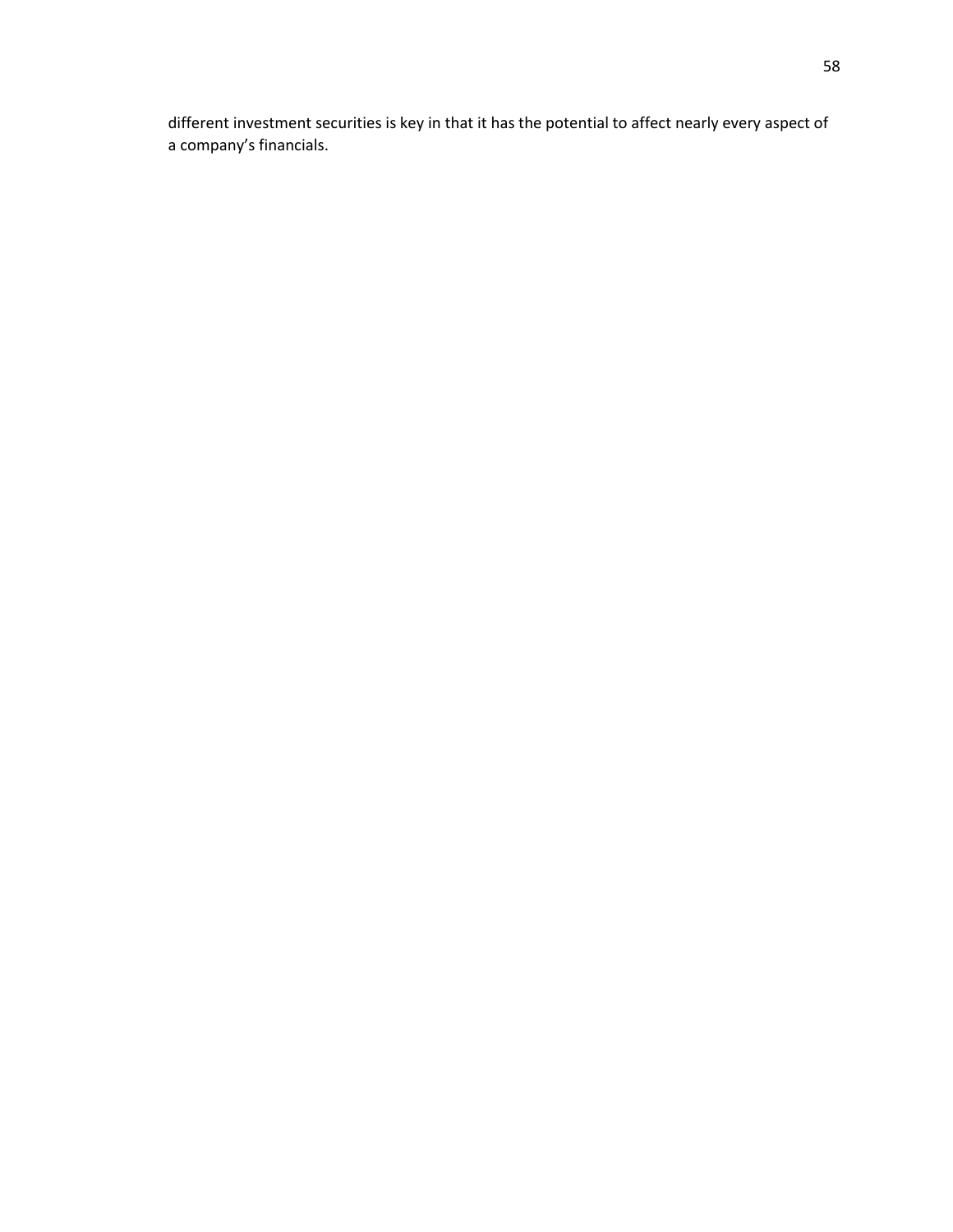different investment securities is key in that it has the potential to affect nearly every aspect of a company's financials.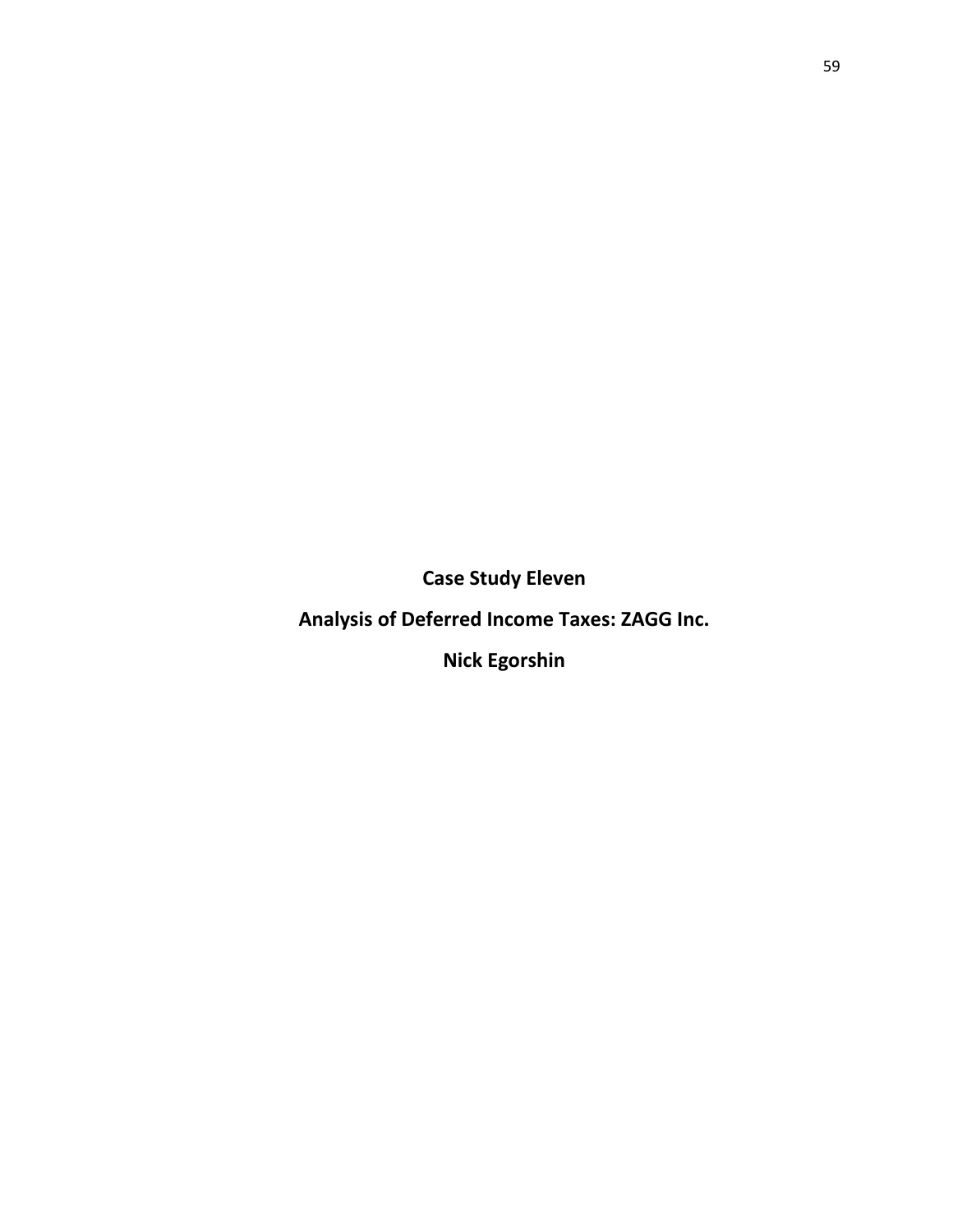**Case Study Eleven**

**Analysis of Deferred Income Taxes: ZAGG Inc.**

**Nick Egorshin**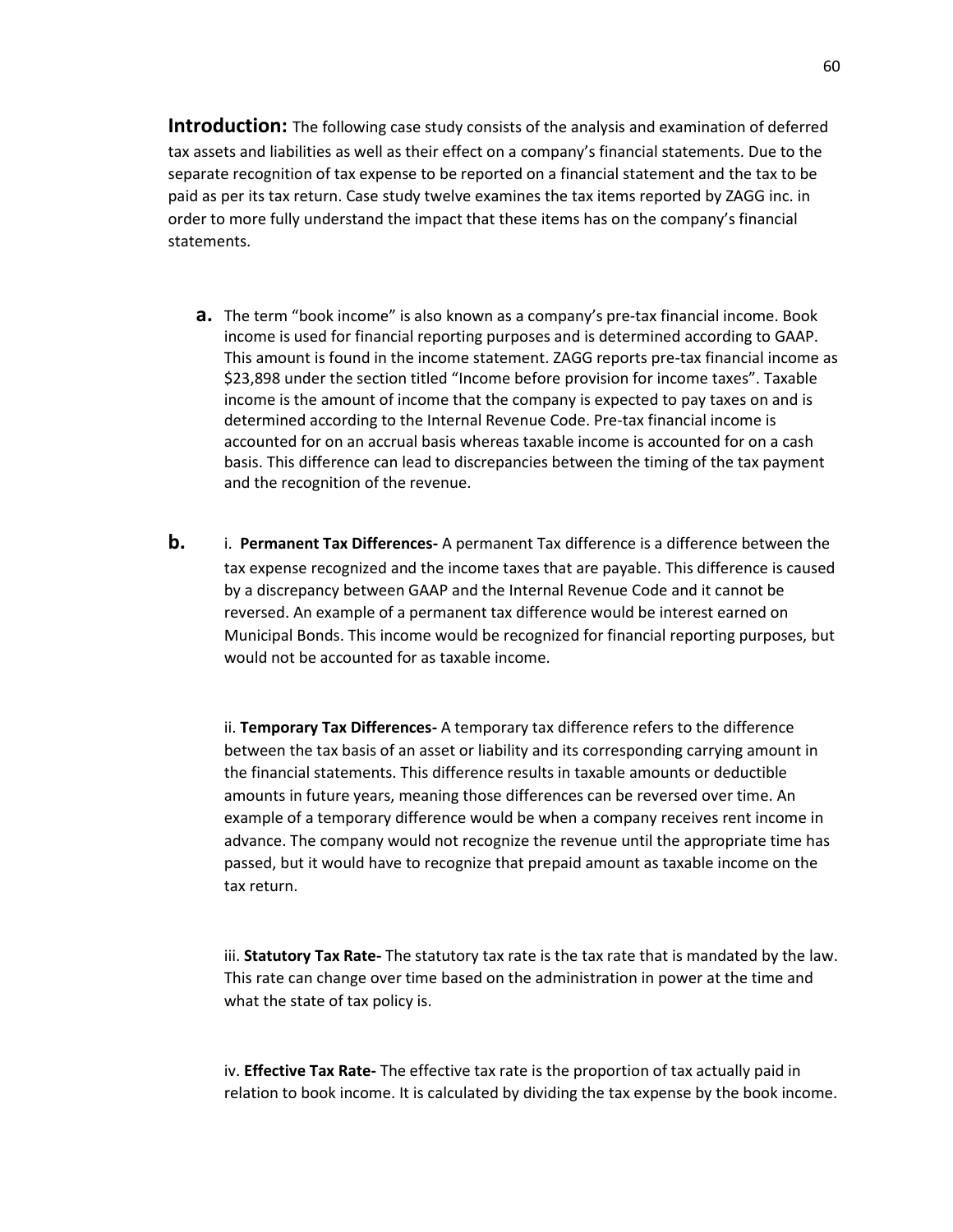**Introduction:** The following case study consists of the analysis and examination of deferred tax assets and liabilities as well as their effect on a company's financial statements. Due to the separate recognition of tax expense to be reported on a financial statement and the tax to be paid as per its tax return. Case study twelve examines the tax items reported by ZAGG inc. in order to more fully understand the impact that these items has on the company's financial statements.

**a.** The term "book income" is also known as a company's pre-tax financial income. Book income is used for financial reporting purposes and is determined according to GAAP. This amount is found in the income statement. ZAGG reports pre-tax financial income as $23,898 under the section titled "Income before provision for income taxes". Taxable income is the amount of income that the company is expected to pay taxes on and is determined according to the Internal Revenue Code. Pre-tax financial income is accounted for on an accrual basis whereas taxable income is accounted for on a cash basis. This difference can lead to discrepancies between the timing of the tax payment and the recognition of the revenue.

**b.** i. **Permanent Tax Differences-** A permanent Tax difference is a difference between the tax expense recognized and the income taxes that are payable. This difference is caused by a discrepancy between GAAP and the Internal Revenue Code and it cannot be reversed. An example of a permanent tax difference would be interest earned on Municipal Bonds. This income would be recognized for financial reporting purposes, but would not be accounted for as taxable income.

ii. **Temporary Tax Differences-** A temporary tax difference refers to the difference between the tax basis of an asset or liability and its corresponding carrying amount in the financial statements. This difference results in taxable amounts or deductible amounts in future years, meaning those differences can be reversed over time. An example of a temporary difference would be when a company receives rent income in advance. The company would not recognize the revenue until the appropriate time has passed, but it would have to recognize that prepaid amount as taxable income on the tax return.

iii. **Statutory Tax Rate-** The statutory tax rate is the tax rate that is mandated by the law. This rate can change over time based on the administration in power at the time and what the state of tax policy is.

iv. **Effective Tax Rate-** The effective tax rate is the proportion of tax actually paid in relation to book income. It is calculated by dividing the tax expense by the book income.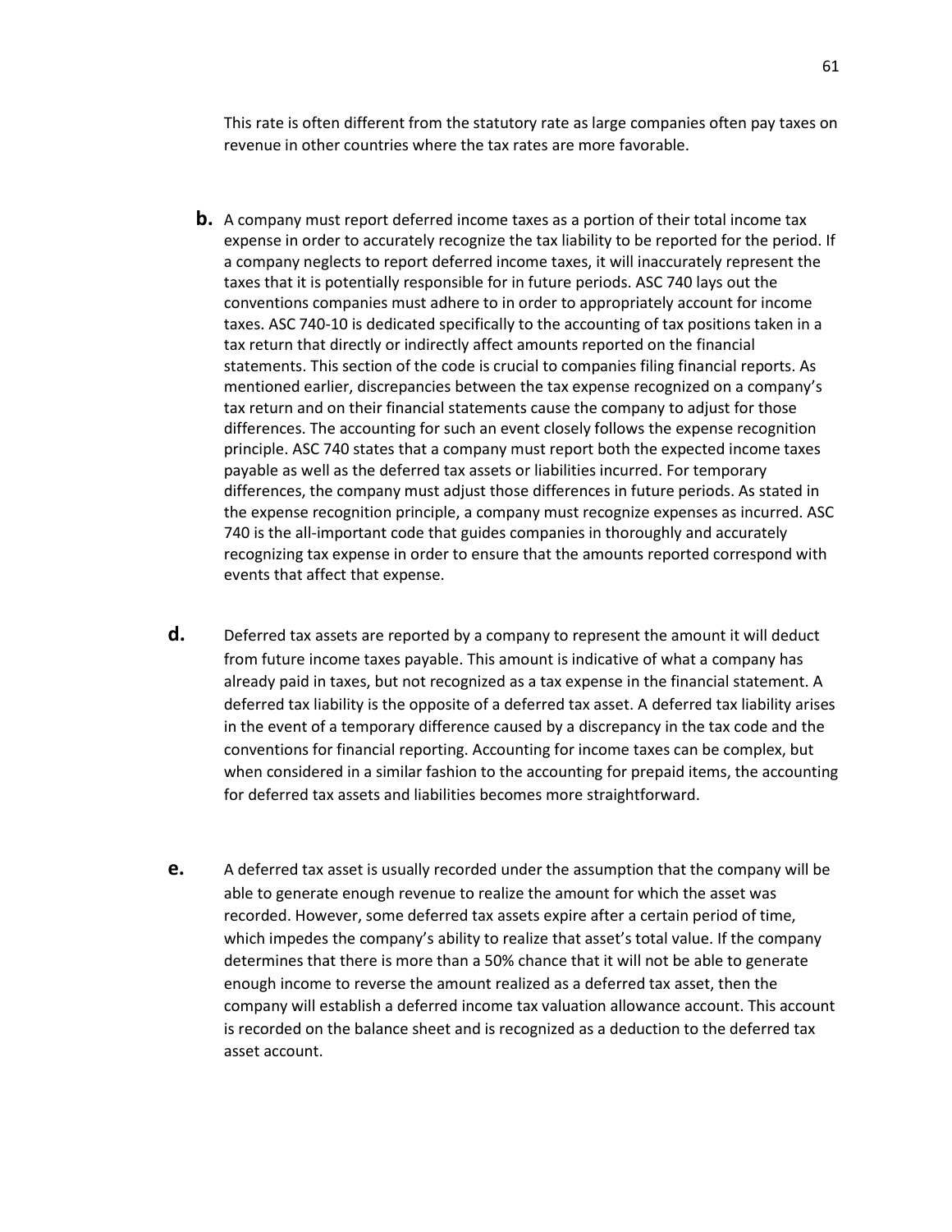This rate is often different from the statutory rate as large companies often pay taxes on revenue in other countries where the tax rates are more favorable.

**b.** A company must report deferred income taxes as a portion of their total income tax expense in order to accurately recognize the tax liability to be reported for the period. If a company neglects to report deferred income taxes, it will inaccurately represent the taxes that it is potentially responsible for in future periods. ASC 740 lays out the conventions companies must adhere to in order to appropriately account for income taxes. ASC 740-10 is dedicated specifically to the accounting of tax positions taken in a tax return that directly or indirectly affect amounts reported on the financial statements. This section of the code is crucial to companies filing financial reports. As mentioned earlier, discrepancies between the tax expense recognized on a company's tax return and on their financial statements cause the company to adjust for those differences. The accounting for such an event closely follows the expense recognition principle. ASC 740 states that a company must report both the expected income taxes payable as well as the deferred tax assets or liabilities incurred. For temporary differences, the company must adjust those differences in future periods. As stated in the expense recognition principle, a company must recognize expenses as incurred. ASC 740 is the all-important code that guides companies in thoroughly and accurately recognizing tax expense in order to ensure that the amounts reported correspond with events that affect that expense.

**d.** Deferred tax assets are reported by a company to represent the amount it will deduct from future income taxes payable. This amount is indicative of what a company has already paid in taxes, but not recognized as a tax expense in the financial statement. A deferred tax liability is the opposite of a deferred tax asset. A deferred tax liability arises in the event of a temporary difference caused by a discrepancy in the tax code and the conventions for financial reporting. Accounting for income taxes can be complex, but when considered in a similar fashion to the accounting for prepaid items, the accounting for deferred tax assets and liabilities becomes more straightforward.

**e.** A deferred tax asset is usually recorded under the assumption that the company will be able to generate enough revenue to realize the amount for which the asset was recorded. However, some deferred tax assets expire after a certain period of time, which impedes the company's ability to realize that asset's total value. If the company determines that there is more than a 50% chance that it will not be able to generate enough income to reverse the amount realized as a deferred tax asset, then the company will establish a deferred income tax valuation allowance account. This account is recorded on the balance sheet and is recognized as a deduction to the deferred tax asset account.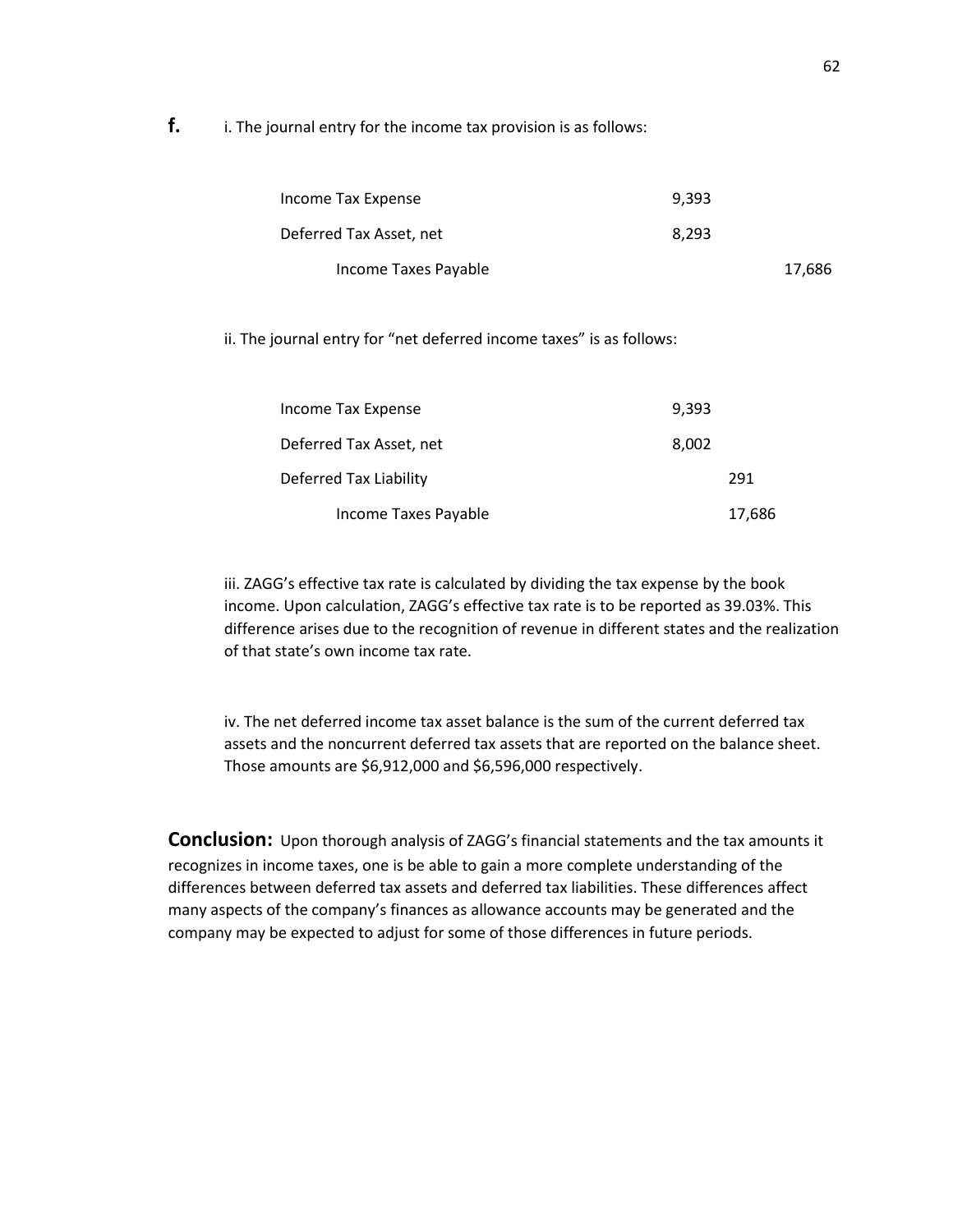**f.** i. The journal entry for the income tax provision is as follows:

| | | |
|---|---|---|
| Income Tax Expense | 9,393 | |
| Deferred Tax Asset, net | 8,293 | |
| Income Taxes Payable | | 17,686 |

ii. The journal entry for "net deferred income taxes" is as follows:

| | | |
|---|---|---|
| Income Tax Expense | 9,393 | |
| Deferred Tax Asset, net | 8,002 | |
| Deferred Tax Liability | | 291 |
| Income Taxes Payable | | 17,686 |

iii. ZAGG's effective tax rate is calculated by dividing the tax expense by the book income. Upon calculation, ZAGG's effective tax rate is to be reported as 39.03%. This difference arises due to the recognition of revenue in different states and the realization of that state's own income tax rate.

iv. The net deferred income tax asset balance is the sum of the current deferred tax assets and the noncurrent deferred tax assets that are reported on the balance sheet. Those amounts are $6,912,000 and $6,596,000 respectively.

**Conclusion:** Upon thorough analysis of ZAGG's financial statements and the tax amounts it recognizes in income taxes, one is be able to gain a more complete understanding of the differences between deferred tax assets and deferred tax liabilities. These differences affect many aspects of the company's finances as allowance accounts may be generated and the company may be expected to adjust for some of those differences in future periods.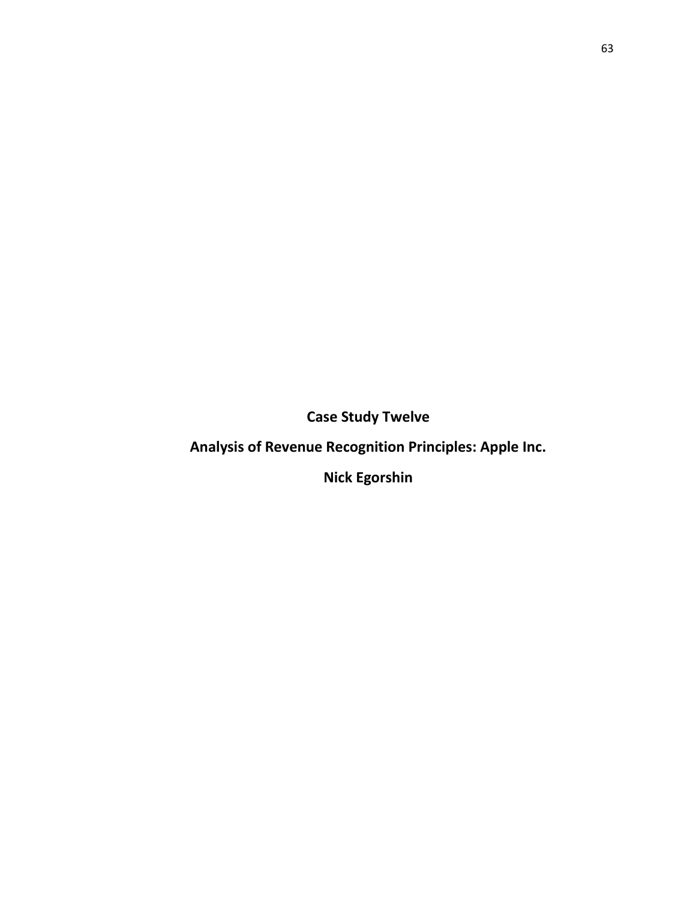**Case Study Twelve**

**Analysis of Revenue Recognition Principles: Apple Inc.**

**Nick Egorshin**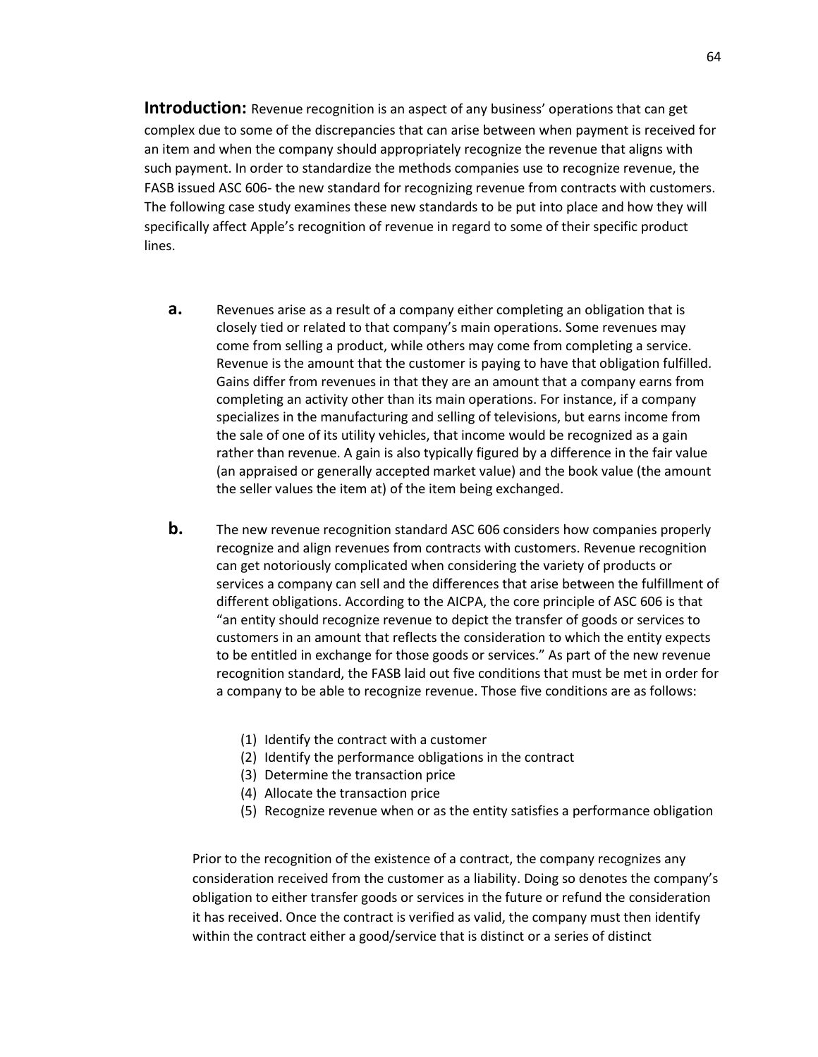**Introduction:** Revenue recognition is an aspect of any business' operations that can get complex due to some of the discrepancies that can arise between when payment is received for an item and when the company should appropriately recognize the revenue that aligns with such payment. In order to standardize the methods companies use to recognize revenue, the FASB issued ASC 606- the new standard for recognizing revenue from contracts with customers. The following case study examines these new standards to be put into place and how they will specifically affect Apple's recognition of revenue in regard to some of their specific product lines.

**a.** Revenues arise as a result of a company either completing an obligation that is closely tied or related to that company's main operations. Some revenues may come from selling a product, while others may come from completing a service. Revenue is the amount that the customer is paying to have that obligation fulfilled. Gains differ from revenues in that they are an amount that a company earns from completing an activity other than its main operations. For instance, if a company specializes in the manufacturing and selling of televisions, but earns income from the sale of one of its utility vehicles, that income would be recognized as a gain rather than revenue. A gain is also typically figured by a difference in the fair value (an appraised or generally accepted market value) and the book value (the amount the seller values the item at) of the item being exchanged.

**b.** The new revenue recognition standard ASC 606 considers how companies properly recognize and align revenues from contracts with customers. Revenue recognition can get notoriously complicated when considering the variety of products or services a company can sell and the differences that arise between the fulfillment of different obligations. According to the AICPA, the core principle of ASC 606 is that "an entity should recognize revenue to depict the transfer of goods or services to customers in an amount that reflects the consideration to which the entity expects to be entitled in exchange for those goods or services." As part of the new revenue recognition standard, the FASB laid out five conditions that must be met in order for a company to be able to recognize revenue. Those five conditions are as follows:

(1) Identify the contract with a customer
(2) Identify the performance obligations in the contract
(3) Determine the transaction price
(4) Allocate the transaction price
(5) Recognize revenue when or as the entity satisfies a performance obligation

Prior to the recognition of the existence of a contract, the company recognizes any consideration received from the customer as a liability. Doing so denotes the company's obligation to either transfer goods or services in the future or refund the consideration it has received. Once the contract is verified as valid, the company must then identify within the contract either a good/service that is distinct or a series of distinct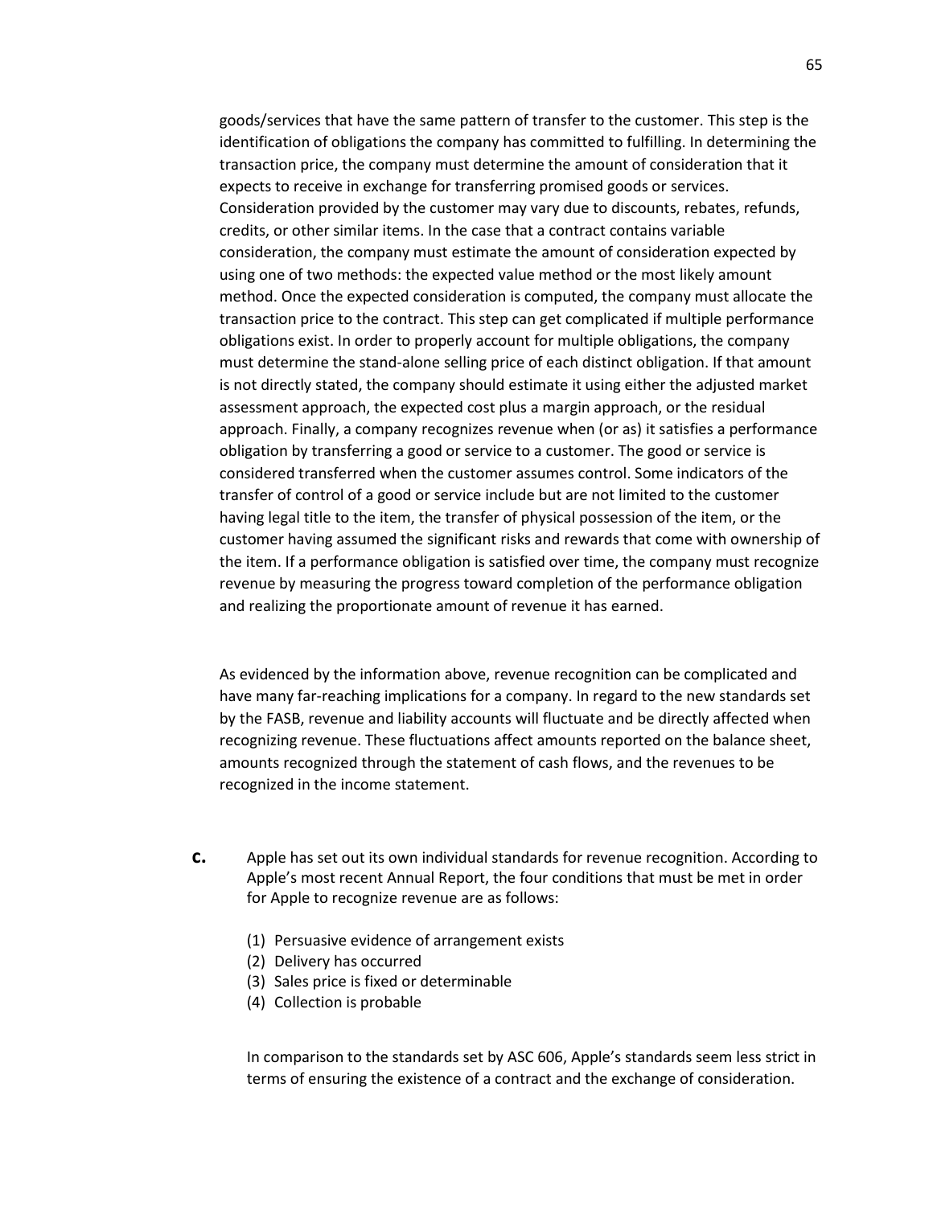goods/services that have the same pattern of transfer to the customer. This step is the identification of obligations the company has committed to fulfilling. In determining the transaction price, the company must determine the amount of consideration that it expects to receive in exchange for transferring promised goods or services. Consideration provided by the customer may vary due to discounts, rebates, refunds, credits, or other similar items. In the case that a contract contains variable consideration, the company must estimate the amount of consideration expected by using one of two methods: the expected value method or the most likely amount method. Once the expected consideration is computed, the company must allocate the transaction price to the contract. This step can get complicated if multiple performance obligations exist. In order to properly account for multiple obligations, the company must determine the stand-alone selling price of each distinct obligation. If that amount is not directly stated, the company should estimate it using either the adjusted market assessment approach, the expected cost plus a margin approach, or the residual approach. Finally, a company recognizes revenue when (or as) it satisfies a performance obligation by transferring a good or service to a customer. The good or service is considered transferred when the customer assumes control. Some indicators of the transfer of control of a good or service include but are not limited to the customer having legal title to the item, the transfer of physical possession of the item, or the customer having assumed the significant risks and rewards that come with ownership of the item. If a performance obligation is satisfied over time, the company must recognize revenue by measuring the progress toward completion of the performance obligation and realizing the proportionate amount of revenue it has earned.

As evidenced by the information above, revenue recognition can be complicated and have many far-reaching implications for a company. In regard to the new standards set by the FASB, revenue and liability accounts will fluctuate and be directly affected when recognizing revenue. These fluctuations affect amounts reported on the balance sheet, amounts recognized through the statement of cash flows, and the revenues to be recognized in the income statement.

**c.** Apple has set out its own individual standards for revenue recognition. According to Apple's most recent Annual Report, the four conditions that must be met in order for Apple to recognize revenue are as follows:

(1) Persuasive evidence of arrangement exists
(2) Delivery has occurred
(3) Sales price is fixed or determinable
(4) Collection is probable

In comparison to the standards set by ASC 606, Apple's standards seem less strict in terms of ensuring the existence of a contract and the exchange of consideration.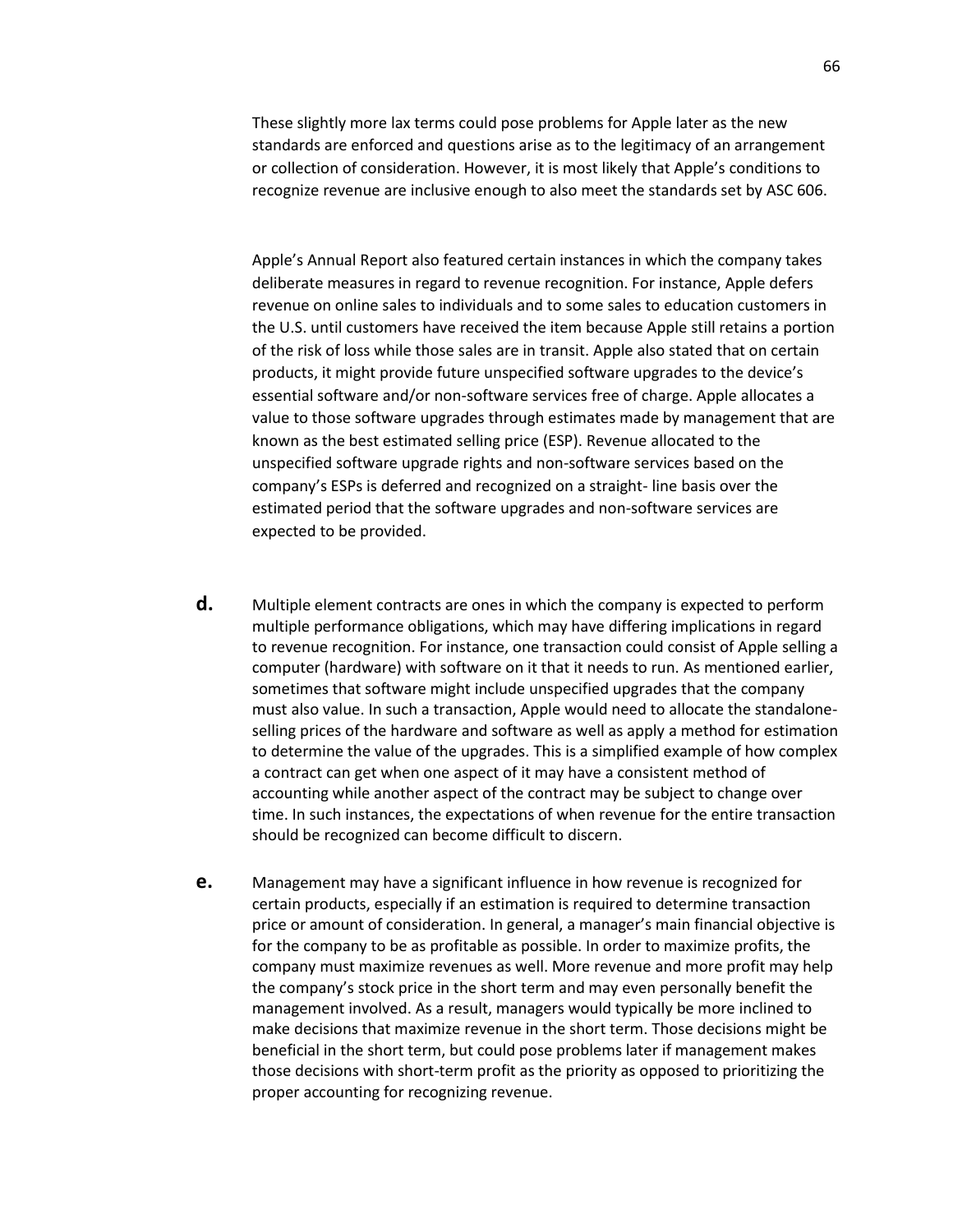These slightly more lax terms could pose problems for Apple later as the new standards are enforced and questions arise as to the legitimacy of an arrangement or collection of consideration. However, it is most likely that Apple's conditions to recognize revenue are inclusive enough to also meet the standards set by ASC 606.

Apple's Annual Report also featured certain instances in which the company takes deliberate measures in regard to revenue recognition. For instance, Apple defers revenue on online sales to individuals and to some sales to education customers in the U.S. until customers have received the item because Apple still retains a portion of the risk of loss while those sales are in transit. Apple also stated that on certain products, it might provide future unspecified software upgrades to the device's essential software and/or non-software services free of charge. Apple allocates a value to those software upgrades through estimates made by management that are known as the best estimated selling price (ESP). Revenue allocated to the unspecified software upgrade rights and non-software services based on the company's ESPs is deferred and recognized on a straight- line basis over the estimated period that the software upgrades and non-software services are expected to be provided.

**d.** Multiple element contracts are ones in which the company is expected to perform multiple performance obligations, which may have differing implications in regard to revenue recognition. For instance, one transaction could consist of Apple selling a computer (hardware) with software on it that it needs to run. As mentioned earlier, sometimes that software might include unspecified upgrades that the company must also value. In such a transaction, Apple would need to allocate the standalone-selling prices of the hardware and software as well as apply a method for estimation to determine the value of the upgrades. This is a simplified example of how complex a contract can get when one aspect of it may have a consistent method of accounting while another aspect of the contract may be subject to change over time. In such instances, the expectations of when revenue for the entire transaction should be recognized can become difficult to discern.

**e.** Management may have a significant influence in how revenue is recognized for certain products, especially if an estimation is required to determine transaction price or amount of consideration. In general, a manager's main financial objective is for the company to be as profitable as possible. In order to maximize profits, the company must maximize revenues as well. More revenue and more profit may help the company's stock price in the short term and may even personally benefit the management involved. As a result, managers would typically be more inclined to make decisions that maximize revenue in the short term. Those decisions might be beneficial in the short term, but could pose problems later if management makes those decisions with short-term profit as the priority as opposed to prioritizing the proper accounting for recognizing revenue.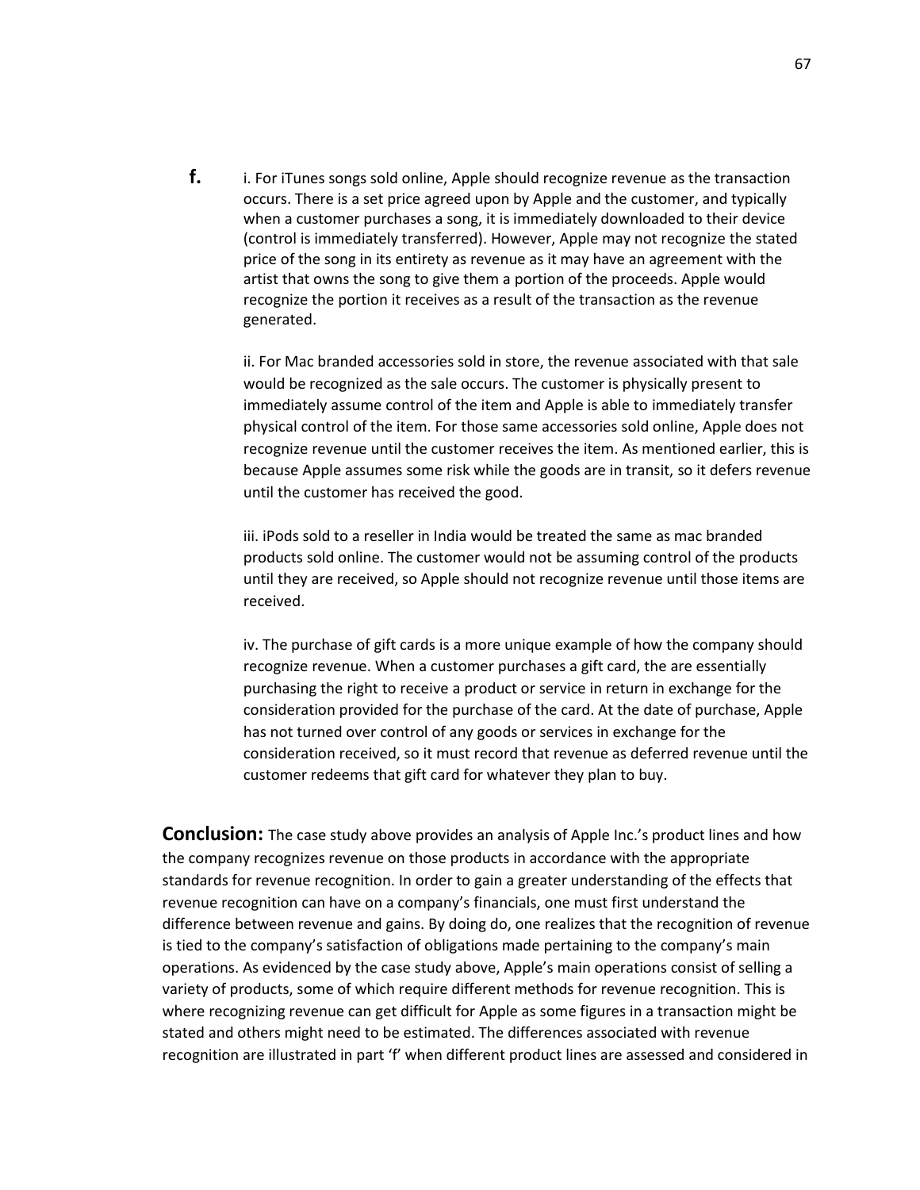**f.** i. For iTunes songs sold online, Apple should recognize revenue as the transaction occurs. There is a set price agreed upon by Apple and the customer, and typically when a customer purchases a song, it is immediately downloaded to their device (control is immediately transferred). However, Apple may not recognize the stated price of the song in its entirety as revenue as it may have an agreement with the artist that owns the song to give them a portion of the proceeds. Apple would recognize the portion it receives as a result of the transaction as the revenue generated.

ii. For Mac branded accessories sold in store, the revenue associated with that sale would be recognized as the sale occurs. The customer is physically present to immediately assume control of the item and Apple is able to immediately transfer physical control of the item. For those same accessories sold online, Apple does not recognize revenue until the customer receives the item. As mentioned earlier, this is because Apple assumes some risk while the goods are in transit, so it defers revenue until the customer has received the good.

iii. iPods sold to a reseller in India would be treated the same as mac branded products sold online. The customer would not be assuming control of the products until they are received, so Apple should not recognize revenue until those items are received.

iv. The purchase of gift cards is a more unique example of how the company should recognize revenue. When a customer purchases a gift card, the are essentially purchasing the right to receive a product or service in return in exchange for the consideration provided for the purchase of the card. At the date of purchase, Apple has not turned over control of any goods or services in exchange for the consideration received, so it must record that revenue as deferred revenue until the customer redeems that gift card for whatever they plan to buy.

**Conclusion:** The case study above provides an analysis of Apple Inc.'s product lines and how the company recognizes revenue on those products in accordance with the appropriate standards for revenue recognition. In order to gain a greater understanding of the effects that revenue recognition can have on a company's financials, one must first understand the difference between revenue and gains. By doing do, one realizes that the recognition of revenue is tied to the company's satisfaction of obligations made pertaining to the company's main operations. As evidenced by the case study above, Apple's main operations consist of selling a variety of products, some of which require different methods for revenue recognition. This is where recognizing revenue can get difficult for Apple as some figures in a transaction might be stated and others might need to be estimated. The differences associated with revenue recognition are illustrated in part 'f' when different product lines are assessed and considered in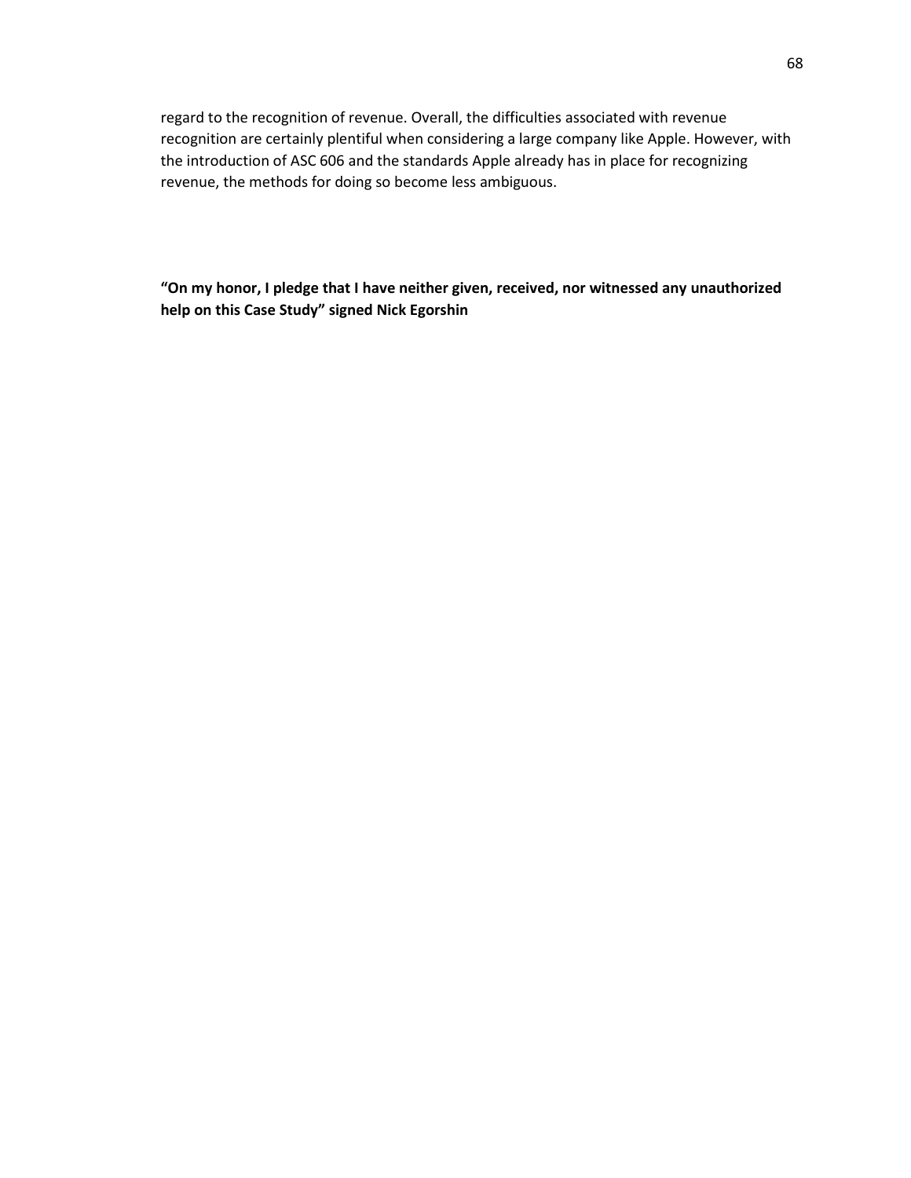regard to the recognition of revenue. Overall, the difficulties associated with revenue recognition are certainly plentiful when considering a large company like Apple. However, with the introduction of ASC 606 and the standards Apple already has in place for recognizing revenue, the methods for doing so become less ambiguous.

**"On my honor, I pledge that I have neither given, received, nor witnessed any unauthorized help on this Case Study" signed Nick Egorshin**